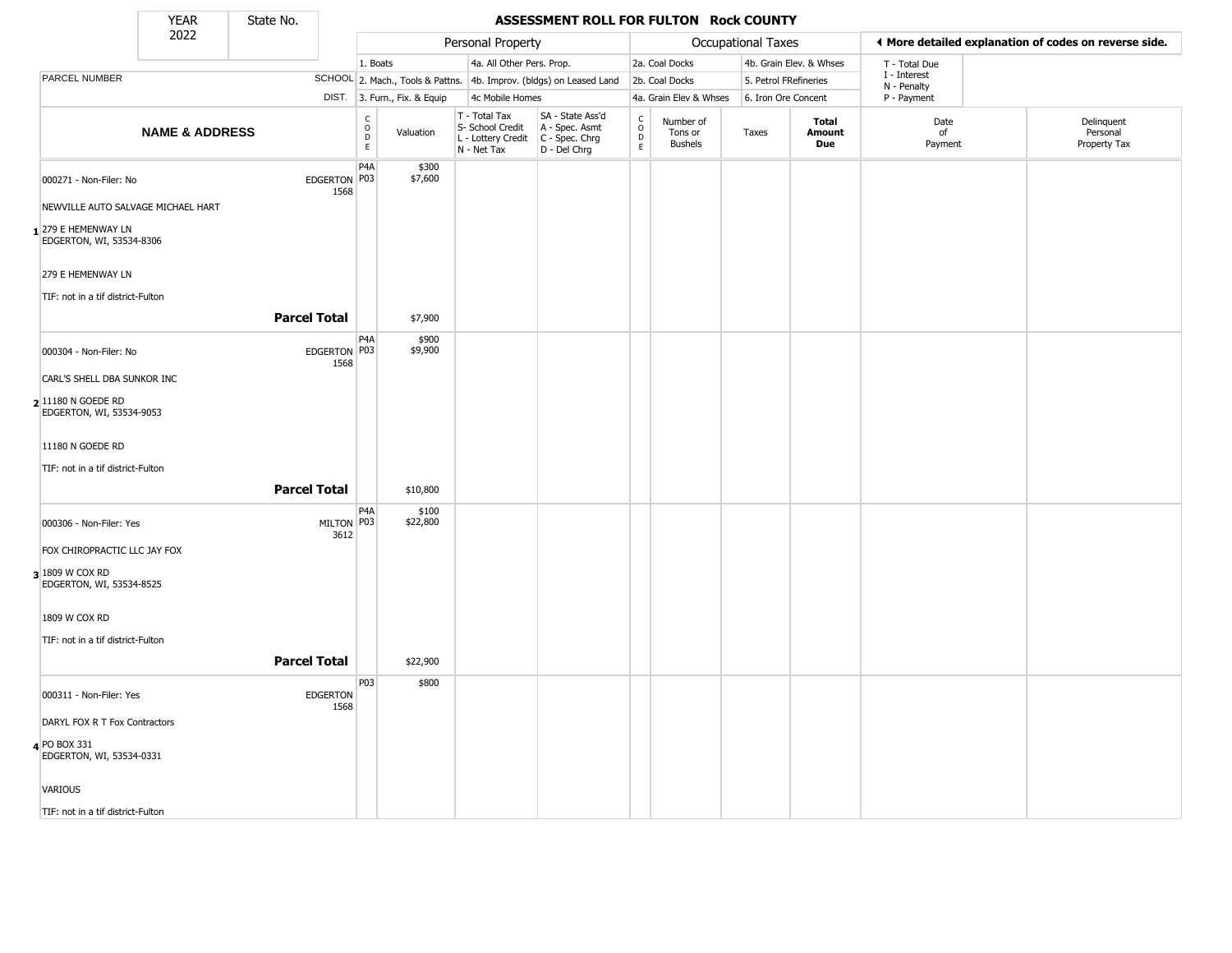| YEAR | State No. |
|---|---|
| 2022 | |

# ASSESSMENT ROLL FOR FULTON Rock COUNTY

| | | Personal Property | | | | Occupational Taxes | | | | ◄ More detailed explanation of codes on reverse side. | |
|---|---|---|---|---|---|---|---|---|---|---|---|
| PARCEL NUMBER | SCHOOL DIST. | 1. Boats<br>2. Mach., Tools & Pattns.<br>3. Furn., Fix. & Equip | | 4a. All Other Pers. Prop.<br>4b. Improv. (bldgs) on Leased Land<br>4c Mobile Homes | | 2a. Coal Docks<br>2b. Coal Docks<br>4a. Grain Elev & Whses | | 4b. Grain Elev. & Whses<br>5. Petrol FRefineries<br>6. Iron Ore Concent | | T - Total Due<br>I - Interest<br>N - Penalty<br>P - Payment | |
| **NAME & ADDRESS** | | CODE | Valuation | T - Total Tax<br>S- School Credit<br>L - Lottery Credit<br>N - Net Tax | SA - State Ass'd<br>A - Spec. Asmt<br>C - Spec. Chrg<br>D - Del Chrg | CODE | Number of Tons or Bushels | Taxes | **Total Amount Due** | Date of Payment | Delinquent Personal Property Tax |
| 1 000271 - Non-Filer: No<br>NEWVILLE AUTO SALVAGE MICHAEL HART<br>279 E HEMENWAY LN<br>EDGERTON, WI, 53534-8306<br>279 E HEMENWAY LN<br>TIF: not in a tif district-Fulton | EDGERTON 1568 | P4A<br>P03 | $300<br>$7,600 | | | | | | | | |
| **Parcel Total** | | | $7,900 | | | | | | | | |
| 2 000304 - Non-Filer: No<br>CARL'S SHELL DBA SUNKOR INC<br>11180 N GOEDE RD<br>EDGERTON, WI, 53534-9053<br>11180 N GOEDE RD<br>TIF: not in a tif district-Fulton | EDGERTON 1568 | P4A<br>P03 | $900<br>$9,900 | | | | | | | | |
| **Parcel Total** | | | $10,800 | | | | | | | | |
| 3 000306 - Non-Filer: Yes<br>FOX CHIROPRACTIC LLC JAY FOX<br>1809 W COX RD<br>EDGERTON, WI, 53534-8525<br>1809 W COX RD<br>TIF: not in a tif district-Fulton | MILTON 3612 | P4A<br>P03 | $100<br>$22,800 | | | | | | | | |
| **Parcel Total** | | | $22,900 | | | | | | | | |
| 4 000311 - Non-Filer: Yes<br>DARYL FOX R T Fox Contractors<br>PO BOX 331<br>EDGERTON, WI, 53534-0331<br>VARIOUS<br>TIF: not in a tif district-Fulton | EDGERTON 1568 | P03 | $800 | | | | | | | | |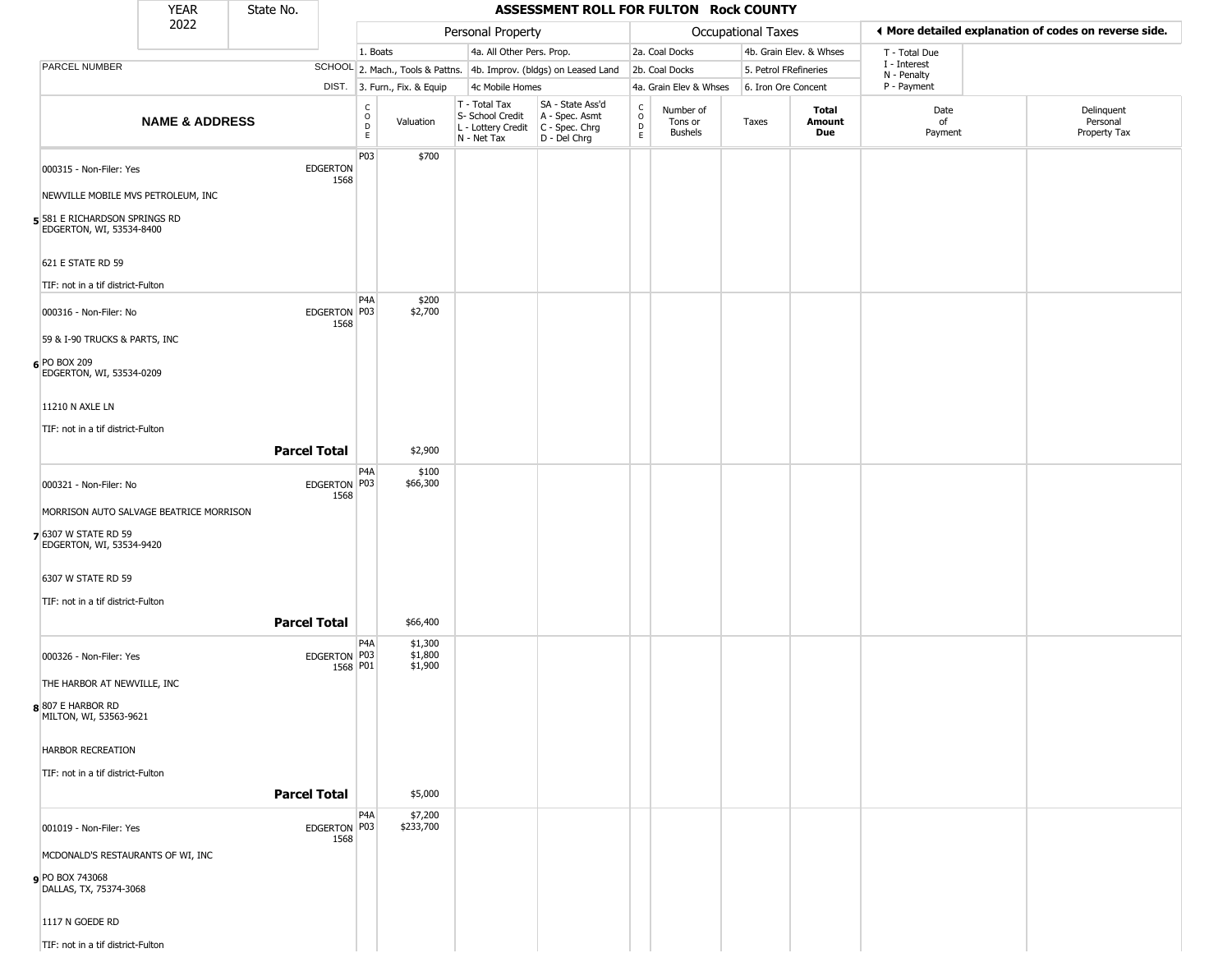| YEAR 2022 | State No. | ASSESSMENT ROLL FOR FULTON Rock COUNTY | | | | | | | | | | |
|---|---|---|---|---|---|---|---|---|---|---|---|---|

| PARCEL NUMBER / NAME & ADDRESS | SCHOOL DIST. | CODE | Valuation | T - Total Tax S- School Credit L - Lottery Credit N - Net Tax | SA - State Ass'd A - Spec. Asmt C - Spec. Chrg D - Del Chrg | CODE | Number of Tons or Bushels | Taxes | Total Amount Due | Date of Payment | Delinquent Personal Property Tax |
|---|---|---|---|---|---|---|---|---|---|---|---|
| **Personal Property:** 1. Boats; 2. Mach., Tools & Pattns.; 3. Furn., Fix. & Equip; 4a. All Other Pers. Prop.; 4b. Improv. (bldgs) on Leased Land; 4c Mobile Homes | | | | | | **Occupational Taxes:** 2a. Coal Docks; 2b. Coal Docks; 4a. Grain Elev & Whses; 4b. Grain Elev. & Whses; 5. Petrol FRefineries; 6. Iron Ore Concent | | | | ◀ More detailed explanation of codes on reverse side. T - Total Due; I - Interest; N - Penalty; P - Payment | |
| 000315 - Non-Filer: Yes<br>NEWVILLE MOBILE MVS PETROLEUM, INC<br>5 581 E RICHARDSON SPRINGS RD<br>EDGERTON, WI, 53534-8400<br>621 E STATE RD 59<br>TIF: not in a tif district-Fulton | EDGERTON 1568 | P03 | $700 | | | | | | | | |
| 000316 - Non-Filer: No<br>59 & I-90 TRUCKS & PARTS, INC<br>6 PO BOX 209<br>EDGERTON, WI, 53534-0209<br>11210 N AXLE LN<br>TIF: not in a tif district-Fulton | EDGERTON 1568 | P4A<br>P03 | $200<br>$2,700 | | | | | | | | |
| **Parcel Total** | | | $2,900 | | | | | | | | |
| 000321 - Non-Filer: No<br>MORRISON AUTO SALVAGE BEATRICE MORRISON<br>7 6307 W STATE RD 59<br>EDGERTON, WI, 53534-9420<br>6307 W STATE RD 59<br>TIF: not in a tif district-Fulton | EDGERTON 1568 | P4A<br>P03 | $100<br>$66,300 | | | | | | | | |
| **Parcel Total** | | | $66,400 | | | | | | | | |
| 000326 - Non-Filer: Yes<br>THE HARBOR AT NEWVILLE, INC<br>8 807 E HARBOR RD<br>MILTON, WI, 53563-9621<br>HARBOR RECREATION<br>TIF: not in a tif district-Fulton | EDGERTON 1568 | P4A<br>P03<br>P01 | $1,300<br>$1,800<br>$1,900 | | | | | | | | |
| **Parcel Total** | | | $5,000 | | | | | | | | |
| 001019 - Non-Filer: Yes<br>MCDONALD'S RESTAURANTS OF WI, INC<br>9 PO BOX 743068<br>DALLAS, TX, 75374-3068<br>1117 N GOEDE RD<br>TIF: not in a tif district-Fulton | EDGERTON 1568 | P4A<br>P03 | $7,200<br>$233,700 | | | | | | | | |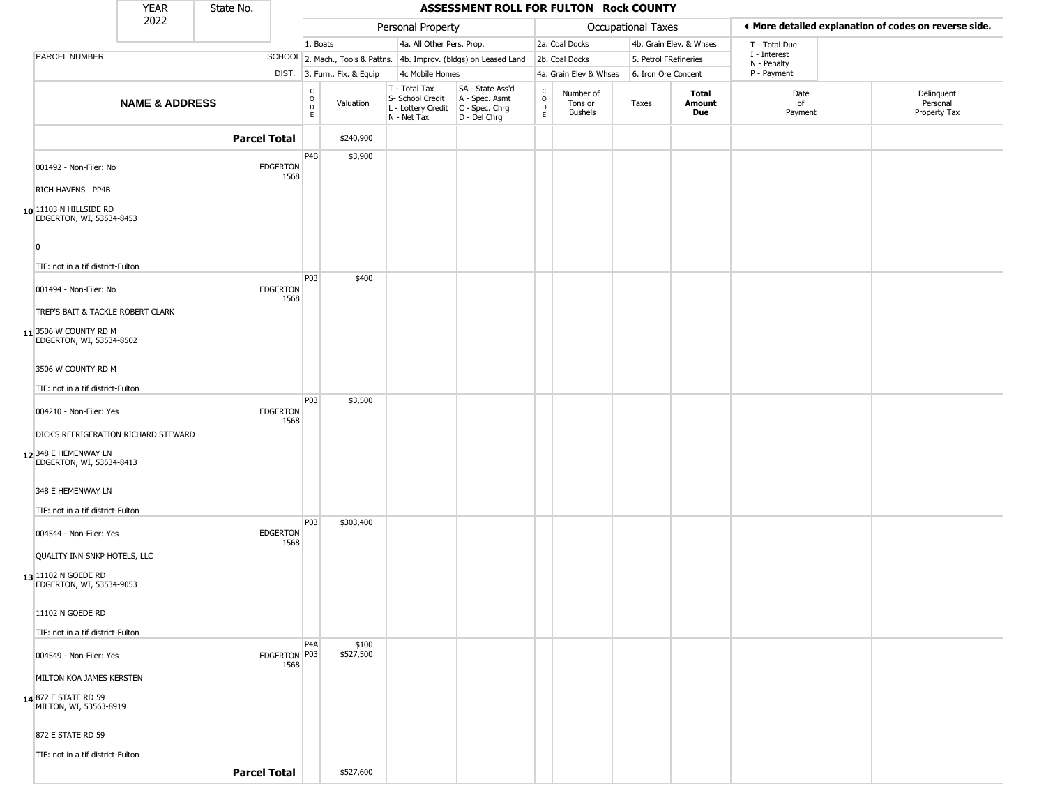| YEAR 2022 | State No. |
|---|---|

# ASSESSMENT ROLL FOR FULTON Rock COUNTY

| | | Personal Property | | | | | Occupational Taxes | | | | ◂ More detailed explanation of codes on reverse side. | |
|---|---|---|---|---|---|---|---|---|---|---|---|---|
| | | 1. Boats | | 4a. All Other Pers. Prop. | | | 2a. Coal Docks | | 4b. Grain Elev. & Whses | | T - Total Due I - Interest N - Penalty P - Payment | |
| PARCEL NUMBER | SCHOOL | 2. Mach., Tools & Pattns. | | 4b. Improv. (bldgs) on Leased Land | | | 2b. Coal Docks | | 5. Petrol FRefineries | | | |
| | DIST. | 3. Furn., Fix. & Equip | | 4c Mobile Homes | | | 4a. Grain Elev & Whses | | 6. Iron Ore Concent | | | |
| **NAME & ADDRESS** | | CODE | Valuation | T - Total Tax S- School Credit L - Lottery Credit N - Net Tax | SA - State Ass'd A - Spec. Asmt C - Spec. Chrg D - Del Chrg | CODE | Number of Tons or Bushels | Taxes | **Total Amount Due** | Date of Payment | Delinquent Personal Property Tax | |
| **Parcel Total** | | | $240,900 | | | | | | | | | |
| 10 001492 - Non-Filer: No<br>RICH HAVENS PP4B<br>11103 N HILLSIDE RD<br>EDGERTON, WI, 53534-8453<br>0<br>TIF: not in a tif district-Fulton | EDGERTON 1568 | P4B | $3,900 | | | | | | | | | |
| 11 001494 - Non-Filer: No<br>TREP'S BAIT & TACKLE ROBERT CLARK<br>3506 W COUNTY RD M<br>EDGERTON, WI, 53534-8502<br>3506 W COUNTY RD M<br>TIF: not in a tif district-Fulton | EDGERTON 1568 | P03 | $400 | | | | | | | | | |
| 12 004210 - Non-Filer: Yes<br>DICK'S REFRIGERATION RICHARD STEWARD<br>348 E HEMENWAY LN<br>EDGERTON, WI, 53534-8413<br>348 E HEMENWAY LN<br>TIF: not in a tif district-Fulton | EDGERTON 1568 | P03 | $3,500 | | | | | | | | | |
| 13 004544 - Non-Filer: Yes<br>QUALITY INN SNKP HOTELS, LLC<br>11102 N GOEDE RD<br>EDGERTON, WI, 53534-9053<br>11102 N GOEDE RD<br>TIF: not in a tif district-Fulton | EDGERTON 1568 | P03 | $303,400 | | | | | | | | | |
| 14 004549 - Non-Filer: Yes<br>MILTON KOA JAMES KERSTEN<br>872 E STATE RD 59<br>MILTON, WI, 53563-8919<br>872 E STATE RD 59<br>TIF: not in a tif district-Fulton | EDGERTON 1568 | P4A<br>P03 | $100<br>$527,500 | | | | | | | | | |
| **Parcel Total** | | | $527,600 | | | | | | | | | |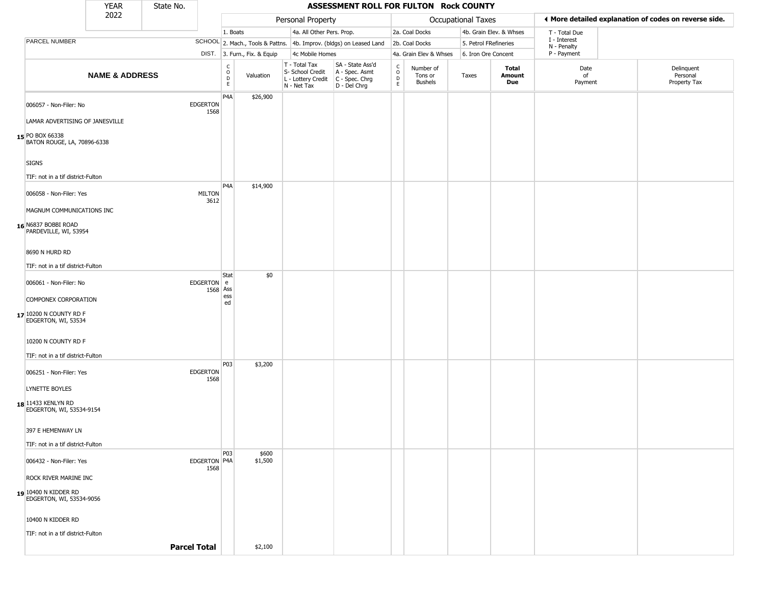# ASSESSMENT ROLL FOR FULTON Rock COUNTY

| YEAR | State No. |
|---|---|
| 2022 | |

**Personal Property:** 1. Boats; 2. Mach., Tools & Pattns.; 3. Furn., Fix. & Equip; 4a. All Other Pers. Prop.; 4b. Improv. (bldgs) on Leased Land; 4c Mobile Homes

**Occupational Taxes:** 2a. Coal Docks; 2b. Coal Docks; 4a. Grain Elev & Whses; 4b. Grain Elev. & Whses; 5. Petrol FRefineries; 6. Iron Ore Concent

◄ More detailed explanation of codes on reverse side.

T - Total Due; I - Interest; N - Penalty; P - Payment

| | PARCEL NUMBER / NAME & ADDRESS | SCHOOL DIST. | CODE | Valuation | T - Total Tax / S- School Credit / L - Lottery Credit / N - Net Tax | SA - State Ass'd / A - Spec. Asmt / C - Spec. Chrg / D - Del Chrg | CODE | Number of Tons or Bushels | Taxes | Total Amount Due | Date of Payment | Delinquent Personal Property Tax |
|---|---|---|---|---|---|---|---|---|---|---|---|---|
| 15 | 006057 - Non-Filer: No<br>LAMAR ADVERTISING OF JANESVILLE<br>PO BOX 66338<br>BATON ROUGE, LA, 70896-6338<br>SIGNS<br>TIF: not in a tif district-Fulton | EDGERTON 1568 | P4A | $26,900 | | | | | | | | |
| 16 | 006058 - Non-Filer: Yes<br>MAGNUM COMMUNICATIONS INC<br>N6837 BOBBI ROAD<br>PARDEVILLE, WI, 53954<br>8690 N HURD RD<br>TIF: not in a tif district-Fulton | MILTON 3612 | P4A | $14,900 | | | | | | | | |
| 17 | 006061 - Non-Filer: No<br>COMPONEX CORPORATION<br>10200 N COUNTY RD F<br>EDGERTON, WI, 53534<br>10200 N COUNTY RD F<br>TIF: not in a tif district-Fulton | EDGERTON 1568 | State Assessed | $0 | | | | | | | | |
| 18 | 006251 - Non-Filer: Yes<br>LYNETTE BOYLES<br>11433 KENLYN RD<br>EDGERTON, WI, 53534-9154<br>397 E HEMENWAY LN<br>TIF: not in a tif district-Fulton | EDGERTON 1568 | P03 | $3,200 | | | | | | | | |
| 19 | 006432 - Non-Filer: Yes<br>ROCK RIVER MARINE INC<br>10400 N KIDDER RD<br>EDGERTON, WI, 53534-9056<br>10400 N KIDDER RD<br>TIF: not in a tif district-Fulton | EDGERTON 1568 | P03<br>P4A | $600<br>$1,500 | | | | | | | | |
| | **Parcel Total** | | | $2,100 | | | | | | | | |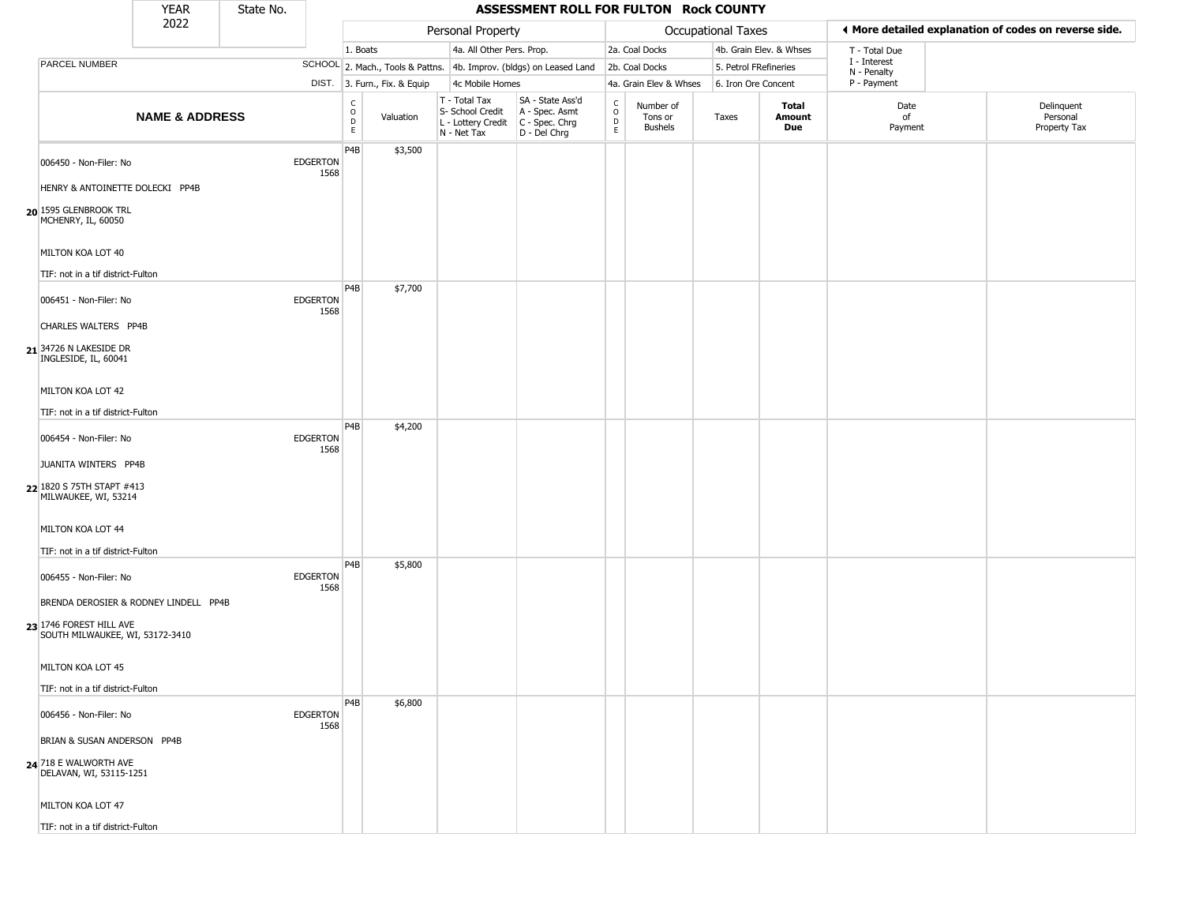# ASSESSMENT ROLL FOR FULTON Rock COUNTY

| YEAR | State No. |
|---|---|
| 2022 | |

| | | Personal Property | | | | Occupational Taxes | | | | ◀ More detailed explanation of codes on reverse side. | |
|---|---|---|---|---|---|---|---|---|---|---|---|
| PARCEL NUMBER | SCHOOL | 1. Boats | | 4a. All Other Pers. Prop. | | 2a. Coal Docks | | 4b. Grain Elev. & Whses | | T - Total Due<br>I - Interest<br>N - Penalty<br>P - Payment | |
| | DIST. | 2. Mach., Tools & Pattns. | | 4b. Improv. (bldgs) on Leased Land | | 2b. Coal Docks | | 5. Petrol FRefineries | | | |
| | | 3. Furn., Fix. & Equip | | 4c Mobile Homes | | 4a. Grain Elev & Whses | | 6. Iron Ore Concent | | | |

| NAME & ADDRESS | SCHOOL DIST. | CODE | Valuation | T - Total Tax<br>S- School Credit<br>L - Lottery Credit<br>N - Net Tax | SA - State Ass'd<br>A - Spec. Asmt<br>C - Spec. Chrg<br>D - Del Chrg | CODE | Number of Tons or Bushels | Taxes | Total Amount Due | Date of Payment | Delinquent Personal Property Tax |
|---|---|---|---|---|---|---|---|---|---|---|---|
| 006450 - Non-Filer: No<br>HENRY & ANTOINETTE DOLECKI PP4B<br>**20** 1595 GLENBROOK TRL<br>MCHENRY, IL, 60050<br>MILTON KOA LOT 40<br>TIF: not in a tif district-Fulton | EDGERTON 1568 | P4B | $3,500 | | | | | | | | |
| 006451 - Non-Filer: No<br>CHARLES WALTERS PP4B<br>**21** 34726 N LAKESIDE DR<br>INGLESIDE, IL, 60041<br>MILTON KOA LOT 42<br>TIF: not in a tif district-Fulton | EDGERTON 1568 | P4B | $7,700 | | | | | | | | |
| 006454 - Non-Filer: No<br>JUANITA WINTERS PP4B<br>**22** 1820 S 75TH STAPT #413<br>MILWAUKEE, WI, 53214<br>MILTON KOA LOT 44<br>TIF: not in a tif district-Fulton | EDGERTON 1568 | P4B | $4,200 | | | | | | | | |
| 006455 - Non-Filer: No<br>BRENDA DEROSIER & RODNEY LINDELL PP4B<br>**23** 1746 FOREST HILL AVE<br>SOUTH MILWAUKEE, WI, 53172-3410<br>MILTON KOA LOT 45<br>TIF: not in a tif district-Fulton | EDGERTON 1568 | P4B | $5,800 | | | | | | | | |
| 006456 - Non-Filer: No<br>BRIAN & SUSAN ANDERSON PP4B<br>**24** 718 E WALWORTH AVE<br>DELAVAN, WI, 53115-1251<br>MILTON KOA LOT 47<br>TIF: not in a tif district-Fulton | EDGERTON 1568 | P4B | $6,800 | | | | | | | | |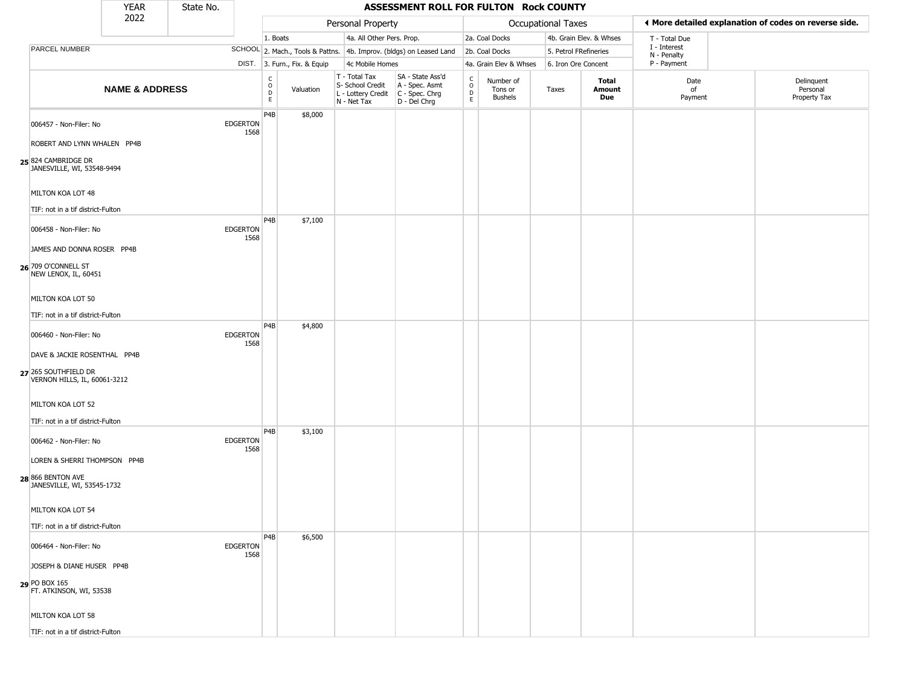# ASSESSMENT ROLL FOR FULTON Rock COUNTY

| YEAR | State No. |
|---|---|
| 2022 | |

| | | Personal Property | | | | Occupational Taxes | | | | ◄ More detailed explanation of codes on reverse side. | |
|---|---|---|---|---|---|---|---|---|---|---|---|
| PARCEL NUMBER | SCHOOL | 1. Boats | | 4a. All Other Pers. Prop. | | 2a. Coal Docks | | 4b. Grain Elev. & Whses | | T - Total Due | |
| | | 2. Mach., Tools & Pattns. | | 4b. Improv. (bldgs) on Leased Land | | 2b. Coal Docks | | 5. Petrol FRefineries | | I - Interest | |
| | DIST. | 3. Furn., Fix. & Equip | | 4c Mobile Homes | | 4a. Grain Elev & Whses | | 6. Iron Ore Concent | | N - Penalty / P - Payment | |
| **NAME & ADDRESS** | | CODE | Valuation | T - Total Tax / S- School Credit / L - Lottery Credit / N - Net Tax | SA - State Ass'd / A - Spec. Asmt / C - Spec. Chrg / D - Del Chrg | CODE | Number of Tons or Bushels | Taxes | **Total Amount Due** | Date of Payment | Delinquent Personal Property Tax |
| 006457 - Non-Filer: No<br>ROBERT AND LYNN WHALEN PP4B<br>25 824 CAMBRIDGE DR<br>JANESVILLE, WI, 53548-9494<br>MILTON KOA LOT 48<br>TIF: not in a tif district-Fulton | EDGERTON 1568 | P4B | $8,000 | | | | | | | | |
| 006458 - Non-Filer: No<br>JAMES AND DONNA ROSER PP4B<br>26 709 O'CONNELL ST<br>NEW LENOX, IL, 60451<br>MILTON KOA LOT 50<br>TIF: not in a tif district-Fulton | EDGERTON 1568 | P4B | $7,100 | | | | | | | | |
| 006460 - Non-Filer: No<br>DAVE & JACKIE ROSENTHAL PP4B<br>27 265 SOUTHFIELD DR<br>VERNON HILLS, IL, 60061-3212<br>MILTON KOA LOT 52<br>TIF: not in a tif district-Fulton | EDGERTON 1568 | P4B | $4,800 | | | | | | | | |
| 006462 - Non-Filer: No<br>LOREN & SHERRI THOMPSON PP4B<br>28 866 BENTON AVE<br>JANESVILLE, WI, 53545-1732<br>MILTON KOA LOT 54<br>TIF: not in a tif district-Fulton | EDGERTON 1568 | P4B | $3,100 | | | | | | | | |
| 006464 - Non-Filer: No<br>JOSEPH & DIANE HUSER PP4B<br>29 PO BOX 165<br>FT. ATKINSON, WI, 53538<br>MILTON KOA LOT 58<br>TIF: not in a tif district-Fulton | EDGERTON 1568 | P4B | $6,500 | | | | | | | | |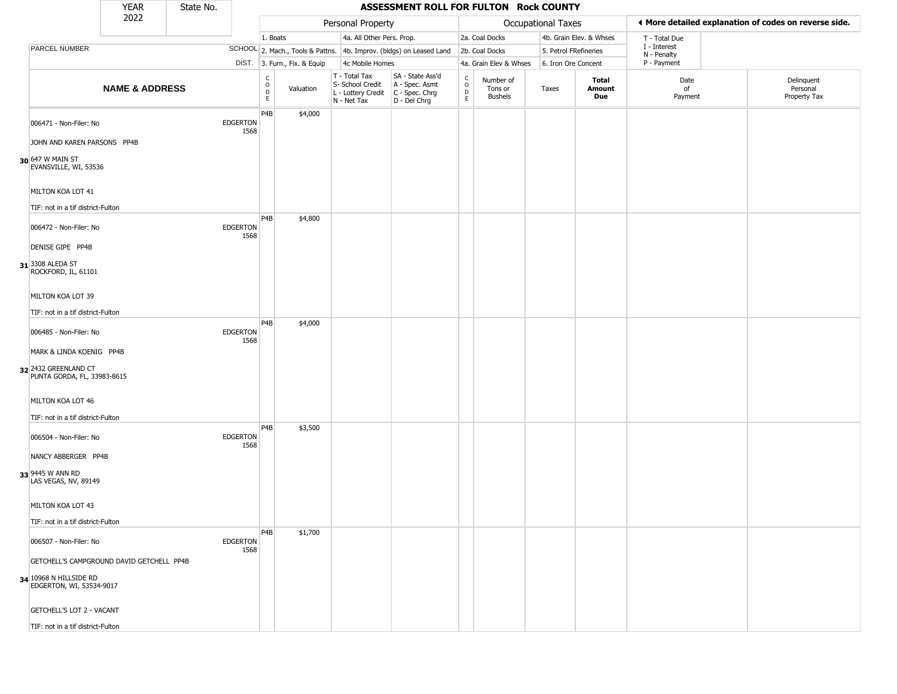| YEAR 2022 | State No. |
|---|---|

# ASSESSMENT ROLL FOR FULTON Rock COUNTY

| | | Personal Property | | | | Occupational Taxes | | | | ◄ More detailed explanation of codes on reverse side. | |
|---|---|---|---|---|---|---|---|---|---|---|---|
| PARCEL NUMBER | SCHOOL DIST. | 1. Boats<br>2. Mach., Tools & Pattns.<br>3. Furn., Fix. & Equip | | 4a. All Other Pers. Prop.<br>4b. Improv. (bldgs) on Leased Land<br>4c Mobile Homes | | 2a. Coal Docks<br>2b. Coal Docks<br>4a. Grain Elev & Whses | | 4b. Grain Elev. & Whses<br>5. Petrol FRefineries<br>6. Iron Ore Concent | | T - Total Due<br>I - Interest<br>N - Penalty<br>P - Payment | |
| **NAME & ADDRESS** | | CODE | Valuation | T - Total Tax<br>S- School Credit<br>L - Lottery Credit<br>N - Net Tax | SA - State Ass'd<br>A - Spec. Asmt<br>C - Spec. Chrg<br>D - Del Chrg | CODE | Number of Tons or Bushels | Taxes | **Total Amount Due** | Date of Payment | Delinquent Personal Property Tax |
| 30 006471 - Non-Filer: No<br>JOHN AND KAREN PARSONS PP4B<br>647 W MAIN ST<br>EVANSVILLE, WI, 53536<br>MILTON KOA LOT 41<br>TIF: not in a tif district-Fulton | EDGERTON 1568 | P4B | $4,000 | | | | | | | | |
| 31 006472 - Non-Filer: No<br>DENISE GIPE PP4B<br>3308 ALEDA ST<br>ROCKFORD, IL, 61101<br>MILTON KOA LOT 39<br>TIF: not in a tif district-Fulton | EDGERTON 1568 | P4B | $4,800 | | | | | | | | |
| 32 006485 - Non-Filer: No<br>MARK & LINDA KOENIG PP4B<br>2432 GREENLAND CT<br>PUNTA GORDA, FL, 33983-8615<br>MILTON KOA LOT 46<br>TIF: not in a tif district-Fulton | EDGERTON 1568 | P4B | $4,000 | | | | | | | | |
| 33 006504 - Non-Filer: No<br>NANCY ABBERGER PP4B<br>9445 W ANN RD<br>LAS VEGAS, NV, 89149<br>MILTON KOA LOT 43<br>TIF: not in a tif district-Fulton | EDGERTON 1568 | P4B | $3,500 | | | | | | | | |
| 34 006507 - Non-Filer: No<br>GETCHELL'S CAMPGROUND DAVID GETCHELL PP4B<br>10968 N HILLSIDE RD<br>EDGERTON, WI, 53534-9017<br>GETCHELL'S LOT 2 - VACANT<br>TIF: not in a tif district-Fulton | EDGERTON 1568 | P4B | $1,700 | | | | | | | | |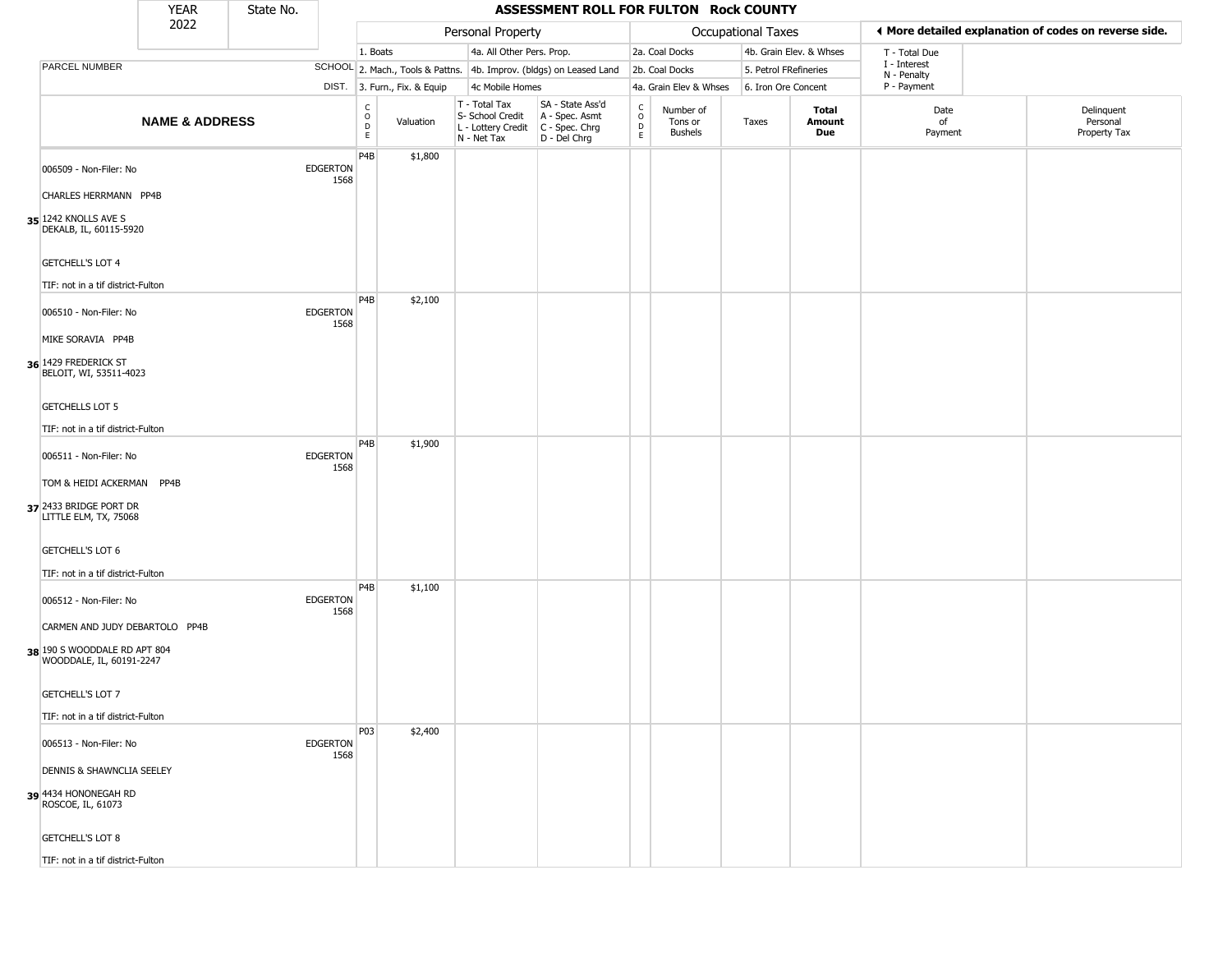| YEAR 2022 | State No. | | ASSESSMENT ROLL FOR FULTON Rock COUNTY | | | | | | | | | |
|---|---|---|---|---|---|---|---|---|---|---|---|---|

| PARCEL NUMBER | SCHOOL DIST. | Personal Property: 1. Boats; 2. Mach., Tools & Pattns.; 3. Furn., Fix. & Equip; 4a. All Other Pers. Prop.; 4b. Improv. (bldgs) on Leased Land; 4c Mobile Homes | | | | Occupational Taxes: 2a. Coal Docks; 2b. Coal Docks; 4a. Grain Elev & Whses; 4b. Grain Elev. & Whses; 5. Petrol FRefineries; 6. Iron Ore Concent | | | | ◄ More detailed explanation of codes on reverse side. T - Total Due; I - Interest; N - Penalty; P - Payment | |
|---|---|---|---|---|---|---|---|---|---|---|---|
| **NAME & ADDRESS** | | CODE | Valuation | T - Total Tax S- School Credit L - Lottery Credit N - Net Tax | SA - State Ass'd A - Spec. Asmt C - Spec. Chrg D - Del Chrg | CODE | Number of Tons or Bushels | Taxes | **Total Amount Due** | Date of Payment | Delinquent Personal Property Tax |
| 35 006509 - Non-Filer: No<br>CHARLES HERRMANN PP4B<br>1242 KNOLLS AVE S<br>DEKALB, IL, 60115-5920<br>GETCHELL'S LOT 4<br>TIF: not in a tif district-Fulton | EDGERTON 1568 | P4B | $1,800 | | | | | | | | |
| 36 006510 - Non-Filer: No<br>MIKE SORAVIA PP4B<br>1429 FREDERICK ST<br>BELOIT, WI, 53511-4023<br>GETCHELLS LOT 5<br>TIF: not in a tif district-Fulton | EDGERTON 1568 | P4B | $2,100 | | | | | | | | |
| 37 006511 - Non-Filer: No<br>TOM & HEIDI ACKERMAN PP4B<br>2433 BRIDGE PORT DR<br>LITTLE ELM, TX, 75068<br>GETCHELL'S LOT 6<br>TIF: not in a tif district-Fulton | EDGERTON 1568 | P4B | $1,900 | | | | | | | | |
| 38 006512 - Non-Filer: No<br>CARMEN AND JUDY DEBARTOLO PP4B<br>190 S WOODDALE RD APT 804<br>WOODDALE, IL, 60191-2247<br>GETCHELL'S LOT 7<br>TIF: not in a tif district-Fulton | EDGERTON 1568 | P4B | $1,100 | | | | | | | | |
| 39 006513 - Non-Filer: No<br>DENNIS & SHAWNCLIA SEELEY<br>4434 HONONEGAH RD<br>ROSCOE, IL, 61073<br>GETCHELL'S LOT 8<br>TIF: not in a tif district-Fulton | EDGERTON 1568 | P03 | $2,400 | | | | | | | | |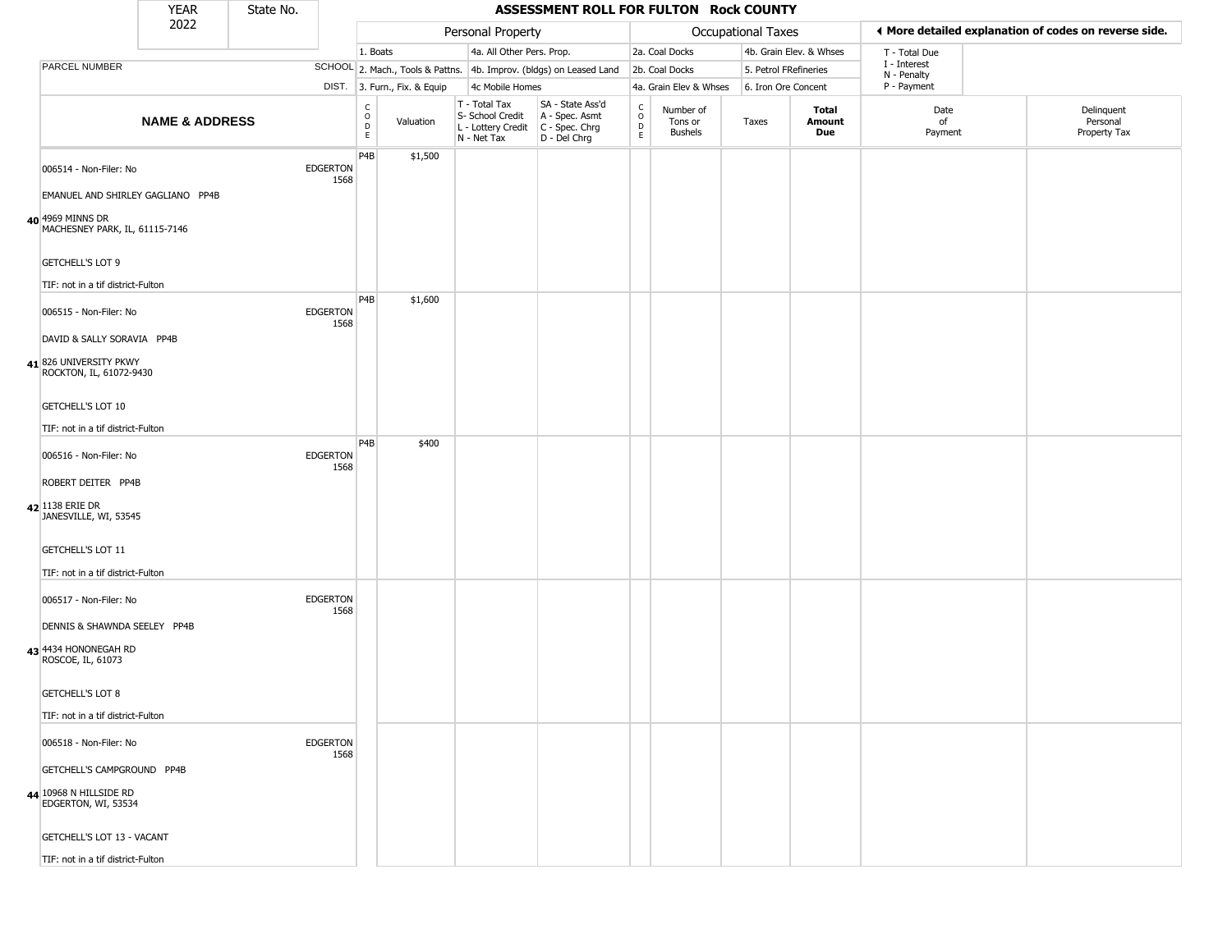| YEAR 2022 | State No. | | ASSESSMENT ROLL FOR FULTON Rock COUNTY | | | | | | | | | | |
|---|---|---|---|---|---|---|---|---|---|---|---|---|---|
| | | | Personal Property | | | | Occupational Taxes | | | | ◄ More detailed explanation of codes on reverse side. | | |
| | | | 1. Boats | | 4a. All Other Pers. Prop. | | 2a. Coal Docks | | 4b. Grain Elev. & Whses | | T - Total Due | | |
| PARCEL NUMBER | SCHOOL | | 2. Mach., Tools & Pattns. | | 4b. Improv. (bldgs) on Leased Land | | 2b. Coal Docks | | 5. Petrol FRefineries | | I - Interest; N - Penalty | | |
| | DIST. | | 3. Furn., Fix. & Equip | | 4c Mobile Homes | | 4a. Grain Elev & Whses | | 6. Iron Ore Concent | | P - Payment | | |
| NAME & ADDRESS | | CODE | Valuation | T - Total Tax; S- School Credit; L - Lottery Credit; N - Net Tax | SA - State Ass'd; A - Spec. Asmt; C - Spec. Chrg; D - Del Chrg | CODE | Number of Tons or Bushels | Taxes | Total Amount Due | Date of Payment | Delinquent Personal Property Tax | | |
| 40 006514 - Non-Filer: No<br>EMANUEL AND SHIRLEY GAGLIANO PP4B<br>4969 MINNS DR<br>MACHESNEY PARK, IL, 61115-7146<br>GETCHELL'S LOT 9<br>TIF: not in a tif district-Fulton | EDGERTON 1568 | P4B | $1,500 | | | | | | | | | | |
| 41 006515 - Non-Filer: No<br>DAVID & SALLY SORAVIA PP4B<br>826 UNIVERSITY PKWY<br>ROCKTON, IL, 61072-9430<br>GETCHELL'S LOT 10<br>TIF: not in a tif district-Fulton | EDGERTON 1568 | P4B | $1,600 | | | | | | | | | | |
| 42 006516 - Non-Filer: No<br>ROBERT DEITER PP4B<br>1138 ERIE DR<br>JANESVILLE, WI, 53545<br>GETCHELL'S LOT 11<br>TIF: not in a tif district-Fulton | EDGERTON 1568 | P4B | $400 | | | | | | | | | | |
| 43 006517 - Non-Filer: No<br>DENNIS & SHAWNDA SEELEY PP4B<br>4434 HONONEGAH RD<br>ROSCOE, IL, 61073<br>GETCHELL'S LOT 8<br>TIF: not in a tif district-Fulton | EDGERTON 1568 | | | | | | | | | | | | |
| 44 006518 - Non-Filer: No<br>GETCHELL'S CAMPGROUND PP4B<br>10968 N HILLSIDE RD<br>EDGERTON, WI, 53534<br>GETCHELL'S LOT 13 - VACANT<br>TIF: not in a tif district-Fulton | EDGERTON 1568 | | | | | | | | | | | | |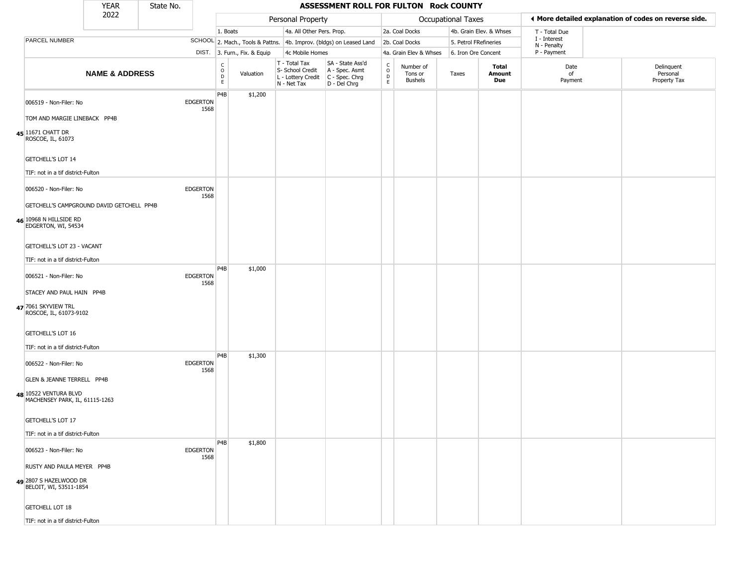| YEAR 2022 | State No. | ASSESSMENT ROLL FOR FULTON Rock COUNTY | | | | | | | | | | |
|---|---|---|---|---|---|---|---|---|---|---|---|---|

| | | Personal Property | | | | Occupational Taxes | | | | | ◀ More detailed explanation of codes on reverse side. | |
|---|---|---|---|---|---|---|---|---|---|---|---|---|
| | | 1. Boats | | 4a. All Other Pers. Prop. | | 2a. Coal Docks | | 4b. Grain Elev. & Whses | | | T - Total Due | |
| PARCEL NUMBER | SCHOOL | 2. Mach., Tools & Pattns. | | 4b. Improv. (bldgs) on Leased Land | | 2b. Coal Docks | | 5. Petrol FRefineries | | | I - Interest<br>N - Penalty | |
| | DIST. | 3. Furn., Fix. & Equip | | 4c Mobile Homes | | 4a. Grain Elev & Whses | | 6. Iron Ore Concent | | | P - Payment | |
| **NAME & ADDRESS** | | CODE | Valuation | T - Total Tax<br>S- School Credit<br>L - Lottery Credit<br>N - Net Tax | SA - State Ass'd<br>A - Spec. Asmt<br>C - Spec. Chrg<br>D - Del Chrg | CODE | Number of Tons or Bushels | Taxes | **Total Amount Due** | Date of Payment | Delinquent Personal Property Tax | |
| 006519 - Non-Filer: No<br>TOM AND MARGIE LINEBACK PP4B<br>**45** 11671 CHATT DR<br>ROSCOE, IL, 61073<br>GETCHELL'S LOT 14<br>TIF: not in a tif district-Fulton | EDGERTON 1568 | P4B | $1,200 | | | | | | | | | |
| 006520 - Non-Filer: No<br>GETCHELL'S CAMPGROUND DAVID GETCHELL PP4B<br>**46** 10968 N HILLSIDE RD<br>EDGERTON, WI, 54534<br>GETCHELL'S LOT 23 - VACANT<br>TIF: not in a tif district-Fulton | EDGERTON 1568 | | | | | | | | | | | |
| 006521 - Non-Filer: No<br>STACEY AND PAUL HAIN PP4B<br>**47** 7061 SKYVIEW TRL<br>ROSCOE, IL, 61073-9102<br>GETCHELL'S LOT 16<br>TIF: not in a tif district-Fulton | EDGERTON 1568 | P4B | $1,000 | | | | | | | | | |
| 006522 - Non-Filer: No<br>GLEN & JEANNE TERRELL PP4B<br>**48** 10522 VENTURA BLVD<br>MACHENSEY PARK, IL, 61115-1263<br>GETCHELL'S LOT 17<br>TIF: not in a tif district-Fulton | EDGERTON 1568 | P4B | $1,300 | | | | | | | | | |
| 006523 - Non-Filer: No<br>RUSTY AND PAULA MEYER PP4B<br>**49** 2807 S HAZELWOOD DR<br>BELOIT, WI, 53511-1854<br>GETCHELL LOT 18<br>TIF: not in a tif district-Fulton | EDGERTON 1568 | P4B | $1,800 | | | | | | | | | |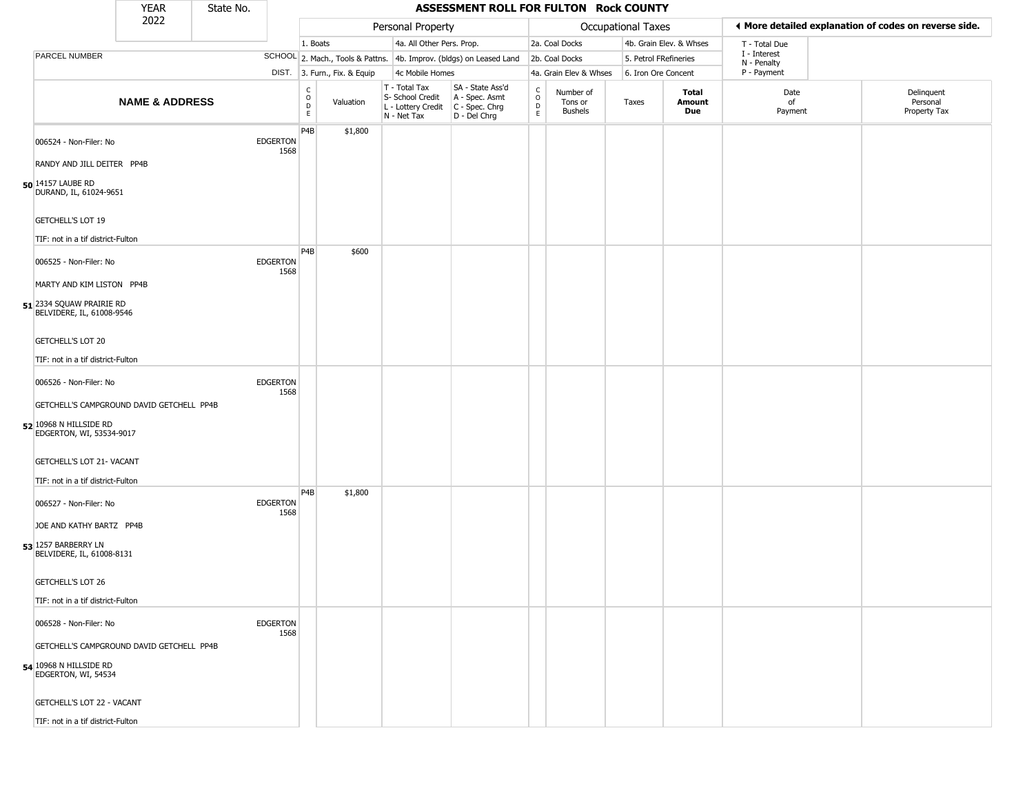| YEAR 2022 | State No. | | ASSESSMENT ROLL FOR FULTON Rock COUNTY | | | | | | | | | |
|---|---|---|---|---|---|---|---|---|---|---|---|---|
| | | | Personal Property | | | | Occupational Taxes | | | | ◂ More detailed explanation of codes on reverse side. | |
| | | | 1. Boats | 4a. All Other Pers. Prop. | | | 2a. Coal Docks | 4b. Grain Elev. & Whses | | | T - Total Due<br>I - Interest<br>N - Penalty<br>P - Payment | |
| PARCEL NUMBER | SCHOOL | | 2. Mach., Tools & Pattns. | 4b. Improv. (bldgs) on Leased Land | | | 2b. Coal Docks | 5. Petrol FRefineries | | | | |
| | DIST. | | 3. Furn., Fix. & Equip | 4c Mobile Homes | | | 4a. Grain Elev & Whses | 6. Iron Ore Concent | | | | |
| **NAME & ADDRESS** | | CODE | Valuation | T - Total Tax<br>S- School Credit<br>L - Lottery Credit<br>N - Net Tax | SA - State Ass'd<br>A - Spec. Asmt<br>C - Spec. Chrg<br>D - Del Chrg | CODE | Number of Tons or Bushels | Taxes | **Total Amount Due** | Date of Payment | Delinquent Personal Property Tax |
| 006524 - Non-Filer: No<br>RANDY AND JILL DEITER PP4B<br>**50** 14157 LAUBE RD<br>DURAND, IL, 61024-9651<br>GETCHELL'S LOT 19<br>TIF: not in a tif district-Fulton | EDGERTON 1568 | P4B | $1,800 | | | | | | | | |
| 006525 - Non-Filer: No<br>MARTY AND KIM LISTON PP4B<br>**51** 2334 SQUAW PRAIRIE RD<br>BELVIDERE, IL, 61008-9546<br>GETCHELL'S LOT 20<br>TIF: not in a tif district-Fulton | EDGERTON 1568 | P4B | $600 | | | | | | | | |
| 006526 - Non-Filer: No<br>GETCHELL'S CAMPGROUND DAVID GETCHELL PP4B<br>**52** 10968 N HILLSIDE RD<br>EDGERTON, WI, 53534-9017<br>GETCHELL'S LOT 21- VACANT<br>TIF: not in a tif district-Fulton | EDGERTON 1568 | | | | | | | | | | |
| 006527 - Non-Filer: No<br>JOE AND KATHY BARTZ PP4B<br>**53** 1257 BARBERRY LN<br>BELVIDERE, IL, 61008-8131<br>GETCHELL'S LOT 26<br>TIF: not in a tif district-Fulton | EDGERTON 1568 | P4B | $1,800 | | | | | | | | |
| 006528 - Non-Filer: No<br>GETCHELL'S CAMPGROUND DAVID GETCHELL PP4B<br>**54** 10968 N HILLSIDE RD<br>EDGERTON, WI, 54534<br>GETCHELL'S LOT 22 - VACANT<br>TIF: not in a tif district-Fulton | EDGERTON 1568 | | | | | | | | | | |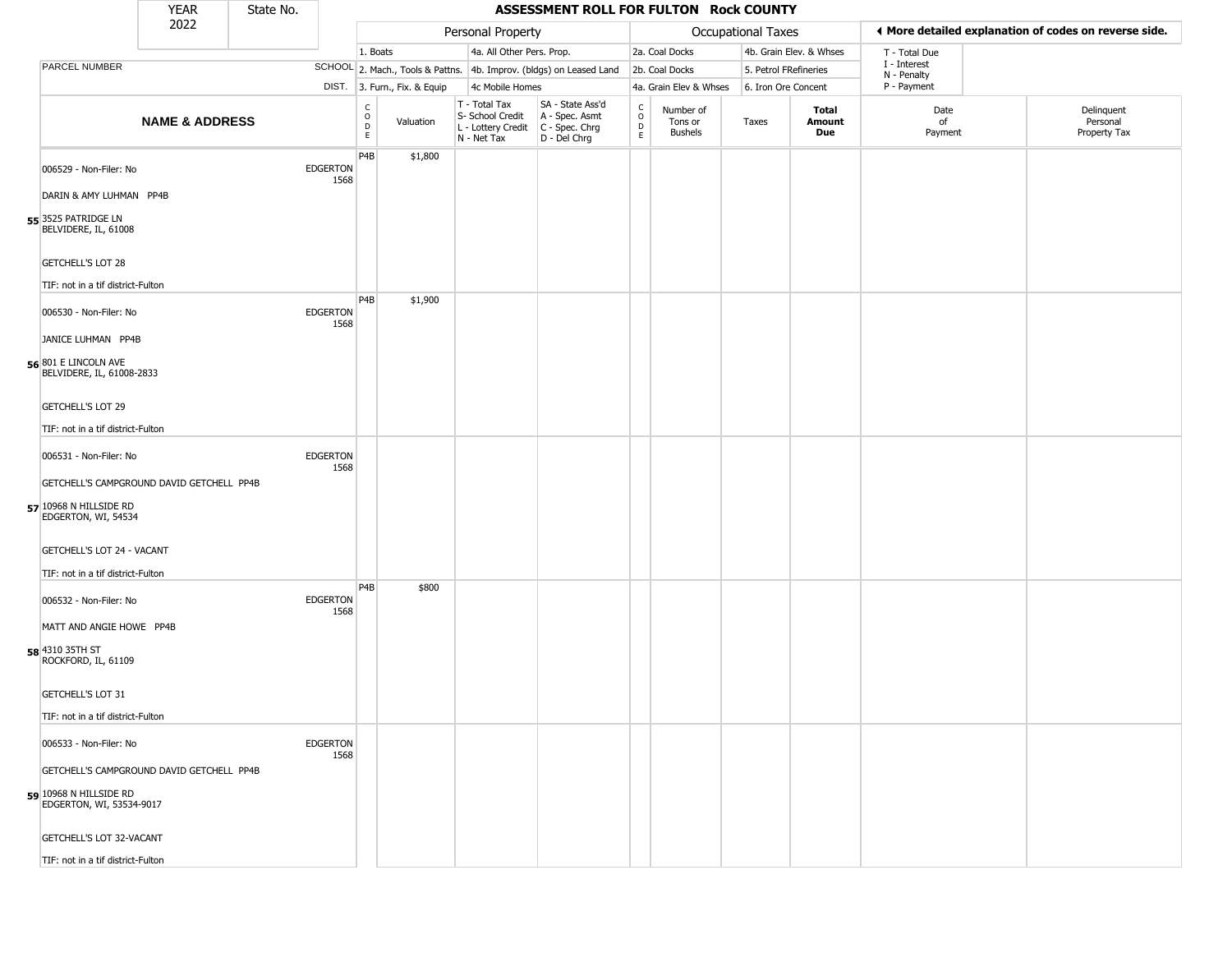| YEAR 2022 | State No. | | ASSESSMENT ROLL FOR FULTON Rock COUNTY | | | | | | | | | | |
|---|---|---|---|---|---|---|---|---|---|---|---|---|---|
| | | | Personal Property | | | | Occupational Taxes | | | | ◄ More detailed explanation of codes on reverse side. | | |
| | | | 1. Boats | | 4a. All Other Pers. Prop. | | 2a. Coal Docks | | 4b. Grain Elev. & Whses | | T - Total Due | | |
| PARCEL NUMBER | SCHOOL | | 2. Mach., Tools & Pattns. | | 4b. Improv. (bldgs) on Leased Land | | 2b. Coal Docks | | 5. Petrol FRefineries | | I - Interest N - Penalty | | |
| | DIST. | | 3. Furn., Fix. & Equip | | 4c Mobile Homes | | 4a. Grain Elev & Whses | | 6. Iron Ore Concent | | P - Payment | | |
| NAME & ADDRESS | | CODE | Valuation | T - Total Tax S- School Credit L - Lottery Credit N - Net Tax | SA - State Ass'd A - Spec. Asmt C - Spec. Chrg D - Del Chrg | CODE | Number of Tons or Bushels | Taxes | Total Amount Due | Date of Payment | Delinquent Personal Property Tax | | |
| 55 006529 - Non-Filer: No<br>DARIN & AMY LUHMAN PP4B<br>3525 PATRIDGE LN<br>BELVIDERE, IL, 61008<br>GETCHELL'S LOT 28<br>TIF: not in a tif district-Fulton | EDGERTON 1568 | P4B | $1,800 | | | | | | | | | | |
| 56 006530 - Non-Filer: No<br>JANICE LUHMAN PP4B<br>801 E LINCOLN AVE<br>BELVIDERE, IL, 61008-2833<br>GETCHELL'S LOT 29<br>TIF: not in a tif district-Fulton | EDGERTON 1568 | P4B | $1,900 | | | | | | | | | | |
| 57 006531 - Non-Filer: No<br>GETCHELL'S CAMPGROUND DAVID GETCHELL PP4B<br>10968 N HILLSIDE RD<br>EDGERTON, WI, 54534<br>GETCHELL'S LOT 24 - VACANT<br>TIF: not in a tif district-Fulton | EDGERTON 1568 | | | | | | | | | | | | |
| 58 006532 - Non-Filer: No<br>MATT AND ANGIE HOWE PP4B<br>4310 35TH ST<br>ROCKFORD, IL, 61109<br>GETCHELL'S LOT 31<br>TIF: not in a tif district-Fulton | EDGERTON 1568 | P4B | $800 | | | | | | | | | | |
| 59 006533 - Non-Filer: No<br>GETCHELL'S CAMPGROUND DAVID GETCHELL PP4B<br>10968 N HILLSIDE RD<br>EDGERTON, WI, 53534-9017<br>GETCHELL'S LOT 32-VACANT<br>TIF: not in a tif district-Fulton | EDGERTON 1568 | | | | | | | | | | | | |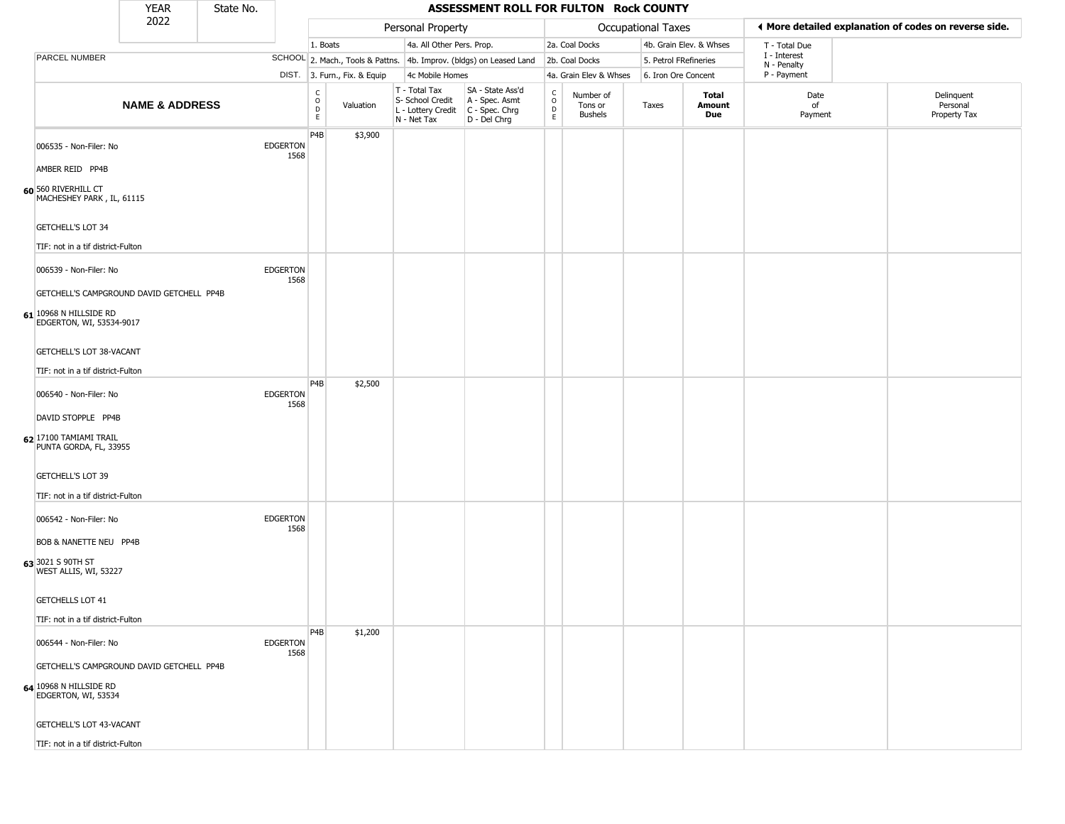| YEAR 2022 | State No. | | ASSESSMENT ROLL FOR FULTON Rock COUNTY | | | | | | | | | | |
|---|---|---|---|---|---|---|---|---|---|---|---|---|---|

| | | Personal Property | | | | Occupational Taxes | | | | ◄ More detailed explanation of codes on reverse side. | |
|---|---|---|---|---|---|---|---|---|---|---|---|
| PARCEL NUMBER | SCHOOL DIST. | 1. Boats<br>2. Mach., Tools & Pattns.<br>3. Furn., Fix. & Equip | | 4a. All Other Pers. Prop.<br>4b. Improv. (bldgs) on Leased Land<br>4c Mobile Homes | | 2a. Coal Docks<br>2b. Coal Docks<br>4a. Grain Elev & Whses | | 4b. Grain Elev. & Whses<br>5. Petrol FRefineries<br>6. Iron Ore Concent | | T - Total Due<br>I - Interest<br>N - Penalty<br>P - Payment | |
| **NAME & ADDRESS** | | CODE | Valuation | T - Total Tax<br>S- School Credit<br>L - Lottery Credit<br>N - Net Tax | SA - State Ass'd<br>A - Spec. Asmt<br>C - Spec. Chrg<br>D - Del Chrg | CODE | Number of Tons or Bushels | Taxes | **Total Amount Due** | Date of Payment | Delinquent Personal Property Tax |
| **60** 006535 - Non-Filer: No<br>AMBER REID PP4B<br>560 RIVERHILL CT<br>MACHESHEY PARK , IL, 61115<br>GETCHELL'S LOT 34<br>TIF: not in a tif district-Fulton | EDGERTON 1568 | P4B | $3,900 | | | | | | | | |
| **61** 006539 - Non-Filer: No<br>GETCHELL'S CAMPGROUND DAVID GETCHELL PP4B<br>10968 N HILLSIDE RD<br>EDGERTON, WI, 53534-9017<br>GETCHELL'S LOT 38-VACANT<br>TIF: not in a tif district-Fulton | EDGERTON 1568 | | | | | | | | | | |
| **62** 006540 - Non-Filer: No<br>DAVID STOPPLE PP4B<br>17100 TAMIAMI TRAIL<br>PUNTA GORDA, FL, 33955<br>GETCHELL'S LOT 39<br>TIF: not in a tif district-Fulton | EDGERTON 1568 | P4B | $2,500 | | | | | | | | |
| **63** 006542 - Non-Filer: No<br>BOB & NANETTE NEU PP4B<br>3021 S 90TH ST<br>WEST ALLIS, WI, 53227<br>GETCHELLS LOT 41<br>TIF: not in a tif district-Fulton | EDGERTON 1568 | | | | | | | | | | |
| **64** 006544 - Non-Filer: No<br>GETCHELL'S CAMPGROUND DAVID GETCHELL PP4B<br>10968 N HILLSIDE RD<br>EDGERTON, WI, 53534<br>GETCHELL'S LOT 43-VACANT<br>TIF: not in a tif district-Fulton | EDGERTON 1568 | P4B | $1,200 | | | | | | | | |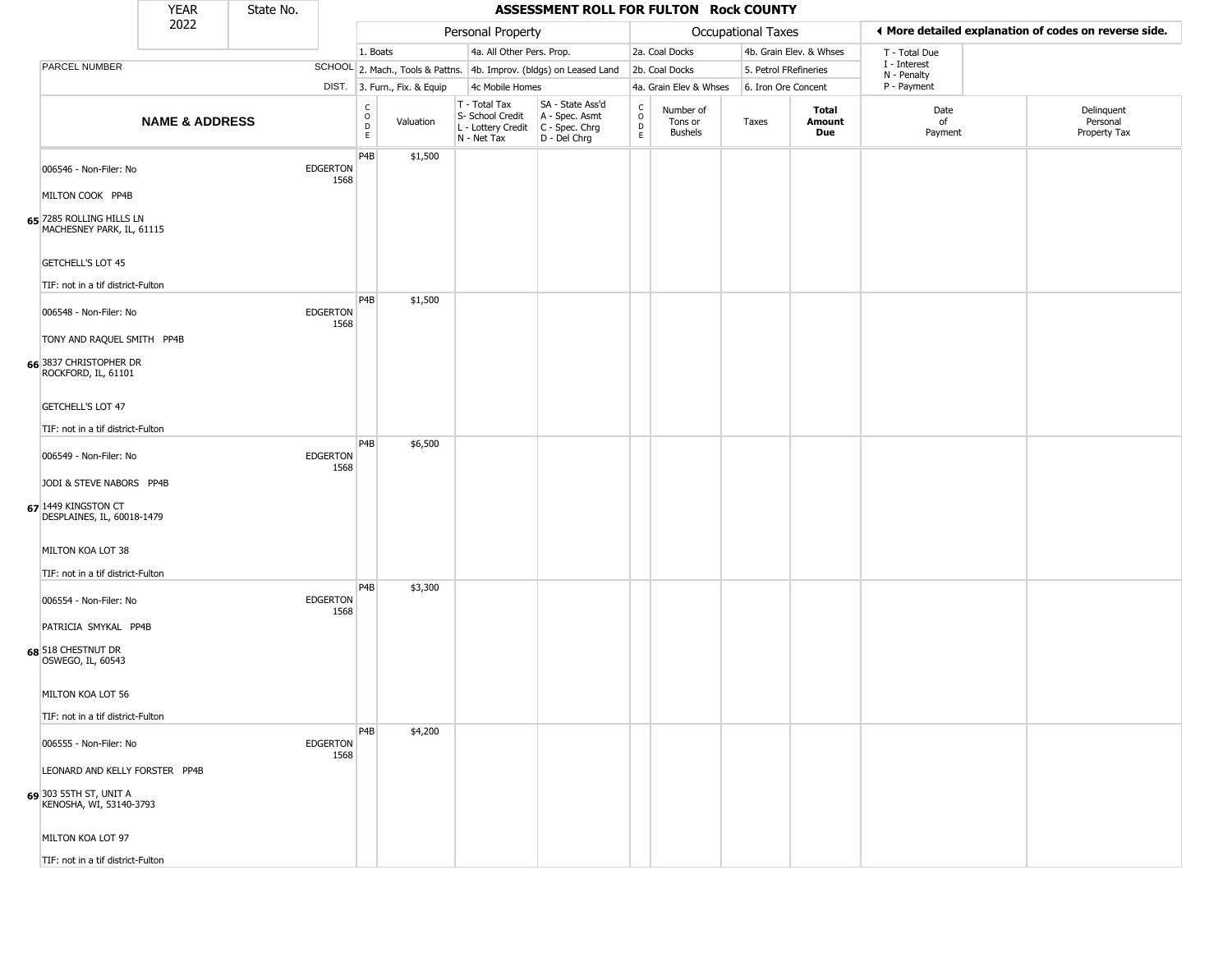| YEAR 2022 | State No. | ASSESSMENT ROLL FOR FULTON Rock COUNTY |
|---|---|---|

Personal Property: 1. Boats; 4a. All Other Pers. Prop.; 2. Mach., Tools & Pattns.; 4b. Improv. (bldgs) on Leased Land; 3. Furn., Fix. & Equip; 4c Mobile Homes

Occupational Taxes: 2a. Coal Docks; 4b. Grain Elev. & Whses; 2b. Coal Docks; 5. Petrol FRefineries; 4a. Grain Elev & Whses; 6. Iron Ore Concent

◄ More detailed explanation of codes on reverse side.

T - Total Due; I - Interest; N - Penalty; P - Payment

| | NAME & ADDRESS | SCHOOL DIST. | CODE | Valuation | T - Total Tax S- School Credit L - Lottery Credit N - Net Tax | SA - State Ass'd A - Spec. Asmt C - Spec. Chrg D - Del Chrg | CODE | Number of Tons or Bushels | Taxes | Total Amount Due | Date of Payment | Delinquent Personal Property Tax |
|---|---|---|---|---|---|---|---|---|---|---|---|---|
| 65 | 006546 - Non-Filer: No<br>MILTON COOK PP4B<br>7285 ROLLING HILLS LN<br>MACHESNEY PARK, IL, 61115<br>GETCHELL'S LOT 45<br>TIF: not in a tif district-Fulton | EDGERTON 1568 | P4B | $1,500 | | | | | | | | |
| 66 | 006548 - Non-Filer: No<br>TONY AND RAQUEL SMITH PP4B<br>3837 CHRISTOPHER DR<br>ROCKFORD, IL, 61101<br>GETCHELL'S LOT 47<br>TIF: not in a tif district-Fulton | EDGERTON 1568 | P4B | $1,500 | | | | | | | | |
| 67 | 006549 - Non-Filer: No<br>JODI & STEVE NABORS PP4B<br>1449 KINGSTON CT<br>DESPLAINES, IL, 60018-1479<br>MILTON KOA LOT 38<br>TIF: not in a tif district-Fulton | EDGERTON 1568 | P4B | $6,500 | | | | | | | | |
| 68 | 006554 - Non-Filer: No<br>PATRICIA SMYKAL PP4B<br>518 CHESTNUT DR<br>OSWEGO, IL, 60543<br>MILTON KOA LOT 56<br>TIF: not in a tif district-Fulton | EDGERTON 1568 | P4B | $3,300 | | | | | | | | |
| 69 | 006555 - Non-Filer: No<br>LEONARD AND KELLY FORSTER PP4B<br>303 55TH ST, UNIT A<br>KENOSHA, WI, 53140-3793<br>MILTON KOA LOT 97<br>TIF: not in a tif district-Fulton | EDGERTON 1568 | P4B | $4,200 | | | | | | | | |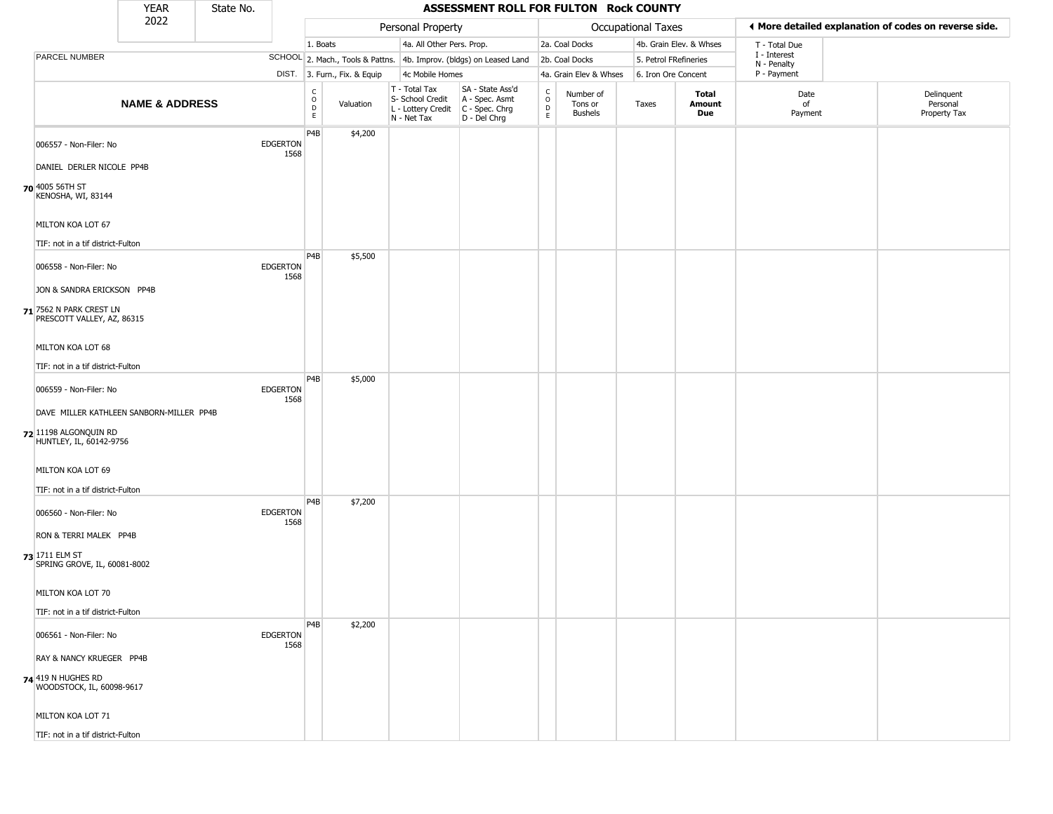| YEAR 2022 | State No. | ASSESSMENT ROLL FOR FULTON Rock COUNTY |
|---|---|---|

| | | Personal Property | | | | Occupational Taxes | | | | ◄ More detailed explanation of codes on reverse side. | |
|---|---|---|---|---|---|---|---|---|---|---|---|
| | | 1. Boats | | 4a. All Other Pers. Prop. | | 2a. Coal Docks | | 4b. Grain Elev. & Whses | | T - Total Due | |
| PARCEL NUMBER | SCHOOL | 2. Mach., Tools & Pattns. | | 4b. Improv. (bldgs) on Leased Land | | 2b. Coal Docks | | 5. Petrol FRefineries | | I - Interest N - Penalty | |
| | DIST. | 3. Furn., Fix. & Equip | | 4c Mobile Homes | | 4a. Grain Elev & Whses | | 6. Iron Ore Concent | | P - Payment | |
| **NAME & ADDRESS** | | CODE | Valuation | T - Total Tax S- School Credit L - Lottery Credit N - Net Tax | SA - State Ass'd A - Spec. Asmt C - Spec. Chrg D - Del Chrg | CODE | Number of Tons or Bushels | Taxes | **Total Amount Due** | Date of Payment | Delinquent Personal Property Tax |
| 006557 - Non-Filer: No<br>DANIEL DERLER NICOLE PP4B<br>**70** 4005 56TH ST<br>KENOSHA, WI, 83144<br>MILTON KOA LOT 67<br>TIF: not in a tif district-Fulton | EDGERTON 1568 | P4B | $4,200 | | | | | | | | |
| 006558 - Non-Filer: No<br>JON & SANDRA ERICKSON PP4B<br>**71** 7562 N PARK CREST LN<br>PRESCOTT VALLEY, AZ, 86315<br>MILTON KOA LOT 68<br>TIF: not in a tif district-Fulton | EDGERTON 1568 | P4B | $5,500 | | | | | | | | |
| 006559 - Non-Filer: No<br>DAVE MILLER KATHLEEN SANBORN-MILLER PP4B<br>**72** 11198 ALGONQUIN RD<br>HUNTLEY, IL, 60142-9756<br>MILTON KOA LOT 69<br>TIF: not in a tif district-Fulton | EDGERTON 1568 | P4B | $5,000 | | | | | | | | |
| 006560 - Non-Filer: No<br>RON & TERRI MALEK PP4B<br>**73** 1711 ELM ST<br>SPRING GROVE, IL, 60081-8002<br>MILTON KOA LOT 70<br>TIF: not in a tif district-Fulton | EDGERTON 1568 | P4B | $7,200 | | | | | | | | |
| 006561 - Non-Filer: No<br>RAY & NANCY KRUEGER PP4B<br>**74** 419 N HUGHES RD<br>WOODSTOCK, IL, 60098-9617<br>MILTON KOA LOT 71<br>TIF: not in a tif district-Fulton | EDGERTON 1568 | P4B | $2,200 | | | | | | | | |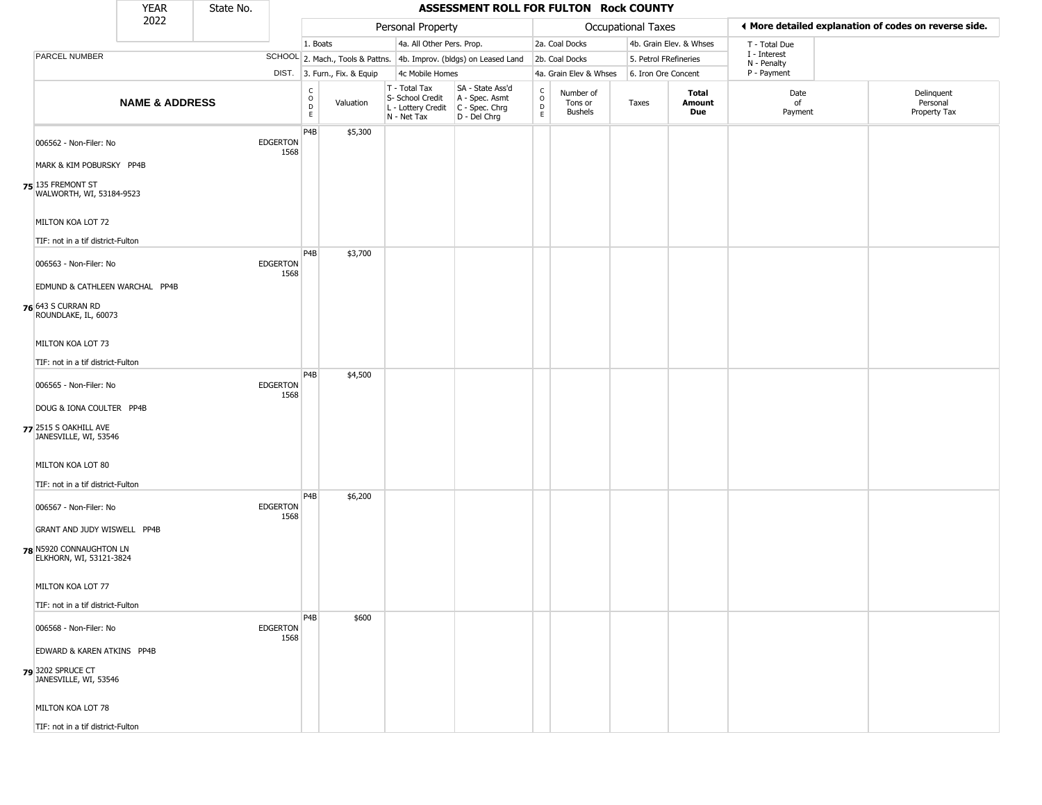| YEAR 2022 | State No. | | **ASSESSMENT ROLL FOR FULTON Rock COUNTY** | | | | | | | | | |
|---|---|---|---|---|---|---|---|---|---|---|---|---|
| | | | Personal Property | | | | Occupational Taxes | | | | ◄ More detailed explanation of codes on reverse side. | |
| | | | 1. Boats | | 4a. All Other Pers. Prop. | | 2a. Coal Docks | | 4b. Grain Elev. & Whses | | T - Total Due | |
| PARCEL NUMBER | SCHOOL | | 2. Mach., Tools & Pattns. | | 4b. Improv. (bldgs) on Leased Land | | 2b. Coal Docks | | 5. Petrol FRefineries | | I - Interest; N - Penalty | |
| | DIST. | | 3. Furn., Fix. & Equip | | 4c Mobile Homes | | 4a. Grain Elev & Whses | | 6. Iron Ore Concent | | P - Payment | |
| **NAME & ADDRESS** | | CODE | Valuation | T - Total Tax; S- School Credit; L - Lottery Credit; N - Net Tax | SA - State Ass'd; A - Spec. Asmt; C - Spec. Chrg; D - Del Chrg | CODE | Number of Tons or Bushels | Taxes | **Total Amount Due** | | Date of Payment | Delinquent Personal Property Tax |
| 006562 - Non-Filer: No; MARK & KIM POBURSKY PP4B; 75 135 FREMONT ST WALWORTH, WI, 53184-9523; MILTON KOA LOT 72; TIF: not in a tif district-Fulton | EDGERTON 1568 | P4B | $5,300 | | | | | | | | | |
| 006563 - Non-Filer: No; EDMUND & CATHLEEN WARCHAL PP4B; 76 643 S CURRAN RD ROUNDLAKE, IL, 60073; MILTON KOA LOT 73; TIF: not in a tif district-Fulton | EDGERTON 1568 | P4B | $3,700 | | | | | | | | | |
| 006565 - Non-Filer: No; DOUG & IONA COULTER PP4B; 77 2515 S OAKHILL AVE JANESVILLE, WI, 53546; MILTON KOA LOT 80; TIF: not in a tif district-Fulton | EDGERTON 1568 | P4B | $4,500 | | | | | | | | | |
| 006567 - Non-Filer: No; GRANT AND JUDY WISWELL PP4B; 78 N5920 CONNAUGHTON LN ELKHORN, WI, 53121-3824; MILTON KOA LOT 77; TIF: not in a tif district-Fulton | EDGERTON 1568 | P4B | $6,200 | | | | | | | | | |
| 006568 - Non-Filer: No; EDWARD & KAREN ATKINS PP4B; 79 3202 SPRUCE CT JANESVILLE, WI, 53546; MILTON KOA LOT 78; TIF: not in a tif district-Fulton | EDGERTON 1568 | P4B | $600 | | | | | | | | | |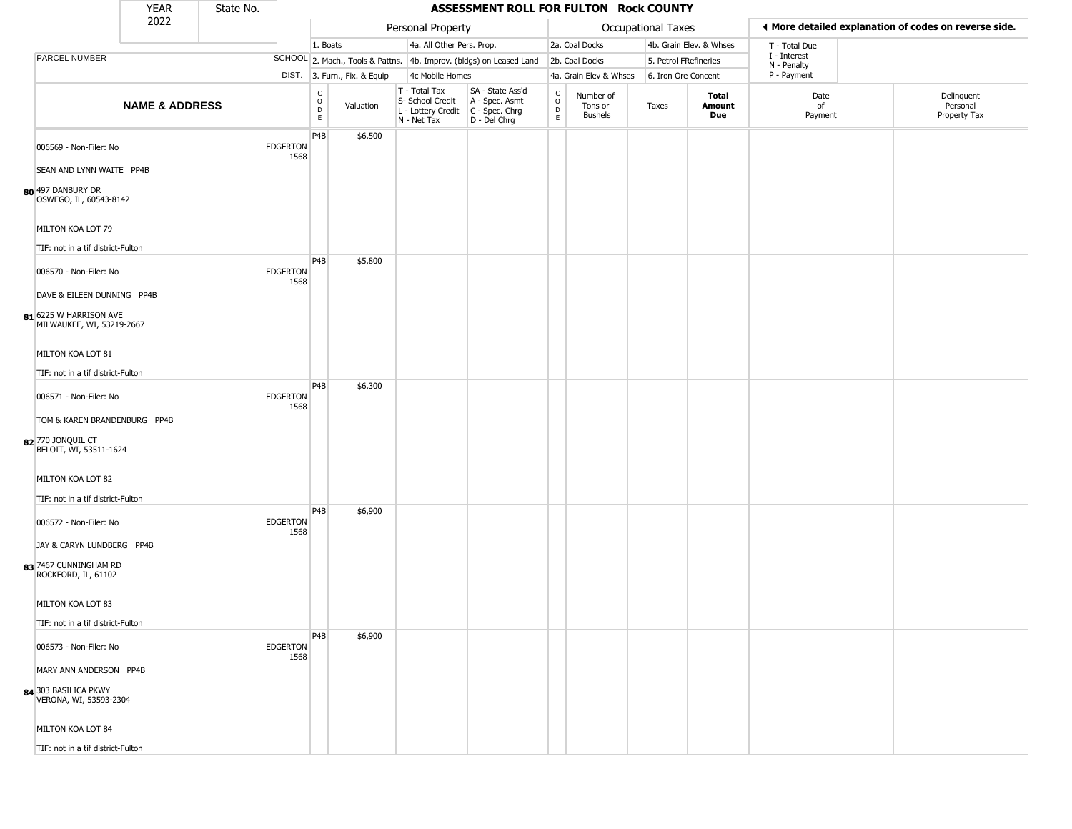| YEAR | State No. |
| --- | --- |
| 2022 | |

# ASSESSMENT ROLL FOR FULTON Rock COUNTY

| | | Personal Property | | | | Occupational Taxes | | | | ◄ More detailed explanation of codes on reverse side. | |
| --- | --- | --- | --- | --- | --- | --- | --- | --- | --- | --- | --- |
| | | 1. Boats | | 4a. All Other Pers. Prop. | | 2a. Coal Docks | | 4b. Grain Elev. & Whses | | T - Total Due | |
| PARCEL NUMBER | SCHOOL | 2. Mach., Tools & Pattns. | | 4b. Improv. (bldgs) on Leased Land | | 2b. Coal Docks | | 5. Petrol FRefineries | | I - Interest<br>N - Penalty | |
| | DIST. | 3. Furn., Fix. & Equip | | 4c Mobile Homes | | 4a. Grain Elev & Whses | | 6. Iron Ore Concent | | P - Payment | |
| **NAME & ADDRESS** | | CODE | Valuation | T - Total Tax<br>S- School Credit<br>L - Lottery Credit<br>N - Net Tax | SA - State Ass'd<br>A - Spec. Asmt<br>C - Spec. Chrg<br>D - Del Chrg | CODE | Number of Tons or Bushels | Taxes | **Total Amount Due** | Date of Payment | Delinquent Personal Property Tax |
| 006569 - Non-Filer: No<br>SEAN AND LYNN WAITE PP4B<br>**80** 497 DANBURY DR<br>OSWEGO, IL, 60543-8142<br>MILTON KOA LOT 79<br>TIF: not in a tif district-Fulton | EDGERTON 1568 | P4B | $6,500 | | | | | | | | |
| 006570 - Non-Filer: No<br>DAVE & EILEEN DUNNING PP4B<br>**81** 6225 W HARRISON AVE<br>MILWAUKEE, WI, 53219-2667<br>MILTON KOA LOT 81<br>TIF: not in a tif district-Fulton | EDGERTON 1568 | P4B | $5,800 | | | | | | | | |
| 006571 - Non-Filer: No<br>TOM & KAREN BRANDENBURG PP4B<br>**82** 770 JONQUIL CT<br>BELOIT, WI, 53511-1624<br>MILTON KOA LOT 82<br>TIF: not in a tif district-Fulton | EDGERTON 1568 | P4B | $6,300 | | | | | | | | |
| 006572 - Non-Filer: No<br>JAY & CARYN LUNDBERG PP4B<br>**83** 7467 CUNNINGHAM RD<br>ROCKFORD, IL, 61102<br>MILTON KOA LOT 83<br>TIF: not in a tif district-Fulton | EDGERTON 1568 | P4B | $6,900 | | | | | | | | |
| 006573 - Non-Filer: No<br>MARY ANN ANDERSON PP4B<br>**84** 303 BASILICA PKWY<br>VERONA, WI, 53593-2304<br>MILTON KOA LOT 84<br>TIF: not in a tif district-Fulton | EDGERTON 1568 | P4B | $6,900 | | | | | | | | |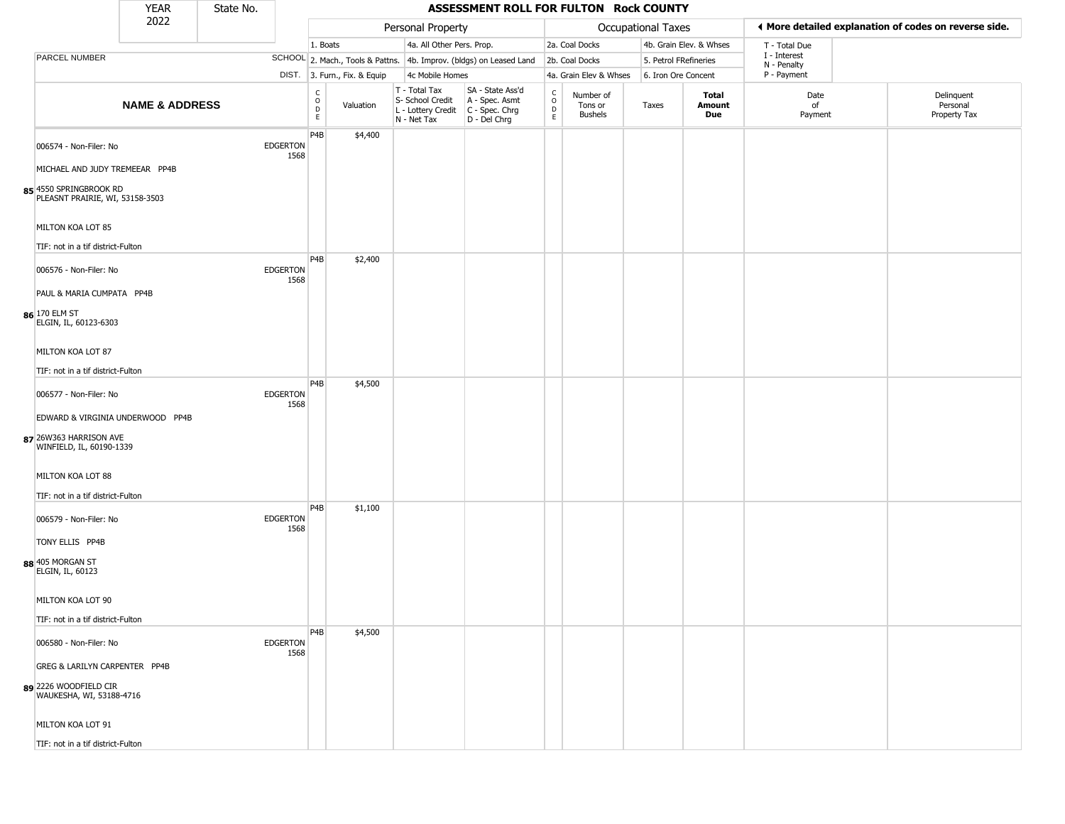| YEAR 2022 | State No. | | ASSESSMENT ROLL FOR FULTON Rock COUNTY | | | | | | | | | | |
|---|---|---|---|---|---|---|---|---|---|---|---|---|---|
| | | | Personal Property | | | | Occupational Taxes | | | | ◀ More detailed explanation of codes on reverse side. | | |
| | | | 1. Boats | | 4a. All Other Pers. Prop. | | 2a. Coal Docks | | 4b. Grain Elev. & Whses | | T - Total Due | | |
| PARCEL NUMBER | | SCHOOL | 2. Mach., Tools & Pattns. | | 4b. Improv. (bldgs) on Leased Land | | 2b. Coal Docks | | 5. Petrol FRefineries | | I - Interest N - Penalty | | |
| | | DIST. | 3. Furn., Fix. & Equip | | 4c Mobile Homes | | 4a. Grain Elev & Whses | | 6. Iron Ore Concent | | P - Payment | | |
| NAME & ADDRESS | | | CODE | Valuation | T - Total Tax S- School Credit L - Lottery Credit N - Net Tax | SA - State Ass'd A - Spec. Asmt C - Spec. Chrg D - Del Chrg | CODE | Number of Tons or Bushels | Taxes | Total Amount Due | Date of Payment | Delinquent Personal Property Tax | |
| 85 | 006574 - Non-Filer: No<br>MICHAEL AND JUDY TREMEEAR PP4B<br>4550 SPRINGBROOK RD<br>PLEASNT PRAIRIE, WI, 53158-3503<br>MILTON KOA LOT 85<br>TIF: not in a tif district-Fulton | EDGERTON 1568 | P4B | $4,400 | | | | | | | | | |
| 86 | 006576 - Non-Filer: No<br>PAUL & MARIA CUMPATA PP4B<br>170 ELM ST<br>ELGIN, IL, 60123-6303<br>MILTON KOA LOT 87<br>TIF: not in a tif district-Fulton | EDGERTON 1568 | P4B | $2,400 | | | | | | | | | |
| 87 | 006577 - Non-Filer: No<br>EDWARD & VIRGINIA UNDERWOOD PP4B<br>26W363 HARRISON AVE<br>WINFIELD, IL, 60190-1339<br>MILTON KOA LOT 88<br>TIF: not in a tif district-Fulton | EDGERTON 1568 | P4B | $4,500 | | | | | | | | | |
| 88 | 006579 - Non-Filer: No<br>TONY ELLIS PP4B<br>405 MORGAN ST<br>ELGIN, IL, 60123<br>MILTON KOA LOT 90<br>TIF: not in a tif district-Fulton | EDGERTON 1568 | P4B | $1,100 | | | | | | | | | |
| 89 | 006580 - Non-Filer: No<br>GREG & LARILYN CARPENTER PP4B<br>2226 WOODFIELD CIR<br>WAUKESHA, WI, 53188-4716<br>MILTON KOA LOT 91<br>TIF: not in a tif district-Fulton | EDGERTON 1568 | P4B | $4,500 | | | | | | | | | |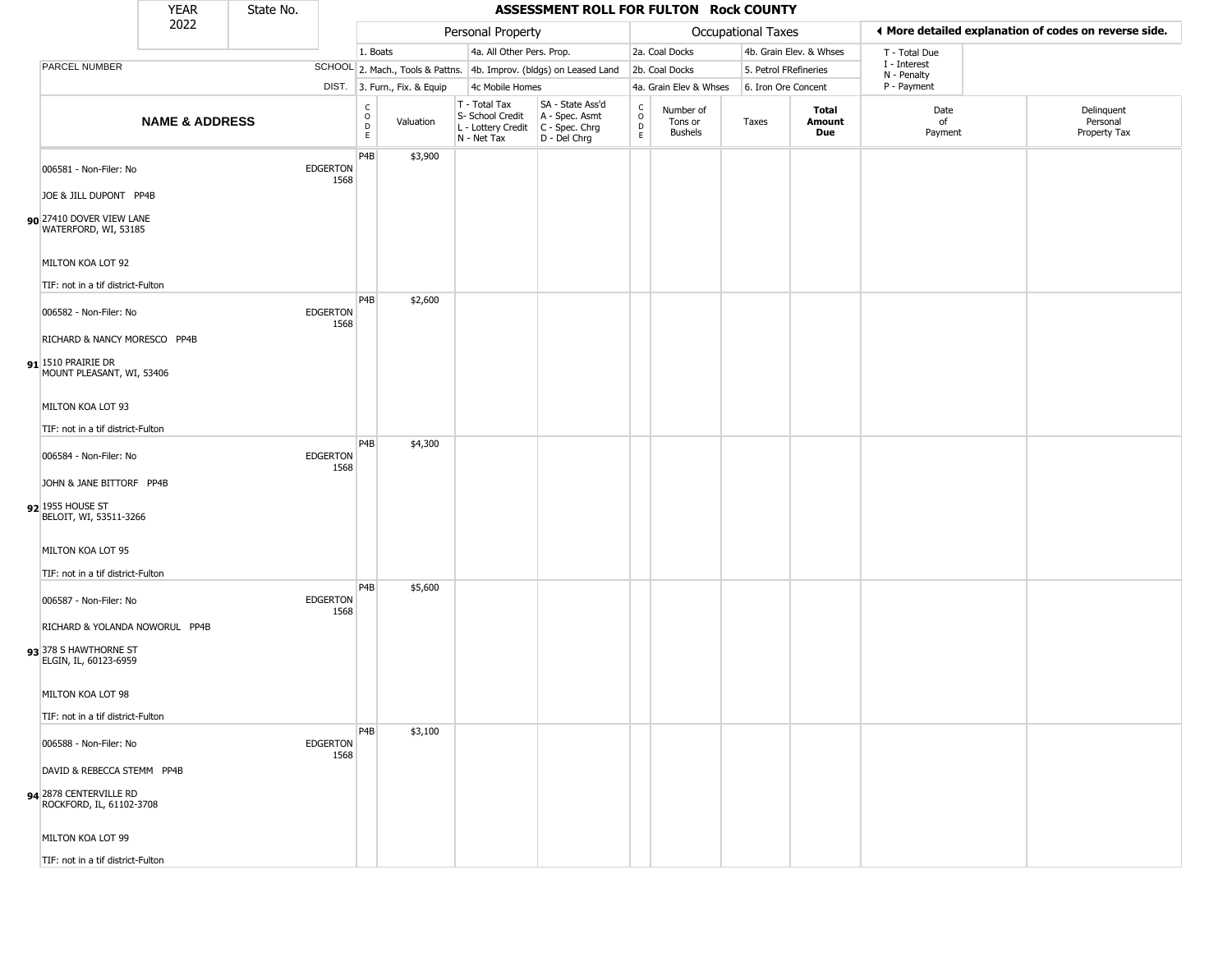| YEAR 2022 | State No. | | ASSESSMENT ROLL FOR FULTON Rock COUNTY | | | | | | | | | |
|---|---|---|---|---|---|---|---|---|---|---|---|---|
| | | | Personal Property | | | | Occupational Taxes | | | | ◀ More detailed explanation of codes on reverse side. | |
| | | | 1. Boats | | 4a. All Other Pers. Prop. | | 2a. Coal Docks | | 4b. Grain Elev. & Whses | | T - Total Due | |
| PARCEL NUMBER | SCHOOL | | 2. Mach., Tools & Pattns. | | 4b. Improv. (bldgs) on Leased Land | | 2b. Coal Docks | | 5. Petrol FRefineries | | I - Interest N - Penalty | |
| | DIST. | | 3. Furn., Fix. & Equip | | 4c Mobile Homes | | 4a. Grain Elev & Whses | | 6. Iron Ore Concent | | P - Payment | |
| NAME & ADDRESS | | CODE | Valuation | T - Total Tax S- School Credit L - Lottery Credit N - Net Tax | SA - State Ass'd A - Spec. Asmt C - Spec. Chrg D - Del Chrg | CODE | Number of Tons or Bushels | Taxes | Total Amount Due | Date of Payment | Delinquent Personal Property Tax |
| 006581 - Non-Filer: No<br>JOE & JILL DUPONT PP4B<br>90 27410 DOVER VIEW LANE<br>WATERFORD, WI, 53185<br>MILTON KOA LOT 92<br>TIF: not in a tif district-Fulton | EDGERTON 1568 | P4B | $3,900 | | | | | | | | |
| 006582 - Non-Filer: No<br>RICHARD & NANCY MORESCO PP4B<br>91 1510 PRAIRIE DR<br>MOUNT PLEASANT, WI, 53406<br>MILTON KOA LOT 93<br>TIF: not in a tif district-Fulton | EDGERTON 1568 | P4B | $2,600 | | | | | | | | |
| 006584 - Non-Filer: No<br>JOHN & JANE BITTORF PP4B<br>92 1955 HOUSE ST<br>BELOIT, WI, 53511-3266<br>MILTON KOA LOT 95<br>TIF: not in a tif district-Fulton | EDGERTON 1568 | P4B | $4,300 | | | | | | | | |
| 006587 - Non-Filer: No<br>RICHARD & YOLANDA NOWORUL PP4B<br>93 378 S HAWTHORNE ST<br>ELGIN, IL, 60123-6959<br>MILTON KOA LOT 98<br>TIF: not in a tif district-Fulton | EDGERTON 1568 | P4B | $5,600 | | | | | | | | |
| 006588 - Non-Filer: No<br>DAVID & REBECCA STEMM PP4B<br>94 2878 CENTERVILLE RD<br>ROCKFORD, IL, 61102-3708<br>MILTON KOA LOT 99<br>TIF: not in a tif district-Fulton | EDGERTON 1568 | P4B | $3,100 | | | | | | | | |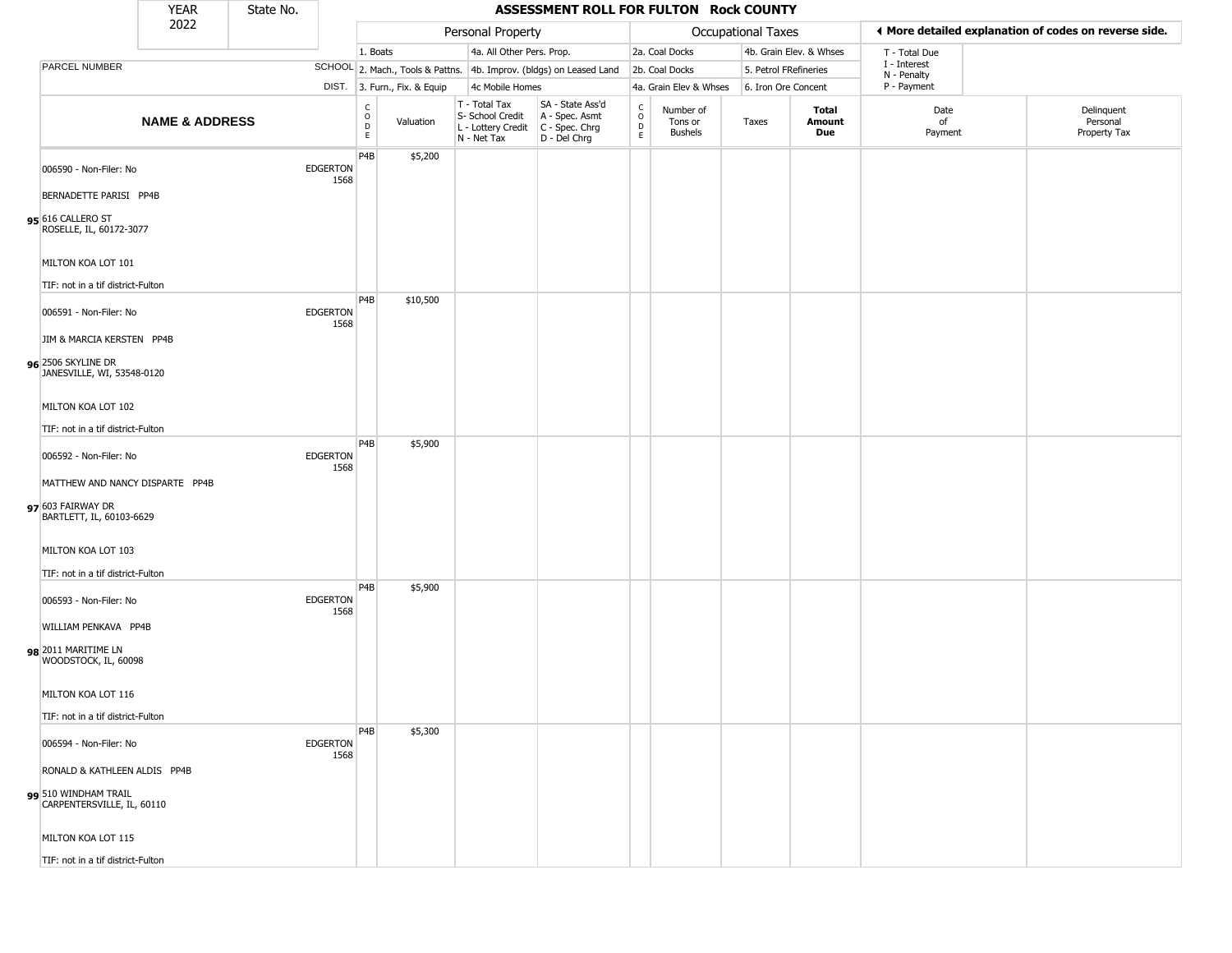| YEAR 2022 | State No. | | ASSESSMENT ROLL FOR FULTON Rock COUNTY | | | | | | | | | |
|---|---|---|---|---|---|---|---|---|---|---|---|---|
| | | | Personal Property | | | | Occupational Taxes | | | | ◀ More detailed explanation of codes on reverse side. | |
| | | | 1. Boats | | 4a. All Other Pers. Prop. | | 2a. Coal Docks | | 4b. Grain Elev. & Whses | | T - Total Due<br>I - Interest<br>N - Penalty<br>P - Payment | |
| PARCEL NUMBER | SCHOOL | | 2. Mach., Tools & Pattns. | | 4b. Improv. (bldgs) on Leased Land | | 2b. Coal Docks | | 5. Petrol FRefineries | | | |
| | DIST. | | 3. Furn., Fix. & Equip | | 4c Mobile Homes | | 4a. Grain Elev & Whses | | 6. Iron Ore Concent | | | |
| NAME & ADDRESS | | CODE | Valuation | T - Total Tax<br>S- School Credit<br>L - Lottery Credit<br>N - Net Tax | SA - State Ass'd<br>A - Spec. Asmt<br>C - Spec. Chrg<br>D - Del Chrg | CODE | Number of Tons or Bushels | Taxes | Total Amount Due | Date of Payment | Delinquent Personal Property Tax | |
| 006590 - Non-Filer: No<br>BERNADETTE PARISI PP4B<br>95 616 CALLERO ST<br>ROSELLE, IL, 60172-3077<br>MILTON KOA LOT 101<br>TIF: not in a tif district-Fulton | EDGERTON 1568 | P4B | $5,200 | | | | | | | | | |
| 006591 - Non-Filer: No<br>JIM & MARCIA KERSTEN PP4B<br>96 2506 SKYLINE DR<br>JANESVILLE, WI, 53548-0120<br>MILTON KOA LOT 102<br>TIF: not in a tif district-Fulton | EDGERTON 1568 | P4B | $10,500 | | | | | | | | | |
| 006592 - Non-Filer: No<br>MATTHEW AND NANCY DISPARTE PP4B<br>97 603 FAIRWAY DR<br>BARTLETT, IL, 60103-6629<br>MILTON KOA LOT 103<br>TIF: not in a tif district-Fulton | EDGERTON 1568 | P4B | $5,900 | | | | | | | | | |
| 006593 - Non-Filer: No<br>WILLIAM PENKAVA PP4B<br>98 2011 MARITIME LN<br>WOODSTOCK, IL, 60098<br>MILTON KOA LOT 116<br>TIF: not in a tif district-Fulton | EDGERTON 1568 | P4B | $5,900 | | | | | | | | | |
| 006594 - Non-Filer: No<br>RONALD & KATHLEEN ALDIS PP4B<br>99 510 WINDHAM TRAIL<br>CARPENTERSVILLE, IL, 60110<br>MILTON KOA LOT 115<br>TIF: not in a tif district-Fulton | EDGERTON 1568 | P4B | $5,300 | | | | | | | | | |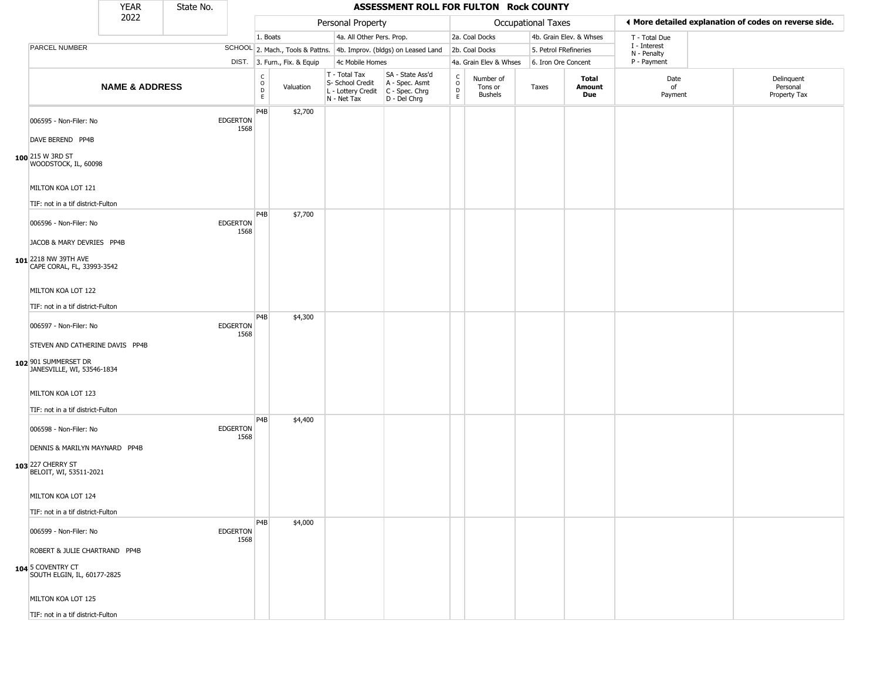# ASSESSMENT ROLL FOR FULTON Rock COUNTY

| YEAR | State No. |
|---|---|
| 2022 | |

| | | Personal Property | | | | Occupational Taxes | | | | ◄ More detailed explanation of codes on reverse side. | |
|---|---|---|---|---|---|---|---|---|---|---|---|
| | | 1. Boats | | 4a. All Other Pers. Prop. | | 2a. Coal Docks | | 4b. Grain Elev. & Whses | | T - Total Due | |
| PARCEL NUMBER | SCHOOL | 2. Mach., Tools & Pattns. | | 4b. Improv. (bldgs) on Leased Land | | 2b. Coal Docks | | 5. Petrol FRefineries | | I - Interest<br>N - Penalty | |
| | DIST. | 3. Furn., Fix. & Equip | | 4c Mobile Homes | | 4a. Grain Elev & Whses | | 6. Iron Ore Concent | | P - Payment | |
| **NAME & ADDRESS** | | CODE | Valuation | T - Total Tax<br>S- School Credit<br>L - Lottery Credit<br>N - Net Tax | SA - State Ass'd<br>A - Spec. Asmt<br>C - Spec. Chrg<br>D - Del Chrg | CODE | Number of Tons or Bushels | Taxes | **Total Amount Due** | Date of Payment | Delinquent Personal Property Tax |
| 006595 - Non-Filer: No<br>DAVE BEREND PP4B<br>**100** 215 W 3RD ST<br>WOODSTOCK, IL, 60098<br>MILTON KOA LOT 121<br>TIF: not in a tif district-Fulton | EDGERTON<br>1568 | P4B | $2,700 | | | | | | | | |
| 006596 - Non-Filer: No<br>JACOB & MARY DEVRIES PP4B<br>**101** 2218 NW 39TH AVE<br>CAPE CORAL, FL, 33993-3542<br>MILTON KOA LOT 122<br>TIF: not in a tif district-Fulton | EDGERTON<br>1568 | P4B | $7,700 | | | | | | | | |
| 006597 - Non-Filer: No<br>STEVEN AND CATHERINE DAVIS PP4B<br>**102** 901 SUMMERSET DR<br>JANESVILLE, WI, 53546-1834<br>MILTON KOA LOT 123<br>TIF: not in a tif district-Fulton | EDGERTON<br>1568 | P4B | $4,300 | | | | | | | | |
| 006598 - Non-Filer: No<br>DENNIS & MARILYN MAYNARD PP4B<br>**103** 227 CHERRY ST<br>BELOIT, WI, 53511-2021<br>MILTON KOA LOT 124<br>TIF: not in a tif district-Fulton | EDGERTON<br>1568 | P4B | $4,400 | | | | | | | | |
| 006599 - Non-Filer: No<br>ROBERT & JULIE CHARTRAND PP4B<br>**104** 5 COVENTRY CT<br>SOUTH ELGIN, IL, 60177-2825<br>MILTON KOA LOT 125<br>TIF: not in a tif district-Fulton | EDGERTON<br>1568 | P4B | $4,000 | | | | | | | | |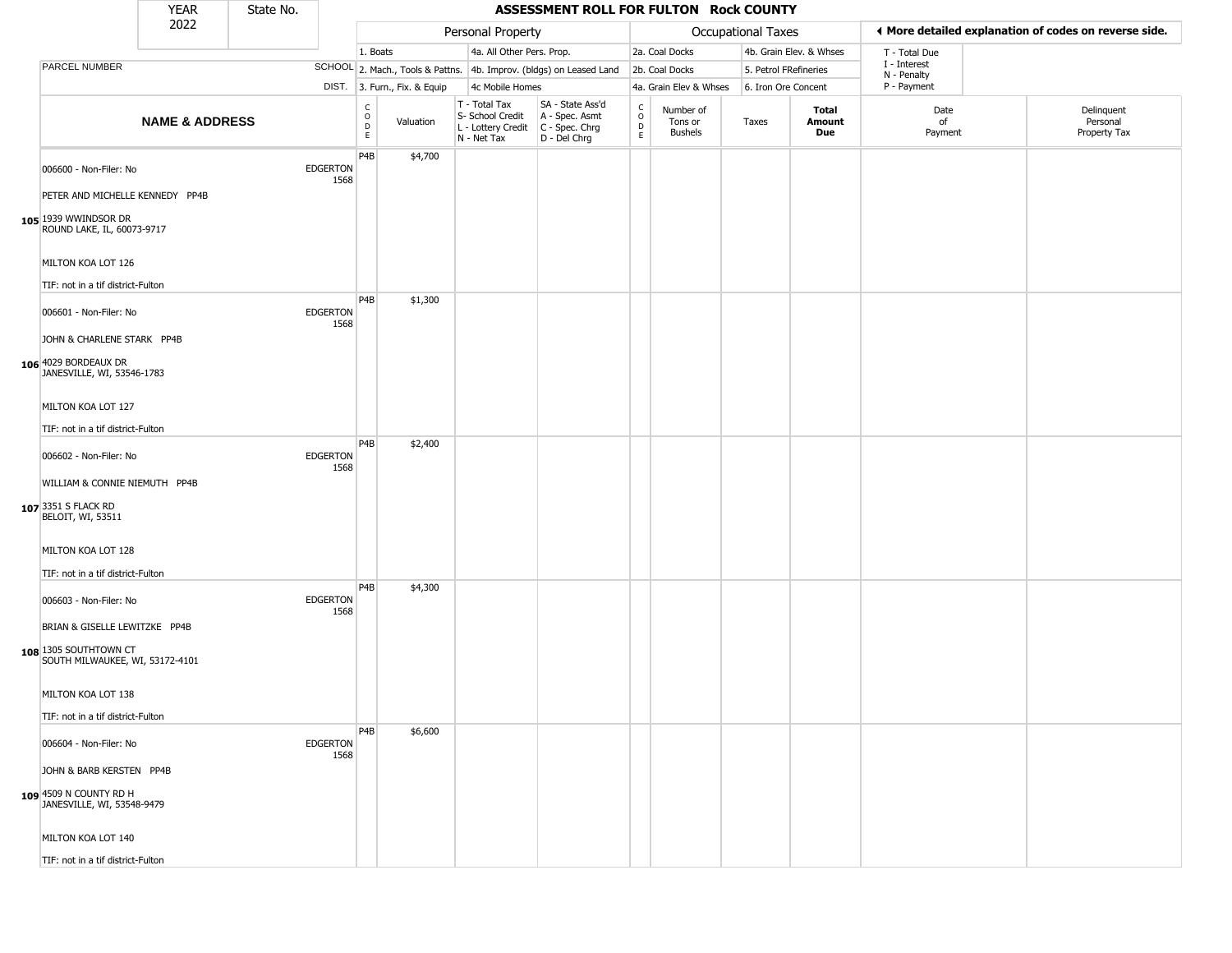| YEAR 2022 | State No. |
|---|---|

# ASSESSMENT ROLL FOR FULTON Rock COUNTY

| | | Personal Property | | | | Occupational Taxes | | | | ◀ More detailed explanation of codes on reverse side. | |
|---|---|---|---|---|---|---|---|---|---|---|---|
| PARCEL NUMBER | SCHOOL DIST. | 1. Boats<br>2. Mach., Tools & Pattns.<br>3. Furn., Fix. & Equip | | 4a. All Other Pers. Prop.<br>4b. Improv. (bldgs) on Leased Land<br>4c Mobile Homes | | 2a. Coal Docks<br>2b. Coal Docks<br>4a. Grain Elev & Whses | | 4b. Grain Elev. & Whses<br>5. Petrol FRefineries<br>6. Iron Ore Concent | | T - Total Due<br>I - Interest<br>N - Penalty<br>P - Payment | |
| **NAME & ADDRESS** | | CODE | Valuation | T - Total Tax<br>S- School Credit<br>L - Lottery Credit<br>N - Net Tax | SA - State Ass'd<br>A - Spec. Asmt<br>C - Spec. Chrg<br>D - Del Chrg | CODE | Number of Tons or Bushels | Taxes | **Total Amount Due** | Date of Payment | Delinquent Personal Property Tax |
| 006600 - Non-Filer: No<br>PETER AND MICHELLE KENNEDY PP4B<br>**105** 1939 WWINDSOR DR<br>ROUND LAKE, IL, 60073-9717<br>MILTON KOA LOT 126<br>TIF: not in a tif district-Fulton | EDGERTON 1568 | P4B | $4,700 | | | | | | | | |
| 006601 - Non-Filer: No<br>JOHN & CHARLENE STARK PP4B<br>**106** 4029 BORDEAUX DR<br>JANESVILLE, WI, 53546-1783<br>MILTON KOA LOT 127<br>TIF: not in a tif district-Fulton | EDGERTON 1568 | P4B | $1,300 | | | | | | | | |
| 006602 - Non-Filer: No<br>WILLIAM & CONNIE NIEMUTH PP4B<br>**107** 3351 S FLACK RD<br>BELOIT, WI, 53511<br>MILTON KOA LOT 128<br>TIF: not in a tif district-Fulton | EDGERTON 1568 | P4B | $2,400 | | | | | | | | |
| 006603 - Non-Filer: No<br>BRIAN & GISELLE LEWITZKE PP4B<br>**108** 1305 SOUTHTOWN CT<br>SOUTH MILWAUKEE, WI, 53172-4101<br>MILTON KOA LOT 138<br>TIF: not in a tif district-Fulton | EDGERTON 1568 | P4B | $4,300 | | | | | | | | |
| 006604 - Non-Filer: No<br>JOHN & BARB KERSTEN PP4B<br>**109** 4509 N COUNTY RD H<br>JANESVILLE, WI, 53548-9479<br>MILTON KOA LOT 140<br>TIF: not in a tif district-Fulton | EDGERTON 1568 | P4B | $6,600 | | | | | | | | |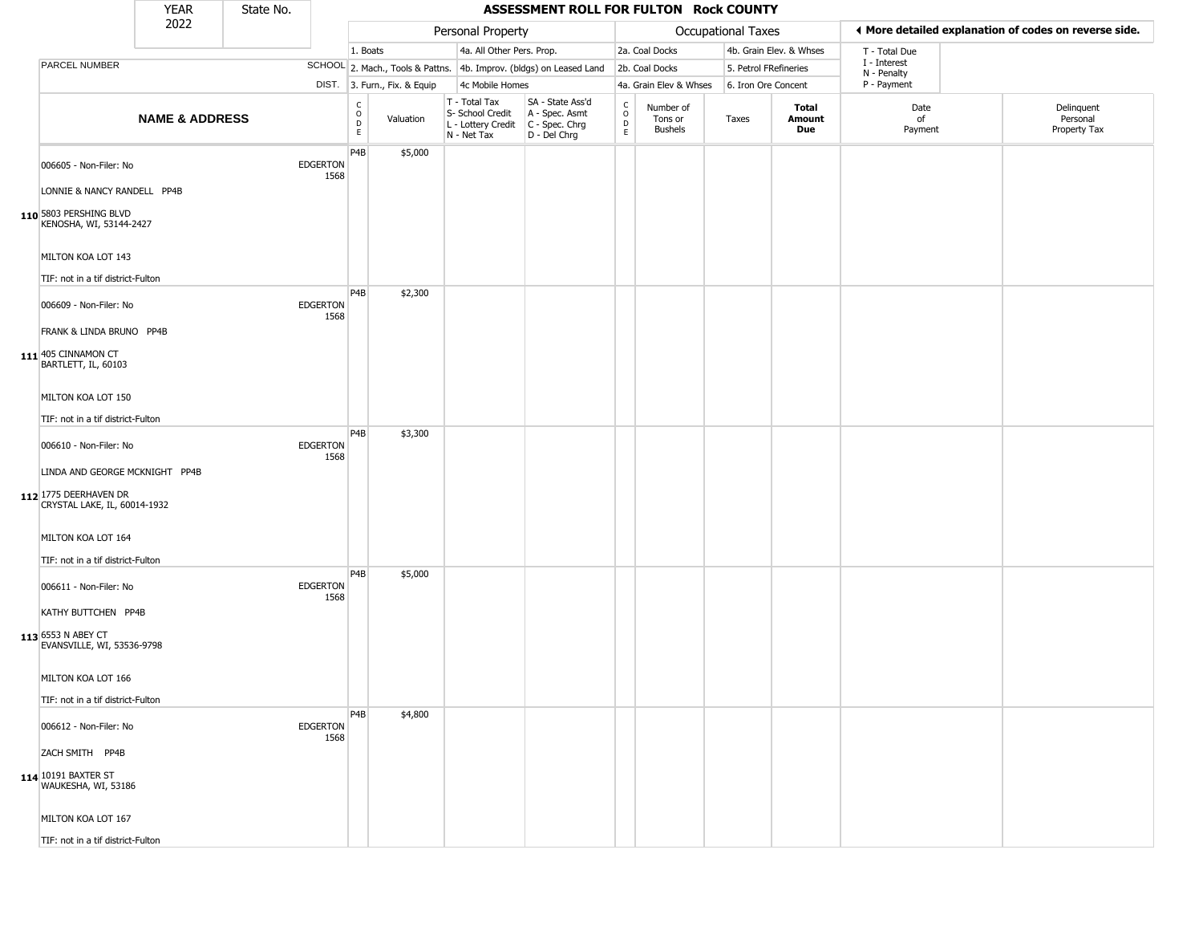| YEAR 2022 | State No. | ASSESSMENT ROLL FOR FULTON Rock COUNTY | | | | | | | | | | |
|---|---|---|---|---|---|---|---|---|---|---|---|---|

| | | Personal Property | | | | Occupational Taxes | | | | More detailed explanation of codes on reverse side. | |
|---|---|---|---|---|---|---|---|---|---|---|---|
| PARCEL NUMBER | SCHOOL DIST. | 1. Boats<br>2. Mach., Tools & Pattns.<br>3. Furn., Fix. & Equip | | 4a. All Other Pers. Prop.<br>4b. Improv. (bldgs) on Leased Land<br>4c Mobile Homes | | 2a. Coal Docks<br>2b. Coal Docks<br>4a. Grain Elev & Whses | | 4b. Grain Elev. & Whses<br>5. Petrol FRefineries<br>6. Iron Ore Concent | | T - Total Due<br>I - Interest<br>N - Penalty<br>P - Payment | |
| **NAME & ADDRESS** | | CODE | Valuation | T - Total Tax<br>S- School Credit<br>L - Lottery Credit<br>N - Net Tax | SA - State Ass'd<br>A - Spec. Asmt<br>C - Spec. Chrg<br>D - Del Chrg | CODE | Number of Tons or Bushels | Taxes | **Total Amount Due** | Date of Payment | Delinquent Personal Property Tax |
| 110 006605 - Non-Filer: No<br>LONNIE & NANCY RANDELL PP4B<br>5803 PERSHING BLVD<br>KENOSHA, WI, 53144-2427<br>MILTON KOA LOT 143<br>TIF: not in a tif district-Fulton | EDGERTON 1568 | P4B | $5,000 | | | | | | | | |
| 111 006609 - Non-Filer: No<br>FRANK & LINDA BRUNO PP4B<br>405 CINNAMON CT<br>BARTLETT, IL, 60103<br>MILTON KOA LOT 150<br>TIF: not in a tif district-Fulton | EDGERTON 1568 | P4B | $2,300 | | | | | | | | |
| 112 006610 - Non-Filer: No<br>LINDA AND GEORGE MCKNIGHT PP4B<br>1775 DEERHAVEN DR<br>CRYSTAL LAKE, IL, 60014-1932<br>MILTON KOA LOT 164<br>TIF: not in a tif district-Fulton | EDGERTON 1568 | P4B | $3,300 | | | | | | | | |
| 113 006611 - Non-Filer: No<br>KATHY BUTTCHEN PP4B<br>6553 N ABEY CT<br>EVANSVILLE, WI, 53536-9798<br>MILTON KOA LOT 166<br>TIF: not in a tif district-Fulton | EDGERTON 1568 | P4B | $5,000 | | | | | | | | |
| 114 006612 - Non-Filer: No<br>ZACH SMITH PP4B<br>10191 BAXTER ST<br>WAUKESHA, WI, 53186<br>MILTON KOA LOT 167<br>TIF: not in a tif district-Fulton | EDGERTON 1568 | P4B | $4,800 | | | | | | | | |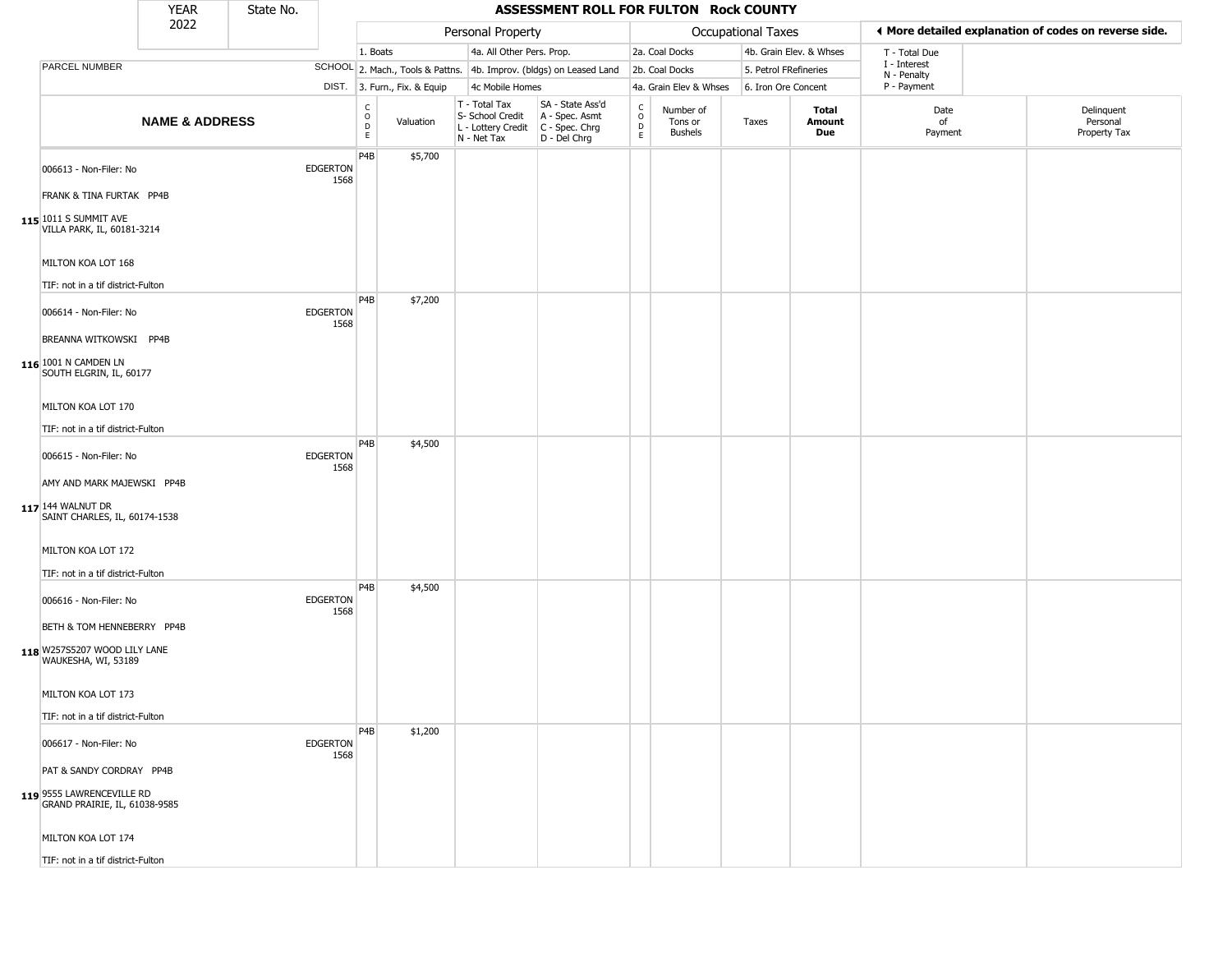| YEAR 2022 | State No. | | ASSESSMENT ROLL FOR FULTON Rock COUNTY | | | | | | | | | |
|---|---|---|---|---|---|---|---|---|---|---|---|---|
| | | | Personal Property | | | | Occupational Taxes | | | | ◀ More detailed explanation of codes on reverse side. | |
| | | | 1. Boats | | 4a. All Other Pers. Prop. | | 2a. Coal Docks | | 4b. Grain Elev. & Whses | | T - Total Due | |
| PARCEL NUMBER | SCHOOL | | 2. Mach., Tools & Pattns. | | 4b. Improv. (bldgs) on Leased Land | | 2b. Coal Docks | | 5. Petrol FRefineries | | I - Interest<br>N - Penalty | |
| | DIST. | | 3. Furn., Fix. & Equip | | 4c Mobile Homes | | 4a. Grain Elev & Whses | | 6. Iron Ore Concent | | P - Payment | |
| **NAME & ADDRESS** | | CODE | Valuation | T - Total Tax<br>S- School Credit<br>L - Lottery Credit<br>N - Net Tax | SA - State Ass'd<br>A - Spec. Asmt<br>C - Spec. Chrg<br>D - Del Chrg | CODE | Number of Tons or Bushels | Taxes | **Total Amount Due** | Date of Payment | Delinquent Personal Property Tax | |
| 115 006613 - Non-Filer: No<br>FRANK & TINA FURTAK PP4B<br>1011 S SUMMIT AVE<br>VILLA PARK, IL, 60181-3214<br>MILTON KOA LOT 168<br>TIF: not in a tif district-Fulton | EDGERTON 1568 | P4B | $5,700 | | | | | | | | | |
| 116 006614 - Non-Filer: No<br>BREANNA WITKOWSKI PP4B<br>1001 N CAMDEN LN<br>SOUTH ELGRIN, IL, 60177<br>MILTON KOA LOT 170<br>TIF: not in a tif district-Fulton | EDGERTON 1568 | P4B | $7,200 | | | | | | | | | |
| 117 006615 - Non-Filer: No<br>AMY AND MARK MAJEWSKI PP4B<br>144 WALNUT DR<br>SAINT CHARLES, IL, 60174-1538<br>MILTON KOA LOT 172<br>TIF: not in a tif district-Fulton | EDGERTON 1568 | P4B | $4,500 | | | | | | | | | |
| 118 006616 - Non-Filer: No<br>BETH & TOM HENNEBERRY PP4B<br>W257S5207 WOOD LILY LANE<br>WAUKESHA, WI, 53189<br>MILTON KOA LOT 173<br>TIF: not in a tif district-Fulton | EDGERTON 1568 | P4B | $4,500 | | | | | | | | | |
| 119 006617 - Non-Filer: No<br>PAT & SANDY CORDRAY PP4B<br>9555 LAWRENCEVILLE RD<br>GRAND PRAIRIE, IL, 61038-9585<br>MILTON KOA LOT 174<br>TIF: not in a tif district-Fulton | EDGERTON 1568 | P4B | $1,200 | | | | | | | | | |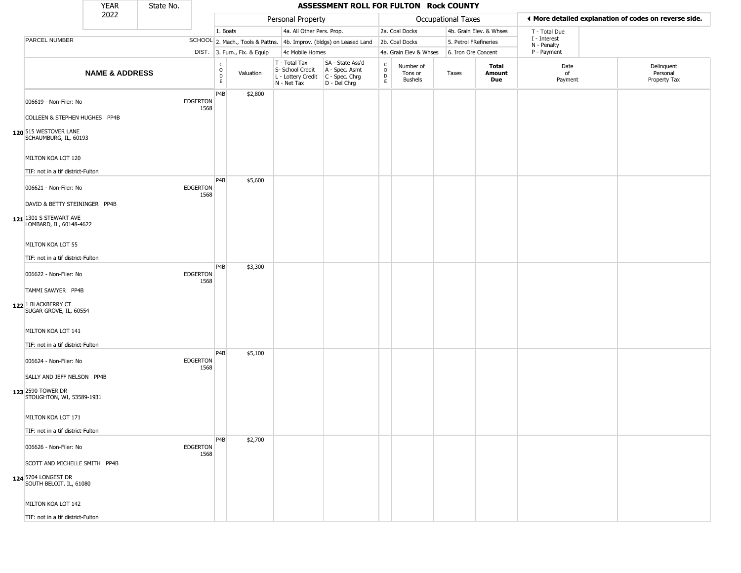| YEAR 2022 | State No. | ASSESSMENT ROLL FOR FULTON Rock COUNTY |
|---|---|---|

| | | Personal Property | | | | Occupational Taxes | | | | ◂ More detailed explanation of codes on reverse side. | |
|---|---|---|---|---|---|---|---|---|---|---|---|
| PARCEL NUMBER | SCHOOL DIST. | 1. Boats<br>2. Mach., Tools & Pattns.<br>3. Furn., Fix. & Equip | | 4a. All Other Pers. Prop.<br>4b. Improv. (bldgs) on Leased Land<br>4c Mobile Homes | | 2a. Coal Docks<br>2b. Coal Docks<br>4a. Grain Elev & Whses | | 4b. Grain Elev. & Whses<br>5. Petrol FRefineries<br>6. Iron Ore Concent | | T - Total Due<br>I - Interest<br>N - Penalty<br>P - Payment | |
| **NAME & ADDRESS** | | CODE | Valuation | T - Total Tax<br>S- School Credit<br>L - Lottery Credit<br>N - Net Tax | SA - State Ass'd<br>A - Spec. Asmt<br>C - Spec. Chrg<br>D - Del Chrg | CODE | Number of Tons or Bushels | Taxes | **Total Amount Due** | Date of Payment | Delinquent Personal Property Tax |
| 006619 - Non-Filer: No<br>COLLEEN & STEPHEN HUGHES PP4B<br>**120** 515 WESTOVER LANE<br>SCHAUMBURG, IL, 60193<br>MILTON KOA LOT 120<br>TIF: not in a tif district-Fulton | EDGERTON 1568 | P4B | $2,800 | | | | | | | | |
| 006621 - Non-Filer: No<br>DAVID & BETTY STEININGER PP4B<br>**121** 1301 S STEWART AVE<br>LOMBARD, IL, 60148-4622<br>MILTON KOA LOT 55<br>TIF: not in a tif district-Fulton | EDGERTON 1568 | P4B | $5,600 | | | | | | | | |
| 006622 - Non-Filer: No<br>TAMMI SAWYER PP4B<br>**122** 1 BLACKBERRY CT<br>SUGAR GROVE, IL, 60554<br>MILTON KOA LOT 141<br>TIF: not in a tif district-Fulton | EDGERTON 1568 | P4B | $3,300 | | | | | | | | |
| 006624 - Non-Filer: No<br>SALLY AND JEFF NELSON PP4B<br>**123** 2590 TOWER DR<br>STOUGHTON, WI, 53589-1931<br>MILTON KOA LOT 171<br>TIF: not in a tif district-Fulton | EDGERTON 1568 | P4B | $5,100 | | | | | | | | |
| 006626 - Non-Filer: No<br>SCOTT AND MICHELLE SMITH PP4B<br>**124** 5704 LONGEST DR<br>SOUTH BELOIT, IL, 61080<br>MILTON KOA LOT 142<br>TIF: not in a tif district-Fulton | EDGERTON 1568 | P4B | $2,700 | | | | | | | | |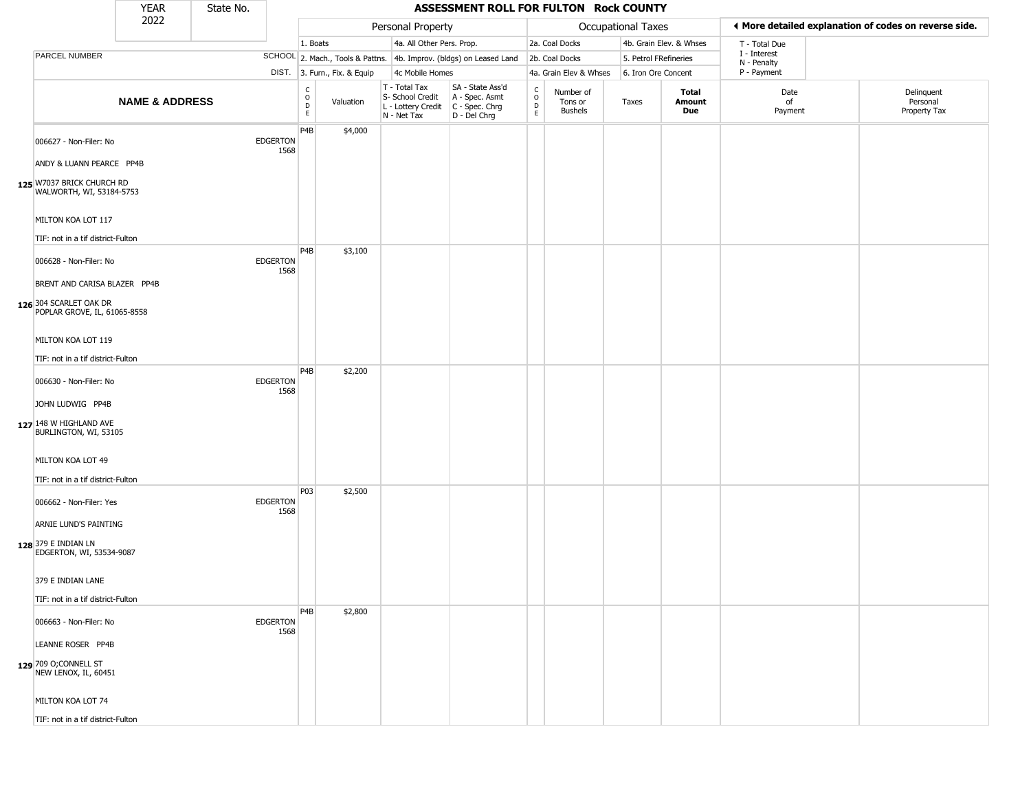| YEAR 2022 | State No. | | ASSESSMENT ROLL FOR FULTON Rock COUNTY | | | | | | | | | | |
|---|---|---|---|---|---|---|---|---|---|---|---|---|---|

| | | Personal Property | | | | Occupational Taxes | | | | | ◀ More detailed explanation of codes on reverse side. | |
|---|---|---|---|---|---|---|---|---|---|---|---|---|
| | | 1. Boats | | 4a. All Other Pers. Prop. | | 2a. Coal Docks | | 4b. Grain Elev. & Whses | | | T - Total Due | |
| PARCEL NUMBER | SCHOOL | 2. Mach., Tools & Pattns. | | 4b. Improv. (bldgs) on Leased Land | | 2b. Coal Docks | | 5. Petrol FRefineries | | | I - Interest<br>N - Penalty | |
| | DIST. | 3. Furn., Fix. & Equip | | 4c Mobile Homes | | 4a. Grain Elev & Whses | | 6. Iron Ore Concent | | | P - Payment | |
| **NAME & ADDRESS** | | CODE | Valuation | T - Total Tax<br>S- School Credit<br>L - Lottery Credit<br>N - Net Tax | SA - State Ass'd<br>A - Spec. Asmt<br>C - Spec. Chrg<br>D - Del Chrg | CODE | Number of Tons or Bushels | Taxes | **Total Amount Due** | Date of Payment | Delinquent Personal Property Tax | |
| 006627 - Non-Filer: No<br>ANDY & LUANN PEARCE PP4B<br>125 W7037 BRICK CHURCH RD<br>WALWORTH, WI, 53184-5753<br>MILTON KOA LOT 117<br>TIF: not in a tif district-Fulton | EDGERTON 1568 | P4B | $4,000 | | | | | | | | | |
| 006628 - Non-Filer: No<br>BRENT AND CARISA BLAZER PP4B<br>126 304 SCARLET OAK DR<br>POPLAR GROVE, IL, 61065-8558<br>MILTON KOA LOT 119<br>TIF: not in a tif district-Fulton | EDGERTON 1568 | P4B | $3,100 | | | | | | | | | |
| 006630 - Non-Filer: No<br>JOHN LUDWIG PP4B<br>127 148 W HIGHLAND AVE<br>BURLINGTON, WI, 53105<br>MILTON KOA LOT 49<br>TIF: not in a tif district-Fulton | EDGERTON 1568 | P4B | $2,200 | | | | | | | | | |
| 006662 - Non-Filer: Yes<br>ARNIE LUND'S PAINTING<br>128 379 E INDIAN LN<br>EDGERTON, WI, 53534-9087<br>379 E INDIAN LANE<br>TIF: not in a tif district-Fulton | EDGERTON 1568 | P03 | $2,500 | | | | | | | | | |
| 006663 - Non-Filer: No<br>LEANNE ROSER PP4B<br>129 709 O;CONNELL ST<br>NEW LENOX, IL, 60451<br>MILTON KOA LOT 74<br>TIF: not in a tif district-Fulton | EDGERTON 1568 | P4B | $2,800 | | | | | | | | | |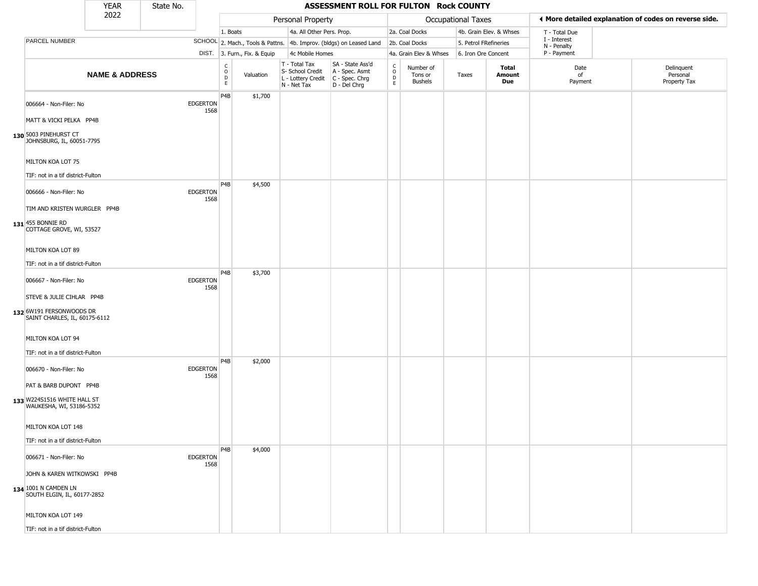# ASSESSMENT ROLL FOR FULTON Rock COUNTY

YEAR 2022 | State No.

| PARCEL NUMBER / NAME & ADDRESS | SCHOOL DIST. | CODE | Valuation | T - Total Tax / S- School Credit / L - Lottery Credit / N - Net Tax | SA - State Ass'd / A - Spec. Asmt / C - Spec. Chrg / D - Del Chrg | CODE | Number of Tons or Bushels | Taxes | Total Amount Due | Date of Payment | Delinquent Personal Property Tax |
|---|---|---|---|---|---|---|---|---|---|---|---|
| 130 006664 - Non-Filer: No<br>MATT & VICKI PELKA PP4B<br>5003 PINEHURST CT<br>JOHNSBURG, IL, 60051-7795<br>MILTON KOA LOT 75<br>TIF: not in a tif district-Fulton | EDGERTON 1568 | P4B | $1,700 | | | | | | | | |
| 131 006666 - Non-Filer: No<br>TIM AND KRISTEN WURGLER PP4B<br>455 BONNIE RD<br>COTTAGE GROVE, WI, 53527<br>MILTON KOA LOT 89<br>TIF: not in a tif district-Fulton | EDGERTON 1568 | P4B | $4,500 | | | | | | | | |
| 132 006667 - Non-Filer: No<br>STEVE & JULIE CIHLAR PP4B<br>6W191 FERSONWOODS DR<br>SAINT CHARLES, IL, 60175-6112<br>MILTON KOA LOT 94<br>TIF: not in a tif district-Fulton | EDGERTON 1568 | P4B | $3,700 | | | | | | | | |
| 133 006670 - Non-Filer: No<br>PAT & BARB DUPONT PP4B<br>W224S1516 WHITE HALL ST<br>WAUKESHA, WI, 53186-5352<br>MILTON KOA LOT 148<br>TIF: not in a tif district-Fulton | EDGERTON 1568 | P4B | $2,000 | | | | | | | | |
| 134 006671 - Non-Filer: No<br>JOHN & KAREN WITKOWSKI PP4B<br>1001 N CAMDEN LN<br>SOUTH ELGIN, IL, 60177-2852<br>MILTON KOA LOT 149<br>TIF: not in a tif district-Fulton | EDGERTON 1568 | P4B | $4,000 | | | | | | | | |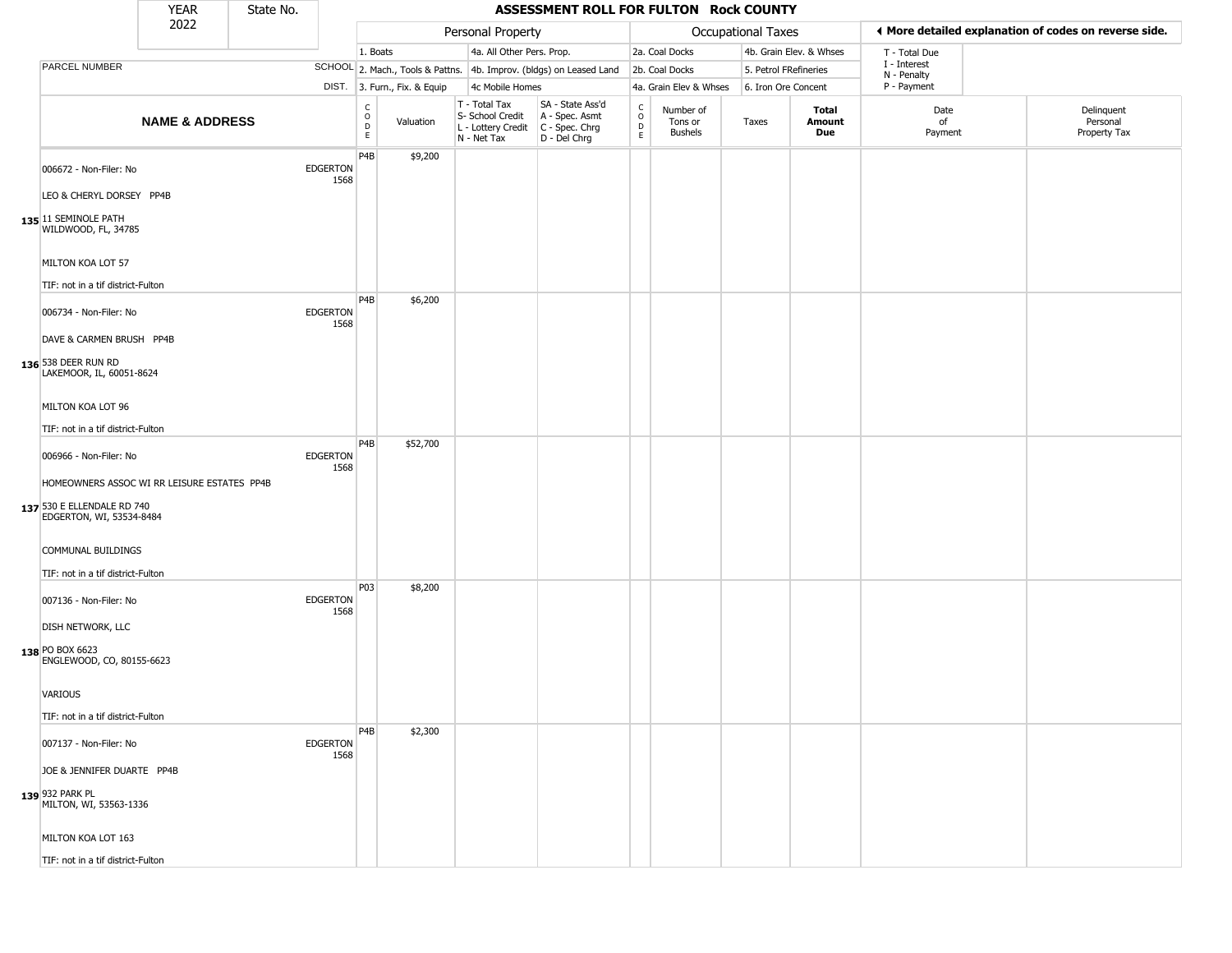| YEAR 2022 | State No. | | ASSESSMENT ROLL FOR FULTON Rock COUNTY | | | | | | | | | | |
|---|---|---|---|---|---|---|---|---|---|---|---|---|---|

| | | Personal Property | | | | Occupational Taxes | | | | More detailed explanation of codes on reverse side. | |
|---|---|---|---|---|---|---|---|---|---|---|---|
| PARCEL NUMBER | SCHOOL DIST. | 1. Boats<br>2. Mach., Tools & Pattns.<br>3. Furn., Fix. & Equip | | 4a. All Other Pers. Prop.<br>4b. Improv. (bldgs) on Leased Land<br>4c Mobile Homes | | 2a. Coal Docks<br>2b. Coal Docks<br>4a. Grain Elev & Whses | | 4b. Grain Elev. & Whses<br>5. Petrol FRefineries<br>6. Iron Ore Concent | | T - Total Due<br>I - Interest<br>N - Penalty<br>P - Payment | |

| | NAME & ADDRESS | SCHOOL DIST. | CODE | Valuation | T - Total Tax<br>S- School Credit<br>L - Lottery Credit<br>N - Net Tax | SA - State Ass'd<br>A - Spec. Asmt<br>C - Spec. Chrg<br>D - Del Chrg | CODE | Number of Tons or Bushels | Taxes | Total Amount Due | Date of Payment | Delinquent Personal Property Tax |
|---|---|---|---|---|---|---|---|---|---|---|---|---|
| 135 | 006672 - Non-Filer: No<br>LEO & CHERYL DORSEY PP4B<br>11 SEMINOLE PATH<br>WILDWOOD, FL, 34785<br>MILTON KOA LOT 57<br>TIF: not in a tif district-Fulton | EDGERTON 1568 | P4B | $9,200 | | | | | | | | |
| 136 | 006734 - Non-Filer: No<br>DAVE & CARMEN BRUSH PP4B<br>538 DEER RUN RD<br>LAKEMOOR, IL, 60051-8624<br>MILTON KOA LOT 96<br>TIF: not in a tif district-Fulton | EDGERTON 1568 | P4B | $6,200 | | | | | | | | |
| 137 | 006966 - Non-Filer: No<br>HOMEOWNERS ASSOC WI RR LEISURE ESTATES PP4B<br>530 E ELLENDALE RD 740<br>EDGERTON, WI, 53534-8484<br>COMMUNAL BUILDINGS<br>TIF: not in a tif district-Fulton | EDGERTON 1568 | P4B | $52,700 | | | | | | | | |
| 138 | 007136 - Non-Filer: No<br>DISH NETWORK, LLC<br>PO BOX 6623<br>ENGLEWOOD, CO, 80155-6623<br>VARIOUS<br>TIF: not in a tif district-Fulton | EDGERTON 1568 | P03 | $8,200 | | | | | | | | |
| 139 | 007137 - Non-Filer: No<br>JOE & JENNIFER DUARTE PP4B<br>932 PARK PL<br>MILTON, WI, 53563-1336<br>MILTON KOA LOT 163<br>TIF: not in a tif district-Fulton | EDGERTON 1568 | P4B | $2,300 | | | | | | | | |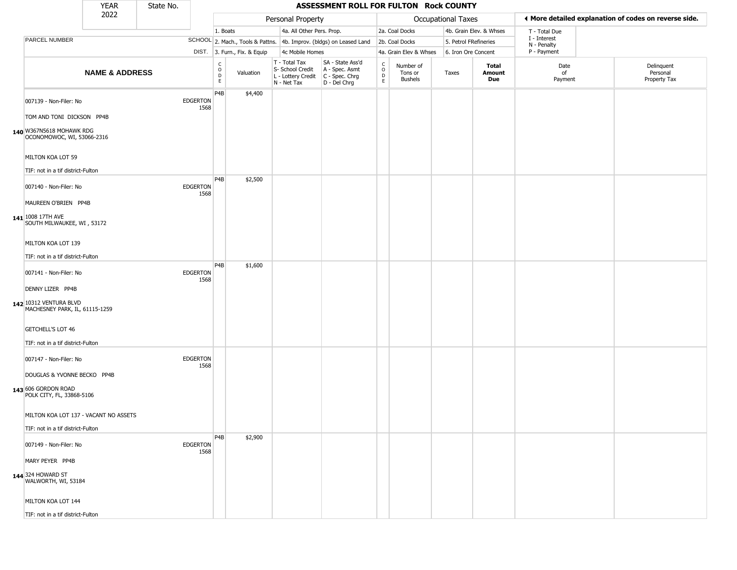| YEAR 2022 | State No. | | ASSESSMENT ROLL FOR FULTON Rock COUNTY | | | | | | | | | |
|---|---|---|---|---|---|---|---|---|---|---|---|---|
| | | | Personal Property | | | | Occupational Taxes | | | | ◀ More detailed explanation of codes on reverse side. | |
| PARCEL NUMBER | SCHOOL DIST. | | 1. Boats / 2. Mach., Tools & Pattns. / 3. Furn., Fix. & Equip | | 4a. All Other Pers. Prop. / 4b. Improv. (bldgs) on Leased Land / 4c Mobile Homes | | 2a. Coal Docks / 2b. Coal Docks / 4a. Grain Elev & Whses | | 4b. Grain Elev. & Whses / 5. Petrol FRefineries / 6. Iron Ore Concent | | T - Total Due / I - Interest / N - Penalty / P - Payment | |
| **NAME & ADDRESS** | | CODE | Valuation | T - Total Tax / S- School Credit / L - Lottery Credit / N - Net Tax | SA - State Ass'd / A - Spec. Asmt / C - Spec. Chrg / D - Del Chrg | CODE | Number of Tons or Bushels | Taxes | **Total Amount Due** | Date of Payment | Delinquent Personal Property Tax |
| 140 007139 - Non-Filer: No<br>TOM AND TONI DICKSON PP4B<br>W367N5618 MOHAWK RDG<br>OCONOMOWOC, WI, 53066-2316<br>MILTON KOA LOT 59<br>TIF: not in a tif district-Fulton | EDGERTON 1568 | P4B | $4,400 | | | | | | | | |
| 141 007140 - Non-Filer: No<br>MAUREEN O'BRIEN PP4B<br>1008 17TH AVE<br>SOUTH MILWAUKEE, WI , 53172<br>MILTON KOA LOT 139<br>TIF: not in a tif district-Fulton | EDGERTON 1568 | P4B | $2,500 | | | | | | | | |
| 142 007141 - Non-Filer: No<br>DENNY LIZER PP4B<br>10312 VENTURA BLVD<br>MACHESNEY PARK, IL, 61115-1259<br>GETCHELL'S LOT 46<br>TIF: not in a tif district-Fulton | EDGERTON 1568 | P4B | $1,600 | | | | | | | | |
| 143 007147 - Non-Filer: No<br>DOUGLAS & YVONNE BECKO PP4B<br>606 GORDON ROAD<br>POLK CITY, FL, 33868-5106<br>MILTON KOA LOT 137 - VACANT NO ASSETS<br>TIF: not in a tif district-Fulton | EDGERTON 1568 | | | | | | | | | | |
| 144 007149 - Non-Filer: No<br>MARY PEYER PP4B<br>324 HOWARD ST<br>WALWORTH, WI, 53184<br>MILTON KOA LOT 144<br>TIF: not in a tif district-Fulton | EDGERTON 1568 | P4B | $2,900 | | | | | | | | |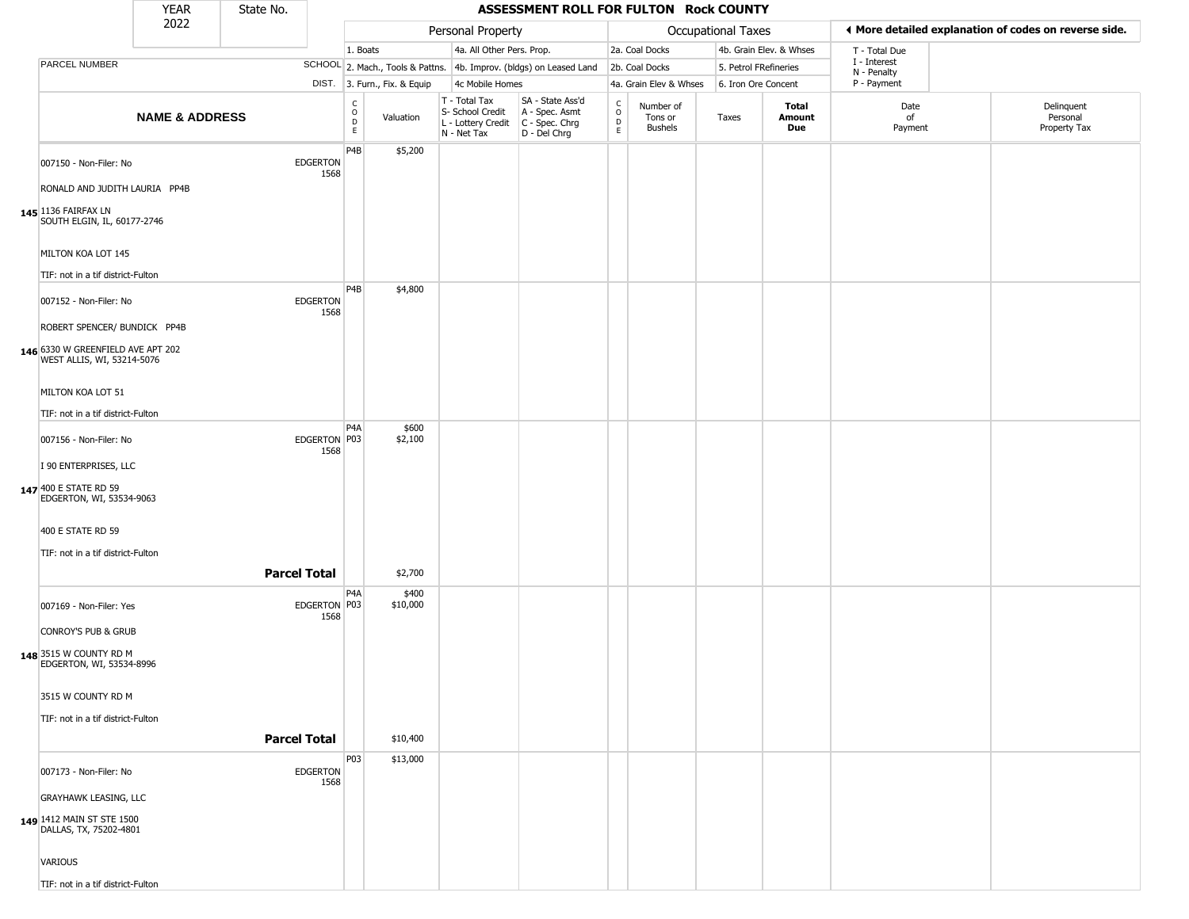| YEAR 2022 | State No. | ASSESSMENT ROLL FOR FULTON Rock COUNTY | | | | | | | | | |
|---|---|---|---|---|---|---|---|---|---|---|---|
| | | Personal Property | | | | Occupational Taxes | | | | ◀ More detailed explanation of codes on reverse side. | |
| | | 1. Boats | | 4a. All Other Pers. Prop. | | 2a. Coal Docks | | 4b. Grain Elev. & Whses | | T - Total Due | |
| PARCEL NUMBER | SCHOOL | 2. Mach., Tools & Pattns. | | 4b. Improv. (bldgs) on Leased Land | | 2b. Coal Docks | | 5. Petrol FRefineries | | I - Interest N - Penalty | |
| | DIST. | 3. Furn., Fix. & Equip | | 4c Mobile Homes | | 4a. Grain Elev & Whses | | 6. Iron Ore Concent | | P - Payment | |

| NAME & ADDRESS | | CODE | Valuation | T - Total Tax S- School Credit L - Lottery Credit N - Net Tax | SA - State Ass'd A - Spec. Asmt C - Spec. Chrg D - Del Chrg | CODE | Number of Tons or Bushels | Taxes | Total Amount Due | Date of Payment | Delinquent Personal Property Tax |
|---|---|---|---|---|---|---|---|---|---|---|---|
| 145 | 007150 - Non-Filer: No<br>RONALD AND JUDITH LAURIA PP4B<br>1136 FAIRFAX LN<br>SOUTH ELGIN, IL, 60177-2746<br>MILTON KOA LOT 145<br>TIF: not in a tif district-Fulton<br>EDGERTON 1568 | P4B | $5,200 | | | | | | | | |
| 146 | 007152 - Non-Filer: No<br>ROBERT SPENCER/ BUNDICK PP4B<br>6330 W GREENFIELD AVE APT 202<br>WEST ALLIS, WI, 53214-5076<br>MILTON KOA LOT 51<br>TIF: not in a tif district-Fulton<br>EDGERTON 1568 | P4B | $4,800 | | | | | | | | |
| 147 | 007156 - Non-Filer: No<br>I 90 ENTERPRISES, LLC<br>400 E STATE RD 59<br>EDGERTON, WI, 53534-9063<br>400 E STATE RD 59<br>TIF: not in a tif district-Fulton<br>EDGERTON 1568 | P4A<br>P03 | $600<br>$2,100 | | | | | | | | |
| | **Parcel Total** | | $2,700 | | | | | | | | |
| 148 | 007169 - Non-Filer: Yes<br>CONROY'S PUB & GRUB<br>3515 W COUNTY RD M<br>EDGERTON, WI, 53534-8996<br>3515 W COUNTY RD M<br>TIF: not in a tif district-Fulton<br>EDGERTON 1568 | P4A<br>P03 | $400<br>$10,000 | | | | | | | | |
| | **Parcel Total** | | $10,400 | | | | | | | | |
| 149 | 007173 - Non-Filer: No<br>GRAYHAWK LEASING, LLC<br>1412 MAIN ST STE 1500<br>DALLAS, TX, 75202-4801<br>VARIOUS<br>TIF: not in a tif district-Fulton<br>EDGERTON 1568 | P03 | $13,000 | | | | | | | | |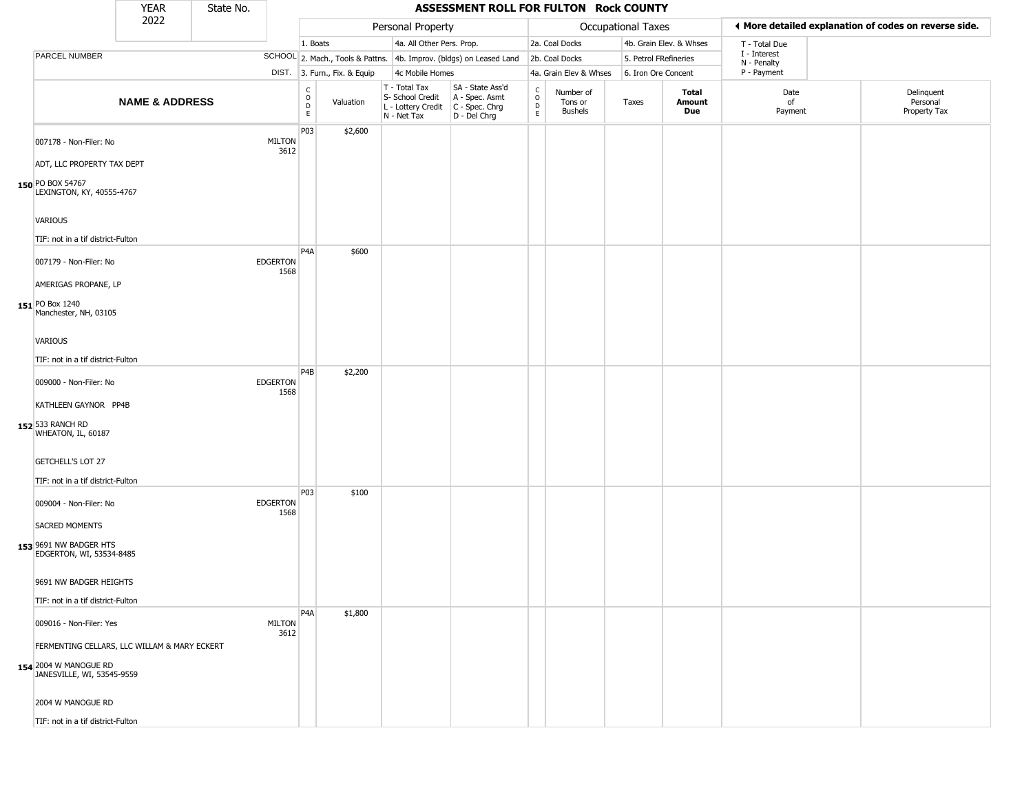# ASSESSMENT ROLL FOR FULTON Rock COUNTY

YEAR 2022 | State No.

◄ More detailed explanation of codes on reverse side.

| | NAME & ADDRESS | SCHOOL DIST. | CODE | Valuation | T - Total Tax<br>S- School Credit<br>L - Lottery Credit<br>N - Net Tax | SA - State Ass'd<br>A - Spec. Asmt<br>C - Spec. Chrg<br>D - Del Chrg | CODE | Number of Tons or Bushels | Taxes | Total Amount Due | Date of Payment | Delinquent Personal Property Tax |
|---|---|---|---|---|---|---|---|---|---|---|---|---|
| | **Personal Property:** 1. Boats; 2. Mach., Tools & Pattns.; 3. Furn., Fix. & Equip; 4a. All Other Pers. Prop.; 4b. Improv. (bldgs) on Leased Land; 4c Mobile Homes | | | | | | | **Occupational Taxes:** 2a. Coal Docks; 2b. Coal Docks; 4a. Grain Elev & Whses; 4b. Grain Elev. & Whses; 5. Petrol FRefineries; 6. Iron Ore Concent | | | T - Total Due; I - Interest; N - Penalty; P - Payment | |
| 150 | 007178 - Non-Filer: No<br>ADT, LLC PROPERTY TAX DEPT<br>PO BOX 54767<br>LEXINGTON, KY, 40555-4767<br>VARIOUS<br>TIF: not in a tif district-Fulton | MILTON 3612 | P03 | $2,600 | | | | | | | | |
| 151 | 007179 - Non-Filer: No<br>AMERIGAS PROPANE, LP<br>PO Box 1240<br>Manchester, NH, 03105<br>VARIOUS<br>TIF: not in a tif district-Fulton | EDGERTON 1568 | P4A | $600 | | | | | | | | |
| 152 | 009000 - Non-Filer: No<br>KATHLEEN GAYNOR PP4B<br>533 RANCH RD<br>WHEATON, IL, 60187<br>GETCHELL'S LOT 27<br>TIF: not in a tif district-Fulton | EDGERTON 1568 | P4B | $2,200 | | | | | | | | |
| 153 | 009004 - Non-Filer: No<br>SACRED MOMENTS<br>9691 NW BADGER HTS<br>EDGERTON, WI, 53534-8485<br>9691 NW BADGER HEIGHTS<br>TIF: not in a tif district-Fulton | EDGERTON 1568 | P03 | $100 | | | | | | | | |
| 154 | 009016 - Non-Filer: Yes<br>FERMENTING CELLARS, LLC WILLAM & MARY ECKERT<br>2004 W MANOGUE RD<br>JANESVILLE, WI, 53545-9559<br>2004 W MANOGUE RD<br>TIF: not in a tif district-Fulton | MILTON 3612 | P4A | $1,800 | | | | | | | | |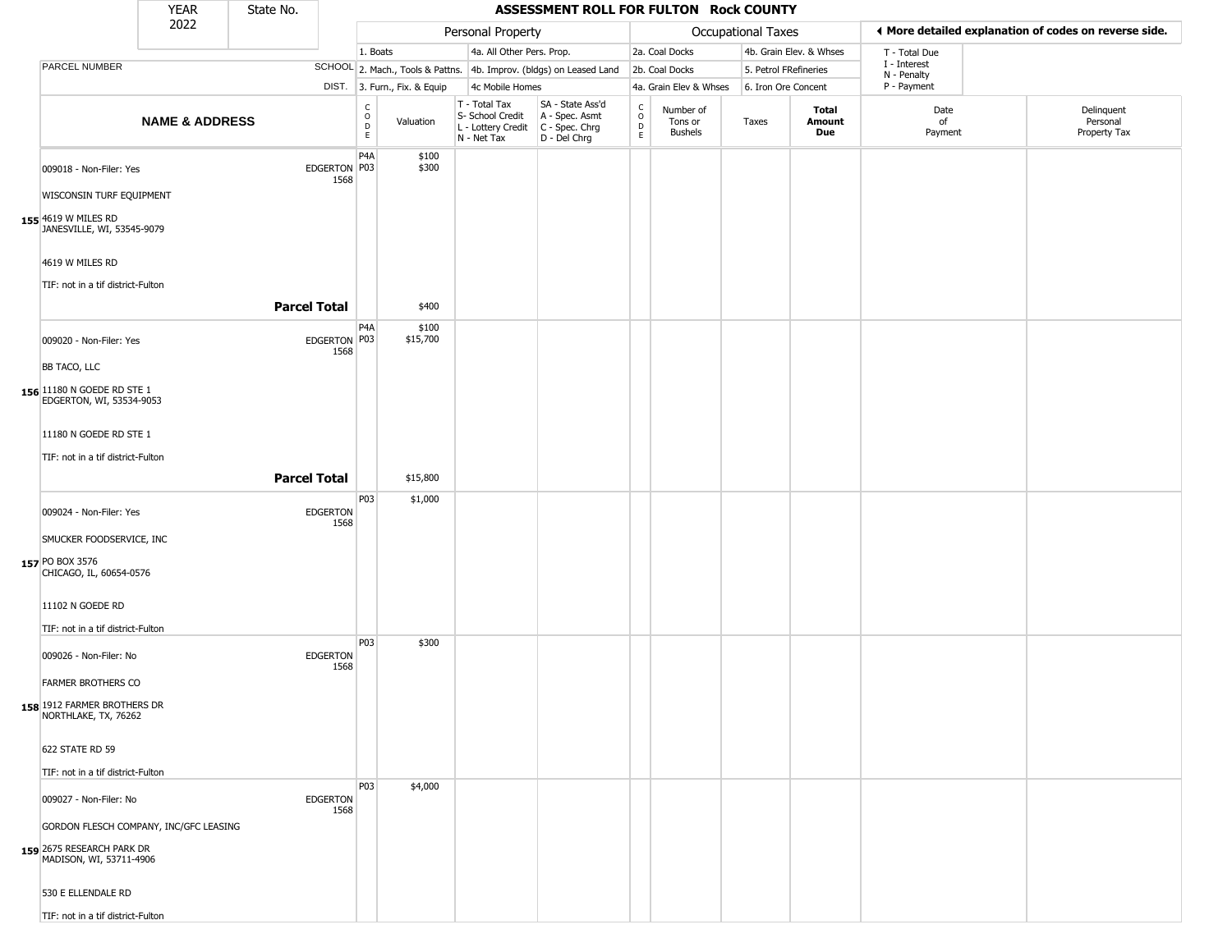| YEAR 2022 | State No. | | | | | | | | | | | |
|---|---|---|---|---|---|---|---|---|---|---|---|---|

# ASSESSMENT ROLL FOR FULTON Rock COUNTY

| | | Personal Property | | | | Occupational Taxes | | | | ◀ More detailed explanation of codes on reverse side. | |
|---|---|---|---|---|---|---|---|---|---|---|---|
| PARCEL NUMBER | SCHOOL DIST. | 1. Boats<br>2. Mach., Tools & Pattns.<br>3. Furn., Fix. & Equip | | 4a. All Other Pers. Prop.<br>4b. Improv. (bldgs) on Leased Land<br>4c Mobile Homes | | 2a. Coal Docks<br>2b. Coal Docks<br>4a. Grain Elev & Whses | | 4b. Grain Elev. & Whses<br>5. Petrol FRefineries<br>6. Iron Ore Concent | | T - Total Due<br>I - Interest<br>N - Penalty<br>P - Payment | |
| **NAME & ADDRESS** | | CODE | Valuation | T - Total Tax<br>S- School Credit<br>L - Lottery Credit<br>N - Net Tax | SA - State Ass'd<br>A - Spec. Asmt<br>C - Spec. Chrg<br>D - Del Chrg | CODE | Number of Tons or Bushels | Taxes | **Total Amount Due** | Date of Payment | Delinquent Personal Property Tax |
| **155** 009018 - Non-Filer: Yes<br>WISCONSIN TURF EQUIPMENT<br>4619 W MILES RD<br>JANESVILLE, WI, 53545-9079<br>4619 W MILES RD<br>TIF: not in a tif district-Fulton | EDGERTON 1568 | P4A<br>P03 | $100<br>$300 | | | | | | | | |
| **Parcel Total** | | | $400 | | | | | | | | |
| **156** 009020 - Non-Filer: Yes<br>BB TACO, LLC<br>11180 N GOEDE RD STE 1<br>EDGERTON, WI, 53534-9053<br>11180 N GOEDE RD STE 1<br>TIF: not in a tif district-Fulton | EDGERTON 1568 | P4A<br>P03 | $100<br>$15,700 | | | | | | | | |
| **Parcel Total** | | | $15,800 | | | | | | | | |
| **157** 009024 - Non-Filer: Yes<br>SMUCKER FOODSERVICE, INC<br>PO BOX 3576<br>CHICAGO, IL, 60654-0576<br>11102 N GOEDE RD<br>TIF: not in a tif district-Fulton | EDGERTON 1568 | P03 | $1,000 | | | | | | | | |
| **158** 009026 - Non-Filer: No<br>FARMER BROTHERS CO<br>1912 FARMER BROTHERS DR<br>NORTHLAKE, TX, 76262<br>622 STATE RD 59<br>TIF: not in a tif district-Fulton | EDGERTON 1568 | P03 | $300 | | | | | | | | |
| **159** 009027 - Non-Filer: No<br>GORDON FLESCH COMPANY, INC/GFC LEASING<br>2675 RESEARCH PARK DR<br>MADISON, WI, 53711-4906<br>530 E ELLENDALE RD<br>TIF: not in a tif district-Fulton | EDGERTON 1568 | P03 | $4,000 | | | | | | | | |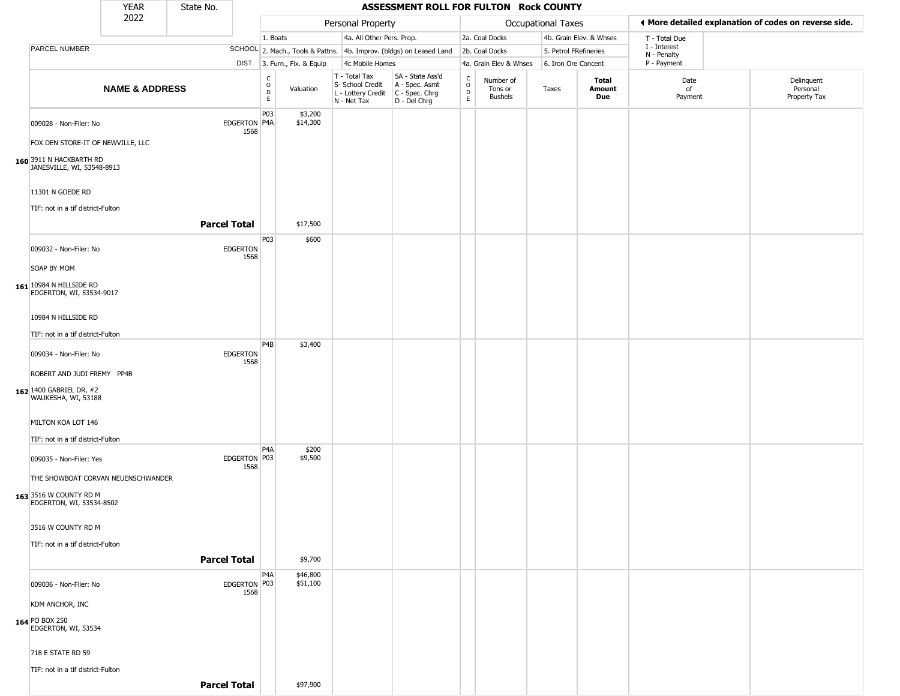# ASSESSMENT ROLL FOR FULTON Rock COUNTY

| YEAR | State No. |
|---|---|
| 2022 | |

| PARCEL NUMBER | SCHOOL DIST. | Personal Property | | | | Occupational Taxes | | | | ◀ More detailed explanation of codes on reverse side. | |
|---|---|---|---|---|---|---|---|---|---|---|---|
| | | 1. Boats | | 4a. All Other Pers. Prop. | | 2a. Coal Docks | | 4b. Grain Elev. & Whses | | T - Total Due | |
| | | 2. Mach., Tools & Pattns. | | 4b. Improv. (bldgs) on Leased Land | | 2b. Coal Docks | | 5. Petrol FRefineries | | I - Interest<br>N - Penalty | |
| | | 3. Furn., Fix. & Equip | | 4c Mobile Homes | | 4a. Grain Elev & Whses | | 6. Iron Ore Concent | | P - Payment | |
| **NAME & ADDRESS** | | CODE | Valuation | T - Total Tax<br>S- School Credit<br>L - Lottery Credit<br>N - Net Tax | SA - State Ass'd<br>A - Spec. Asmt<br>C - Spec. Chrg<br>D - Del Chrg | CODE | Number of Tons or Bushels | Taxes | **Total Amount Due** | Date of Payment | Delinquent Personal Property Tax |
| 009028 - Non-Filer: No<br>FOX DEN STORE-IT OF NEWVILLE, LLC<br>**160** 3911 N HACKBARTH RD<br>JANESVILLE, WI, 53548-8913<br>11301 N GOEDE RD<br>TIF: not in a tif district-Fulton | EDGERTON 1568 | P03<br>P4A | $3,200<br>$14,300 | | | | | | | | |
| **Parcel Total** | | | $17,500 | | | | | | | | |
| 009032 - Non-Filer: No<br>SOAP BY MOM<br>**161** 10984 N HILLSIDE RD<br>EDGERTON, WI, 53534-9017<br>10984 N HILLSIDE RD<br>TIF: not in a tif district-Fulton | EDGERTON 1568 | P03 | $600 | | | | | | | | |
| 009034 - Non-Filer: No<br>ROBERT AND JUDI FREMY PP4B<br>**162** 1400 GABRIEL DR, #2<br>WAUKESHA, WI, 53188<br>MILTON KOA LOT 146<br>TIF: not in a tif district-Fulton | EDGERTON 1568 | P4B | $3,400 | | | | | | | | |
| 009035 - Non-Filer: Yes<br>THE SHOWBOAT CORVAN NEUENSCHWANDER<br>**163** 3516 W COUNTY RD M<br>EDGERTON, WI, 53534-8502<br>3516 W COUNTY RD M<br>TIF: not in a tif district-Fulton | EDGERTON 1568 | P4A<br>P03 | $200<br>$9,500 | | | | | | | | |
| **Parcel Total** | | | $9,700 | | | | | | | | |
| 009036 - Non-Filer: No<br>KDM ANCHOR, INC<br>**164** PO BOX 250<br>EDGERTON, WI, 53534<br>718 E STATE RD 59<br>TIF: not in a tif district-Fulton | EDGERTON 1568 | P4A<br>P03 | $46,800<br>$51,100 | | | | | | | | |
| **Parcel Total** | | | $97,900 | | | | | | | | |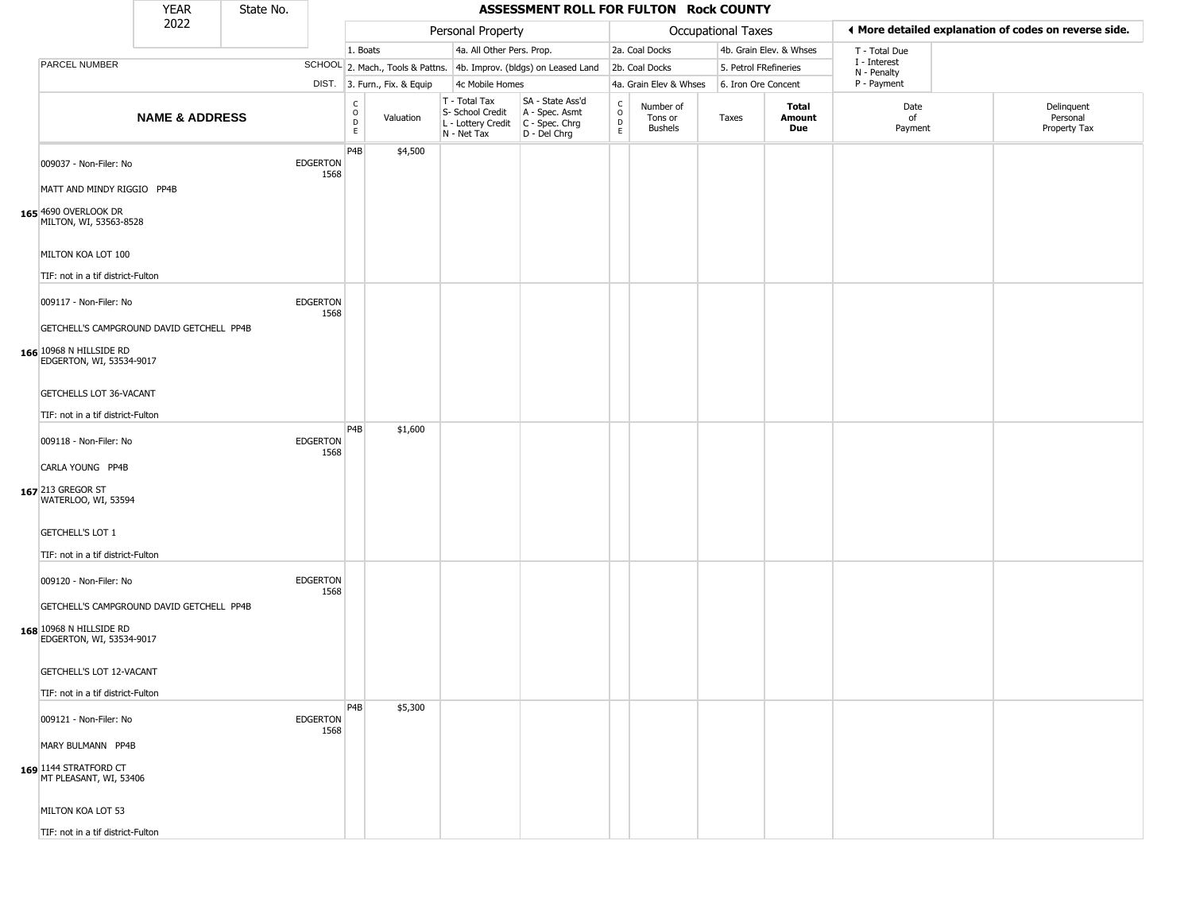| YEAR | State No. |
|---|---|
| 2022 | |

# ASSESSMENT ROLL FOR FULTON Rock COUNTY

| | | Personal Property | | | | Occupational Taxes | | | | ◀ More detailed explanation of codes on reverse side. | |
|---|---|---|---|---|---|---|---|---|---|---|---|
| PARCEL NUMBER | SCHOOL DIST. | 1. Boats<br>2. Mach., Tools & Pattns.<br>3. Furn., Fix. & Equip | | 4a. All Other Pers. Prop.<br>4b. Improv. (bldgs) on Leased Land<br>4c Mobile Homes | | 2a. Coal Docks<br>2b. Coal Docks<br>4a. Grain Elev & Whses | | 4b. Grain Elev. & Whses<br>5. Petrol FRefineries<br>6. Iron Ore Concent | | T - Total Due<br>I - Interest<br>N - Penalty<br>P - Payment | |
| **NAME & ADDRESS** | | CODE | Valuation | T - Total Tax<br>S- School Credit<br>L - Lottery Credit<br>N - Net Tax | SA - State Ass'd<br>A - Spec. Asmt<br>C - Spec. Chrg<br>D - Del Chrg | CODE | Number of Tons or Bushels | Taxes | **Total Amount Due** | Date of Payment | Delinquent Personal Property Tax |
| 009037 - Non-Filer: No<br>MATT AND MINDY RIGGIO PP4B<br>**165** 4690 OVERLOOK DR<br>MILTON, WI, 53563-8528<br>MILTON KOA LOT 100<br>TIF: not in a tif district-Fulton | EDGERTON 1568 | P4B | $4,500 | | | | | | | | |
| 009117 - Non-Filer: No<br>GETCHELL'S CAMPGROUND DAVID GETCHELL PP4B<br>**166** 10968 N HILLSIDE RD<br>EDGERTON, WI, 53534-9017<br>GETCHELLS LOT 36-VACANT<br>TIF: not in a tif district-Fulton | EDGERTON 1568 | | | | | | | | | | |
| 009118 - Non-Filer: No<br>CARLA YOUNG PP4B<br>**167** 213 GREGOR ST<br>WATERLOO, WI, 53594<br>GETCHELL'S LOT 1<br>TIF: not in a tif district-Fulton | EDGERTON 1568 | P4B | $1,600 | | | | | | | | |
| 009120 - Non-Filer: No<br>GETCHELL'S CAMPGROUND DAVID GETCHELL PP4B<br>**168** 10968 N HILLSIDE RD<br>EDGERTON, WI, 53534-9017<br>GETCHELL'S LOT 12-VACANT<br>TIF: not in a tif district-Fulton | EDGERTON 1568 | | | | | | | | | | |
| 009121 - Non-Filer: No<br>MARY BULMANN PP4B<br>**169** 1144 STRATFORD CT<br>MT PLEASANT, WI, 53406<br>MILTON KOA LOT 53<br>TIF: not in a tif district-Fulton | EDGERTON 1568 | P4B | $5,300 | | | | | | | | |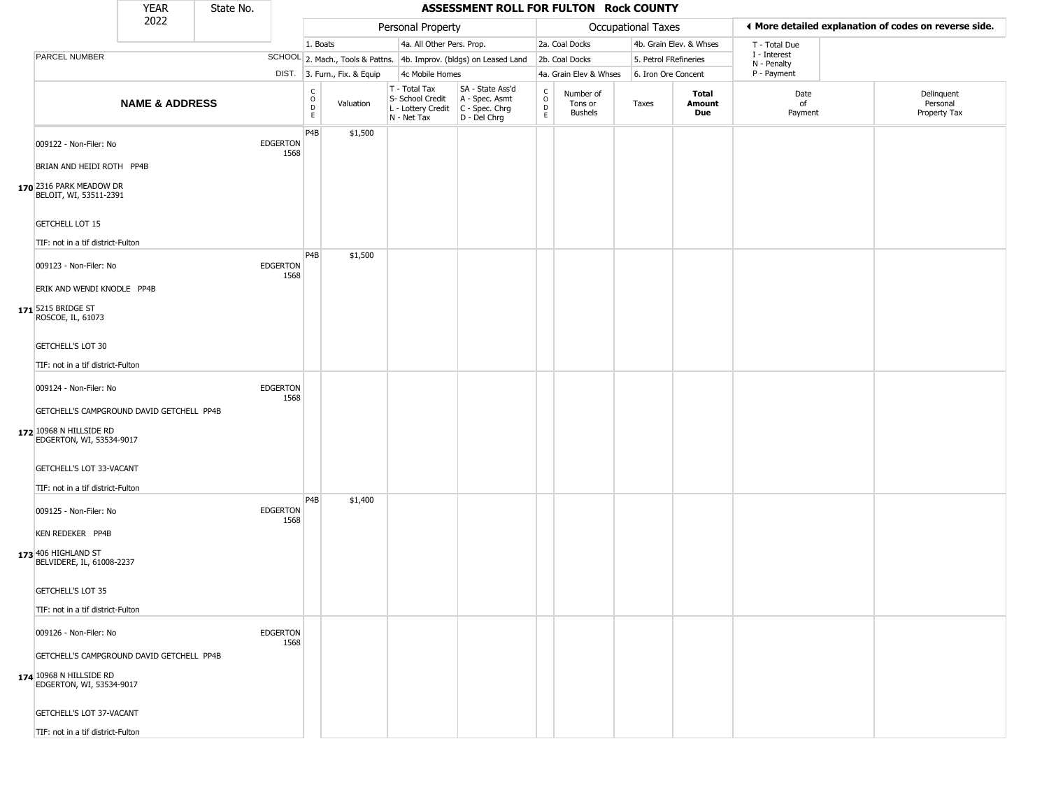# ASSESSMENT ROLL FOR FULTON Rock COUNTY

YEAR 2022 | State No.

| | | Personal Property | | | | Occupational Taxes | | | | More detailed explanation of codes on reverse side. | |
|---|---|---|---|---|---|---|---|---|---|---|---|
| PARCEL NUMBER | SCHOOL DIST. | 1. Boats<br>2. Mach., Tools & Pattns.<br>3. Furn., Fix. & Equip | | 4a. All Other Pers. Prop.<br>4b. Improv. (bldgs) on Leased Land<br>4c Mobile Homes | | 2a. Coal Docks<br>2b. Coal Docks<br>4a. Grain Elev & Whses | | 4b. Grain Elev. & Whses<br>5. Petrol FRefineries<br>6. Iron Ore Concent | | T - Total Due<br>I - Interest<br>N - Penalty<br>P - Payment | |
| **NAME & ADDRESS** | | CODE | Valuation | T - Total Tax<br>S- School Credit<br>L - Lottery Credit<br>N - Net Tax | SA - State Ass'd<br>A - Spec. Asmt<br>C - Spec. Chrg<br>D - Del Chrg | CODE | Number of Tons or Bushels | Taxes | **Total Amount Due** | Date of Payment | Delinquent Personal Property Tax |
| 009122 - Non-Filer: No<br>BRIAN AND HEIDI ROTH PP4B<br>**170** 2316 PARK MEADOW DR<br>BELOIT, WI, 53511-2391<br>GETCHELL LOT 15<br>TIF: not in a tif district-Fulton | EDGERTON 1568 | P4B | $1,500 | | | | | | | | |
| 009123 - Non-Filer: No<br>ERIK AND WENDI KNODLE PP4B<br>**171** 5215 BRIDGE ST<br>ROSCOE, IL, 61073<br>GETCHELL'S LOT 30<br>TIF: not in a tif district-Fulton | EDGERTON 1568 | P4B | $1,500 | | | | | | | | |
| 009124 - Non-Filer: No<br>GETCHELL'S CAMPGROUND DAVID GETCHELL PP4B<br>**172** 10968 N HILLSIDE RD<br>EDGERTON, WI, 53534-9017<br>GETCHELL'S LOT 33-VACANT<br>TIF: not in a tif district-Fulton | EDGERTON 1568 | | | | | | | | | | |
| 009125 - Non-Filer: No<br>KEN REDEKER PP4B<br>**173** 406 HIGHLAND ST<br>BELVIDERE, IL, 61008-2237<br>GETCHELL'S LOT 35<br>TIF: not in a tif district-Fulton | EDGERTON 1568 | P4B | $1,400 | | | | | | | | |
| 009126 - Non-Filer: No<br>GETCHELL'S CAMPGROUND DAVID GETCHELL PP4B<br>**174** 10968 N HILLSIDE RD<br>EDGERTON, WI, 53534-9017<br>GETCHELL'S LOT 37-VACANT<br>TIF: not in a tif district-Fulton | EDGERTON 1568 | | | | | | | | | | |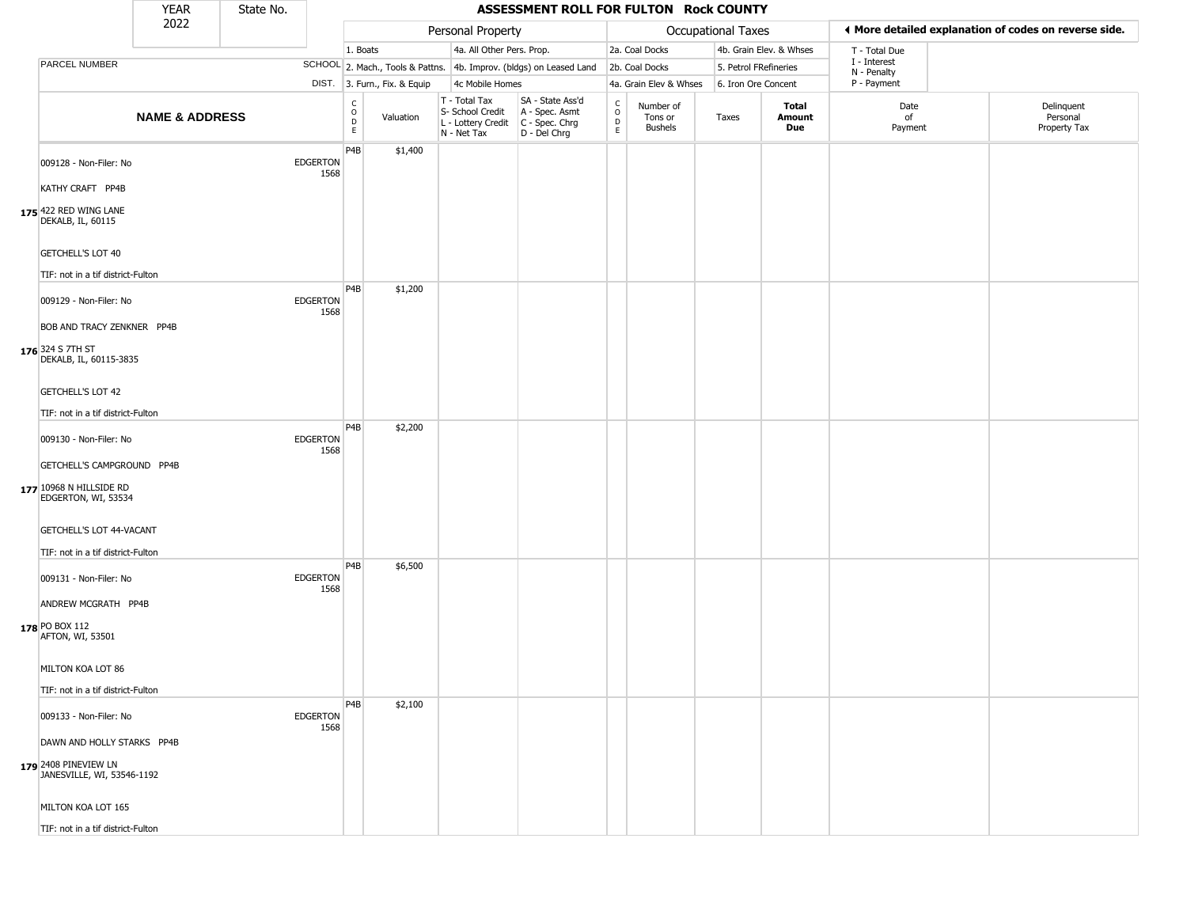| YEAR | State No. |
|---|---|
| 2022 | |

# ASSESSMENT ROLL FOR FULTON Rock COUNTY

| | | Personal Property | | | | Occupational Taxes | | | | ◀ More detailed explanation of codes on reverse side. | |
|---|---|---|---|---|---|---|---|---|---|---|---|
| | | 1. Boats | | 4a. All Other Pers. Prop. | | 2a. Coal Docks | | 4b. Grain Elev. & Whses | | T - Total Due<br>I - Interest<br>N - Penalty<br>P - Payment | |
| PARCEL NUMBER | SCHOOL | 2. Mach., Tools & Pattns. | | 4b. Improv. (bldgs) on Leased Land | | 2b. Coal Docks | | 5. Petrol FRefineries | | | |
| | DIST. | 3. Furn., Fix. & Equip | | 4c Mobile Homes | | 4a. Grain Elev & Whses | | 6. Iron Ore Concent | | | |

| NAME & ADDRESS | SCHOOL DIST. | CODE | Valuation | T - Total Tax<br>S- School Credit<br>L - Lottery Credit<br>N - Net Tax | SA - State Ass'd<br>A - Spec. Asmt<br>C - Spec. Chrg<br>D - Del Chrg | CODE | Number of Tons or Bushels | Taxes | Total Amount Due | Date of Payment | Delinquent Personal Property Tax |
|---|---|---|---|---|---|---|---|---|---|---|---|
| 175 009128 - Non-Filer: No<br>KATHY CRAFT PP4B<br>422 RED WING LANE<br>DEKALB, IL, 60115<br>GETCHELL'S LOT 40<br>TIF: not in a tif district-Fulton | EDGERTON 1568 | P4B | $1,400 | | | | | | | | |
| 176 009129 - Non-Filer: No<br>BOB AND TRACY ZENKNER PP4B<br>324 S 7TH ST<br>DEKALB, IL, 60115-3835<br>GETCHELL'S LOT 42<br>TIF: not in a tif district-Fulton | EDGERTON 1568 | P4B | $1,200 | | | | | | | | |
| 177 009130 - Non-Filer: No<br>GETCHELL'S CAMPGROUND PP4B<br>10968 N HILLSIDE RD<br>EDGERTON, WI, 53534<br>GETCHELL'S LOT 44-VACANT<br>TIF: not in a tif district-Fulton | EDGERTON 1568 | P4B | $2,200 | | | | | | | | |
| 178 009131 - Non-Filer: No<br>ANDREW MCGRATH PP4B<br>PO BOX 112<br>AFTON, WI, 53501<br>MILTON KOA LOT 86<br>TIF: not in a tif district-Fulton | EDGERTON 1568 | P4B | $6,500 | | | | | | | | |
| 179 009133 - Non-Filer: No<br>DAWN AND HOLLY STARKS PP4B<br>2408 PINEVIEW LN<br>JANESVILLE, WI, 53546-1192<br>MILTON KOA LOT 165<br>TIF: not in a tif district-Fulton | EDGERTON 1568 | P4B | $2,100 | | | | | | | | |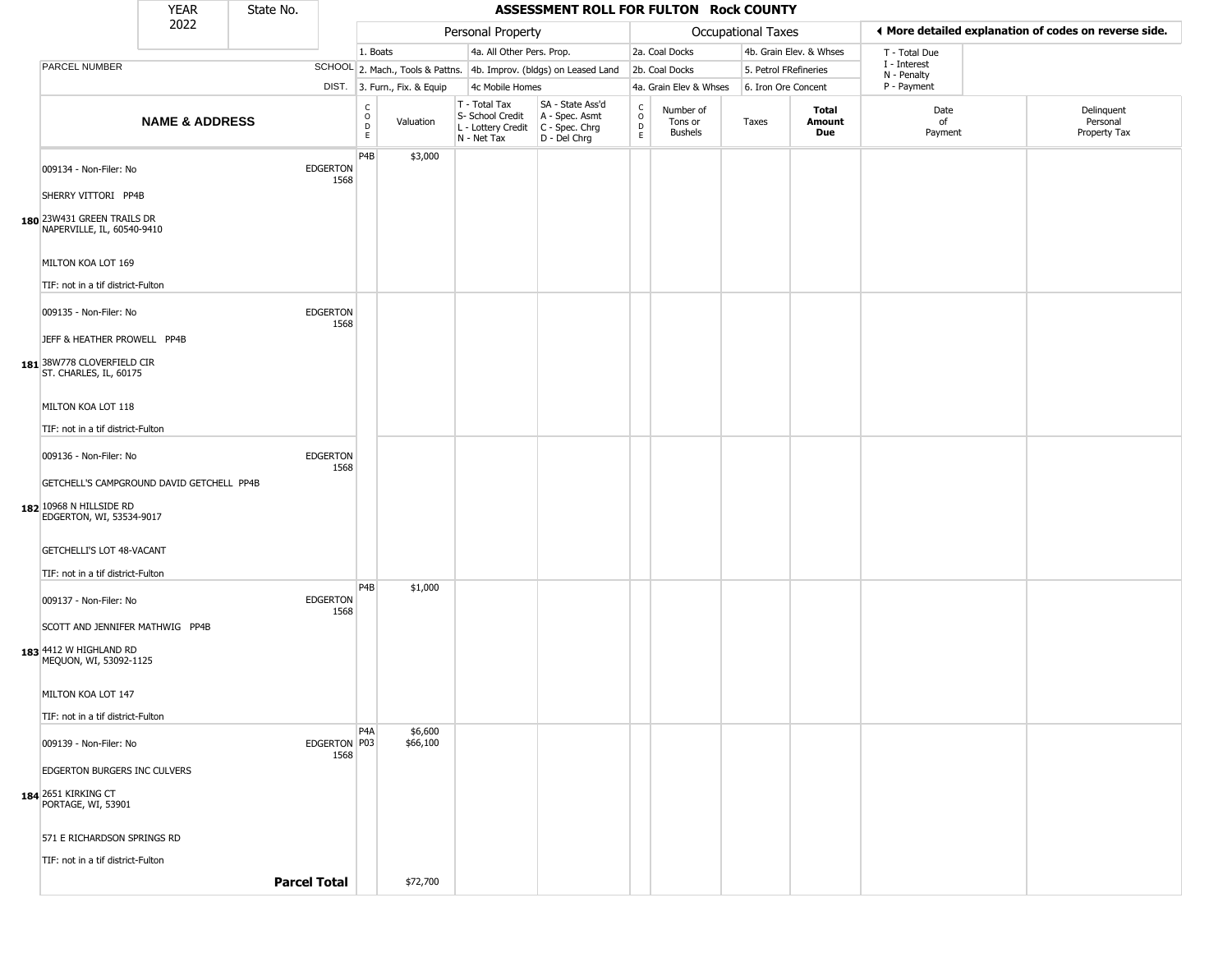| YEAR 2022 | State No. | ASSESSMENT ROLL FOR FULTON Rock COUNTY |
|---|---|---|

| | | Personal Property | | | | Occupational Taxes | | | | ◄ More detailed explanation of codes on reverse side. | |
|---|---|---|---|---|---|---|---|---|---|---|---|
| | | 1. Boats | | 4a. All Other Pers. Prop. | | 2a. Coal Docks | | 4b. Grain Elev. & Whses | | T - Total Due | |
| PARCEL NUMBER | SCHOOL | 2. Mach., Tools & Pattns. | | 4b. Improv. (bldgs) on Leased Land | | 2b. Coal Docks | | 5. Petrol FRefineries | | I - Interest N - Penalty | |
| | DIST. | 3. Furn., Fix. & Equip | | 4c Mobile Homes | | 4a. Grain Elev & Whses | | 6. Iron Ore Concent | | P - Payment | |
| **NAME & ADDRESS** | | CODE | Valuation | T - Total Tax S- School Credit L - Lottery Credit N - Net Tax | SA - State Ass'd A - Spec. Asmt C - Spec. Chrg D - Del Chrg | CODE | Number of Tons or Bushels | Taxes | **Total Amount Due** | Date of Payment | Delinquent Personal Property Tax |
| 009134 - Non-Filer: No<br>SHERRY VITTORI PP4B<br>**180** 23W431 GREEN TRAILS DR<br>NAPERVILLE, IL, 60540-9410<br>MILTON KOA LOT 169<br>TIF: not in a tif district-Fulton | EDGERTON 1568 | P4B | $3,000 | | | | | | | | |
| 009135 - Non-Filer: No<br>JEFF & HEATHER PROWELL PP4B<br>**181** 38W778 CLOVERFIELD CIR<br>ST. CHARLES, IL, 60175<br>MILTON KOA LOT 118<br>TIF: not in a tif district-Fulton | EDGERTON 1568 | | | | | | | | | | |
| 009136 - Non-Filer: No<br>GETCHELL'S CAMPGROUND DAVID GETCHELL PP4B<br>**182** 10968 N HILLSIDE RD<br>EDGERTON, WI, 53534-9017<br>GETCHELLI'S LOT 48-VACANT<br>TIF: not in a tif district-Fulton | EDGERTON 1568 | | | | | | | | | | |
| 009137 - Non-Filer: No<br>SCOTT AND JENNIFER MATHWIG PP4B<br>**183** 4412 W HIGHLAND RD<br>MEQUON, WI, 53092-1125<br>MILTON KOA LOT 147<br>TIF: not in a tif district-Fulton | EDGERTON 1568 | P4B | $1,000 | | | | | | | | |
| 009139 - Non-Filer: No<br>EDGERTON BURGERS INC CULVERS<br>**184** 2651 KIRKING CT<br>PORTAGE, WI, 53901<br>571 E RICHARDSON SPRINGS RD<br>TIF: not in a tif district-Fulton | EDGERTON 1568 | P4A<br>P03 | $6,600<br>$66,100 | | | | | | | | |
| | **Parcel Total** | | $72,700 | | | | | | | | |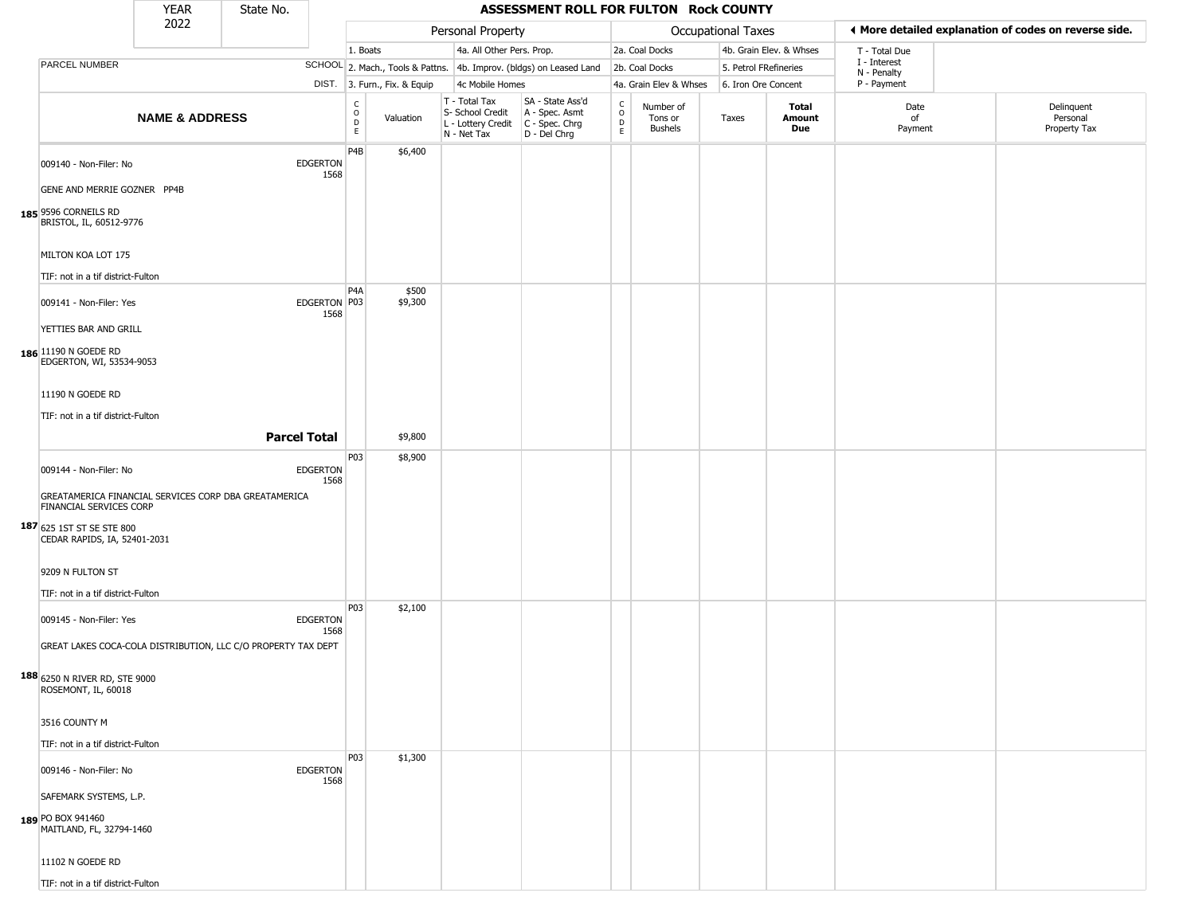| YEAR | State No. |
|---|---|
| 2022 | |

# ASSESSMENT ROLL FOR FULTON Rock COUNTY

| | Personal Property | | Occupational Taxes | | ◄ More detailed explanation of codes on reverse side. |
|---|---|---|---|---|---|
| | 1. Boats | 4a. All Other Pers. Prop. | 2a. Coal Docks | 4b. Grain Elev. & Whses | T - Total Due |
| PARCEL NUMBER SCHOOL | 2. Mach., Tools & Pattns. | 4b. Improv. (bldgs) on Leased Land | 2b. Coal Docks | 5. Petrol FRefineries | I - Interest, N - Penalty |
| DIST. | 3. Furn., Fix. & Equip | 4c Mobile Homes | 4a. Grain Elev & Whses | 6. Iron Ore Concent | P - Payment |

| | NAME & ADDRESS | CODE | Valuation | T - Total Tax, S- School Credit, L - Lottery Credit, N - Net Tax | SA - State Ass'd, A - Spec. Asmt, C - Spec. Chrg, D - Del Chrg | CODE | Number of Tons or Bushels | Taxes | Total Amount Due | Date of Payment | Delinquent Personal Property Tax |
|---|---|---|---|---|---|---|---|---|---|---|---|
| 185 | 009140 - Non-Filer: No — EDGERTON 1568<br>GENE AND MERRIE GOZNER PP4B<br>9596 CORNEILS RD<br>BRISTOL, IL, 60512-9776<br>MILTON KOA LOT 175<br>TIF: not in a tif district-Fulton | P4B | $6,400 | | | | | | | | |
| 186 | 009141 - Non-Filer: Yes — EDGERTON 1568<br>YETTIES BAR AND GRILL<br>11190 N GOEDE RD<br>EDGERTON, WI, 53534-9053<br>11190 N GOEDE RD<br>TIF: not in a tif district-Fulton | P4A<br>P03 | $500<br>$9,300 | | | | | | | | |
| | **Parcel Total** | | $9,800 | | | | | | | | |
| 187 | 009144 - Non-Filer: No — EDGERTON 1568<br>GREATAMERICA FINANCIAL SERVICES CORP DBA GREATAMERICA FINANCIAL SERVICES CORP<br>625 1ST ST SE STE 800<br>CEDAR RAPIDS, IA, 52401-2031<br>9209 N FULTON ST<br>TIF: not in a tif district-Fulton | P03 | $8,900 | | | | | | | | |
| 188 | 009145 - Non-Filer: Yes — EDGERTON 1568<br>GREAT LAKES COCA-COLA DISTRIBUTION, LLC C/O PROPERTY TAX DEPT<br>6250 N RIVER RD, STE 9000<br>ROSEMONT, IL, 60018<br>3516 COUNTY M<br>TIF: not in a tif district-Fulton | P03 | $2,100 | | | | | | | | |
| 189 | 009146 - Non-Filer: No — EDGERTON 1568<br>SAFEMARK SYSTEMS, L.P.<br>PO BOX 941460<br>MAITLAND, FL, 32794-1460<br>11102 N GOEDE RD<br>TIF: not in a tif district-Fulton | P03 | $1,300 | | | | | | | | |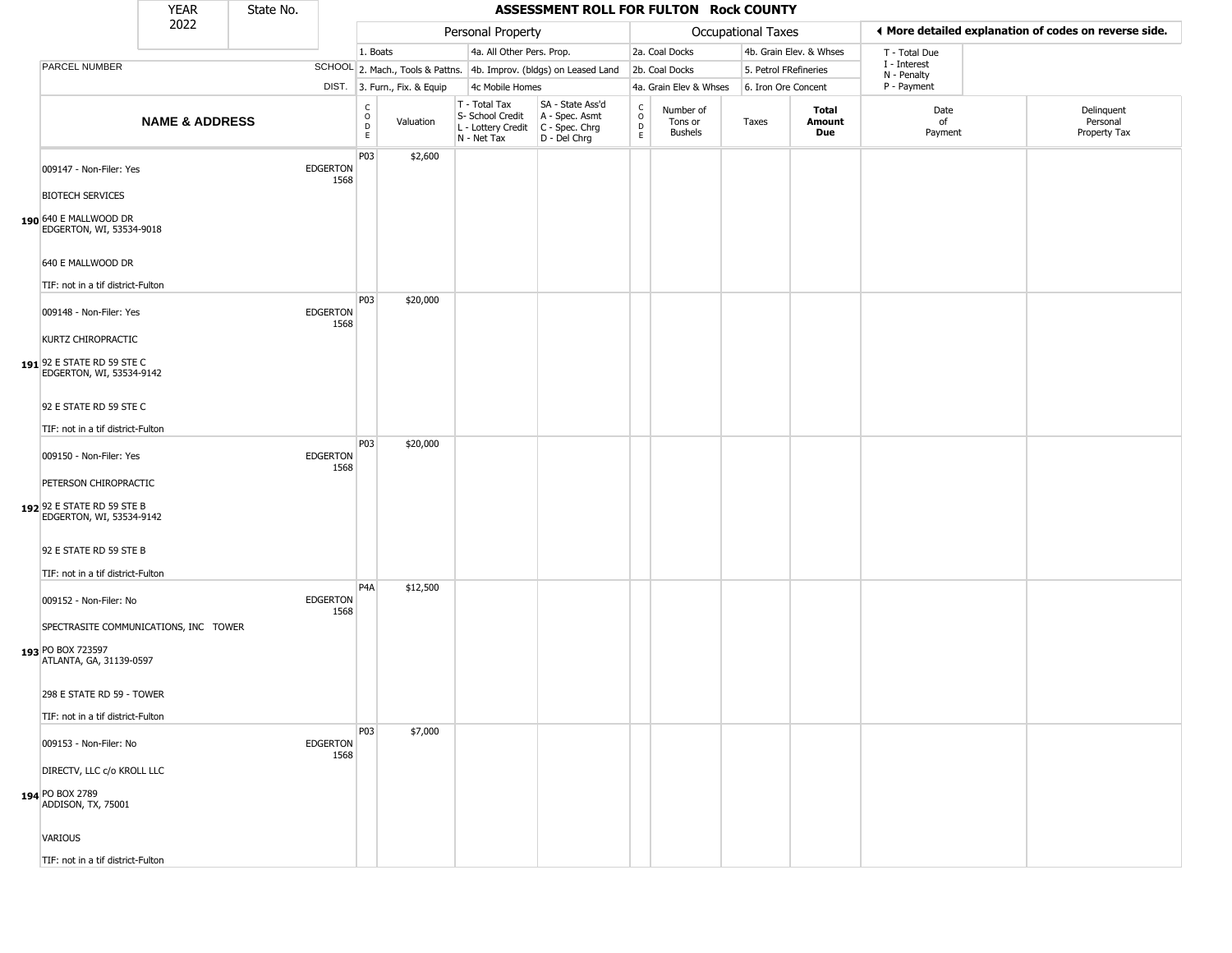| YEAR 2022 | State No. | ASSESSMENT ROLL FOR FULTON Rock COUNTY |
|---|---|---|

| | | Personal Property | | | | Occupational Taxes | | | | ◄ More detailed explanation of codes on reverse side. | |
|---|---|---|---|---|---|---|---|---|---|---|---|
| | | 1. Boats | | 4a. All Other Pers. Prop. | | 2a. Coal Docks | | 4b. Grain Elev. & Whses | | T - Total Due | |
| PARCEL NUMBER | SCHOOL | 2. Mach., Tools & Pattns. | | 4b. Improv. (bldgs) on Leased Land | | 2b. Coal Docks | | 5. Petrol FRefineries | | I - Interest<br>N - Penalty | |
| | DIST. | 3. Furn., Fix. & Equip | | 4c Mobile Homes | | 4a. Grain Elev & Whses | | 6. Iron Ore Concent | | P - Payment | |
| **NAME & ADDRESS** | | CODE | Valuation | T - Total Tax<br>S- School Credit<br>L - Lottery Credit<br>N - Net Tax | SA - State Ass'd<br>A - Spec. Asmt<br>C - Spec. Chrg<br>D - Del Chrg | CODE | Number of Tons or Bushels | Taxes | **Total Amount Due** | Date of Payment | Delinquent Personal Property Tax |
| 190 009147 - Non-Filer: Yes<br>BIOTECH SERVICES<br>640 E MALLWOOD DR<br>EDGERTON, WI, 53534-9018<br>640 E MALLWOOD DR<br>TIF: not in a tif district-Fulton | EDGERTON 1568 | P03 | $2,600 | | | | | | | | |
| 191 009148 - Non-Filer: Yes<br>KURTZ CHIROPRACTIC<br>92 E STATE RD 59 STE C<br>EDGERTON, WI, 53534-9142<br>92 E STATE RD 59 STE C<br>TIF: not in a tif district-Fulton | EDGERTON 1568 | P03 | $20,000 | | | | | | | | |
| 192 009150 - Non-Filer: Yes<br>PETERSON CHIROPRACTIC<br>92 E STATE RD 59 STE B<br>EDGERTON, WI, 53534-9142<br>92 E STATE RD 59 STE B<br>TIF: not in a tif district-Fulton | EDGERTON 1568 | P03 | $20,000 | | | | | | | | |
| 193 009152 - Non-Filer: No<br>SPECTRASITE COMMUNICATIONS, INC TOWER<br>PO BOX 723597<br>ATLANTA, GA, 31139-0597<br>298 E STATE RD 59 - TOWER<br>TIF: not in a tif district-Fulton | EDGERTON 1568 | P4A | $12,500 | | | | | | | | |
| 194 009153 - Non-Filer: No<br>DIRECTV, LLC c/o KROLL LLC<br>PO BOX 2789<br>ADDISON, TX, 75001<br>VARIOUS<br>TIF: not in a tif district-Fulton | EDGERTON 1568 | P03 | $7,000 | | | | | | | | |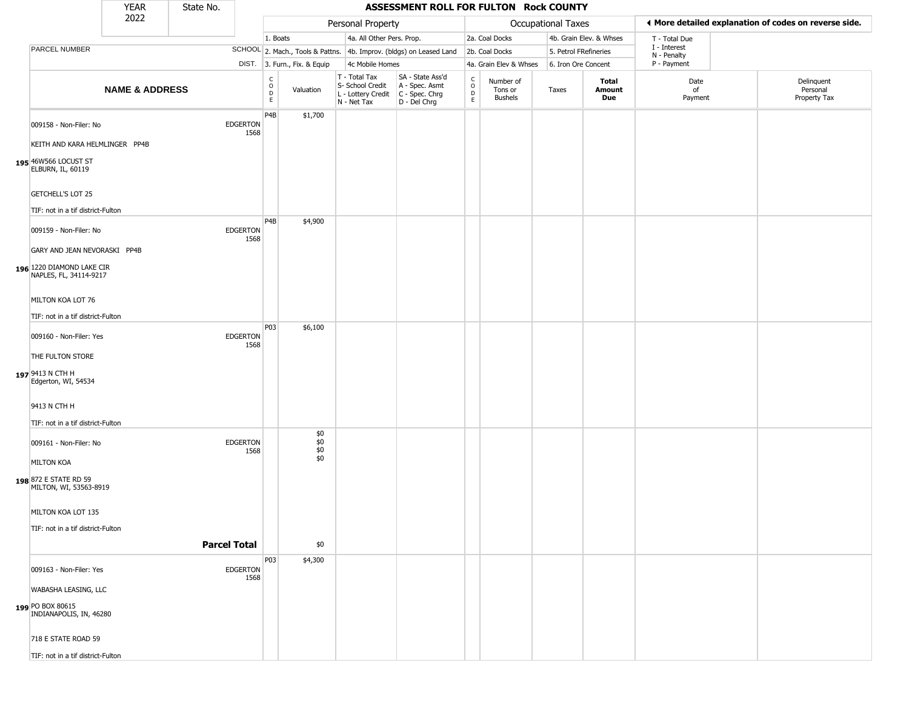# ASSESSMENT ROLL FOR FULTON Rock COUNTY

YEAR 2022 | State No.

| | | Personal Property | | | | Occupational Taxes | | | | ◀ More detailed explanation of codes on reverse side. | |
|---|---|---|---|---|---|---|---|---|---|---|---|
| | | 1. Boats | | 4a. All Other Pers. Prop. | | 2a. Coal Docks | | 4b. Grain Elev. & Whses | | T - Total Due | |
| PARCEL NUMBER | SCHOOL | 2. Mach., Tools & Pattns. | | 4b. Improv. (bldgs) on Leased Land | | 2b. Coal Docks | | 5. Petrol FRefineries | | I - Interest N - Penalty | |
| | DIST. | 3. Furn., Fix. & Equip | | 4c Mobile Homes | | 4a. Grain Elev & Whses | | 6. Iron Ore Concent | | P - Payment | |

| NAME & ADDRESS | | CODE | Valuation | T - Total Tax S- School Credit L - Lottery Credit N - Net Tax | SA - State Ass'd A - Spec. Asmt C - Spec. Chrg D - Del Chrg | CODE | Number of Tons or Bushels | Taxes | Total Amount Due | Date of Payment | Delinquent Personal Property Tax |
|---|---|---|---|---|---|---|---|---|---|---|---|
| 195 | 009158 - Non-Filer: No<br>KEITH AND KARA HELMLINGER PP4B<br>46W566 LOCUST ST<br>ELBURN, IL, 60119<br>GETCHELL'S LOT 25<br>TIF: not in a tif district-Fulton | EDGERTON 1568 | P4B | $1,700 | | | | | | | |
| 196 | 009159 - Non-Filer: No<br>GARY AND JEAN NEVORASKI PP4B<br>1220 DIAMOND LAKE CIR<br>NAPLES, FL, 34114-9217<br>MILTON KOA LOT 76<br>TIF: not in a tif district-Fulton | EDGERTON 1568 | P4B | $4,900 | | | | | | | |
| 197 | 009160 - Non-Filer: Yes<br>THE FULTON STORE<br>9413 N CTH H<br>Edgerton, WI, 54534<br>9413 N CTH H<br>TIF: not in a tif district-Fulton | EDGERTON 1568 | P03 | $6,100 | | | | | | | |
| 198 | 009161 - Non-Filer: No<br>MILTON KOA<br>872 E STATE RD 59<br>MILTON, WI, 53563-8919<br>MILTON KOA LOT 135<br>TIF: not in a tif district-Fulton | EDGERTON 1568 | | $0<br>$0<br>$0<br>$0 | | | | | | | |
| | **Parcel Total** | | | $0 | | | | | | | |
| 199 | 009163 - Non-Filer: Yes<br>WABASHA LEASING, LLC<br>PO BOX 80615<br>INDIANAPOLIS, IN, 46280<br>718 E STATE ROAD 59<br>TIF: not in a tif district-Fulton | EDGERTON 1568 | P03 | $4,300 | | | | | | | |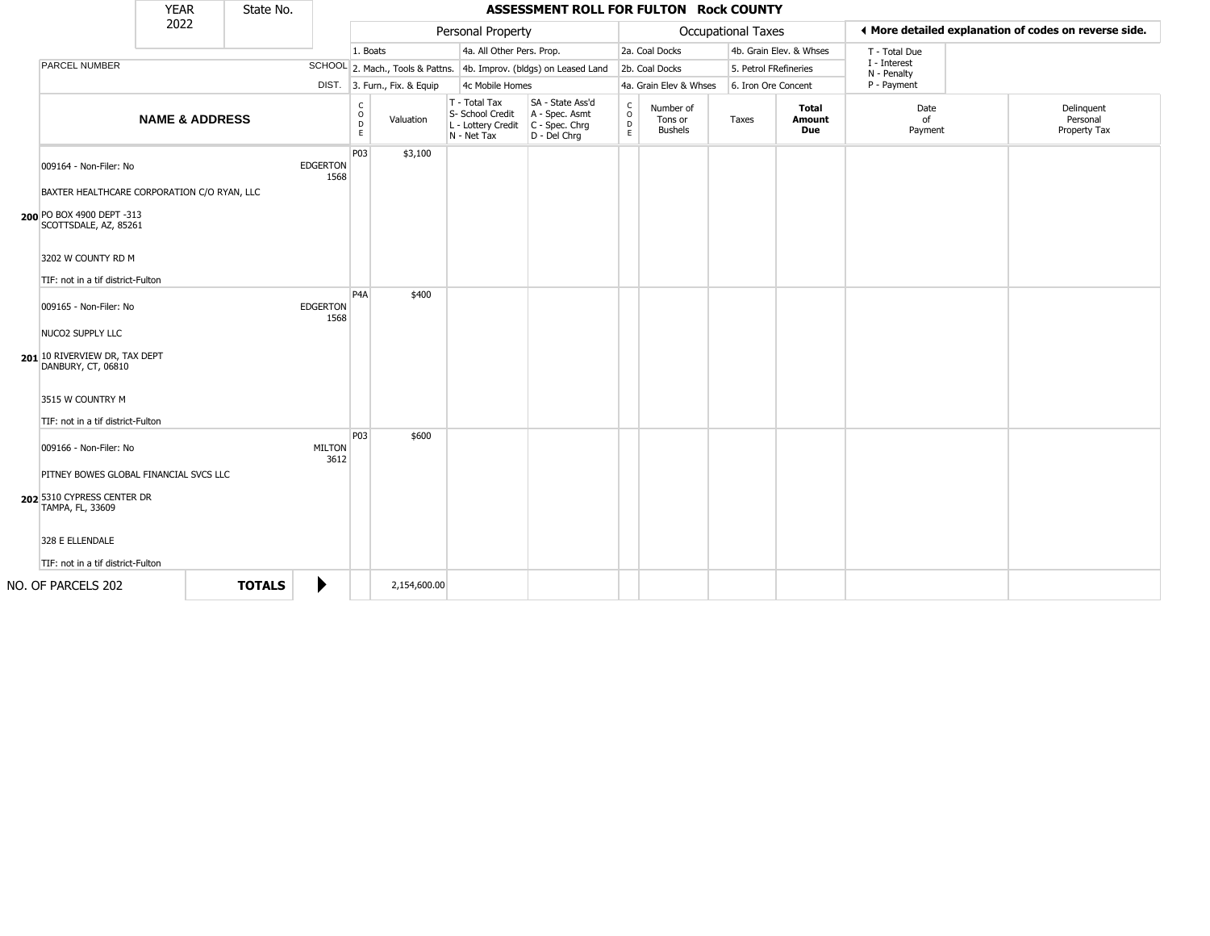| YEAR 2022 | State No. | | ASSESSMENT ROLL FOR FULTON Rock COUNTY | | | | | | | | | | |
|---|---|---|---|---|---|---|---|---|---|---|---|---|---|

**Personal Property:** 1. Boats; 2. Mach., Tools & Pattns.; 3. Furn., Fix. & Equip; 4a. All Other Pers. Prop.; 4b. Improv. (bldgs) on Leased Land; 4c Mobile Homes

**Occupational Taxes:** 2a. Coal Docks; 2b. Coal Docks; 4a. Grain Elev & Whses; 4b. Grain Elev. & Whses; 5. Petrol FRefineries; 6. Iron Ore Concent

◀ More detailed explanation of codes on reverse side.

T - Total Due; I - Interest; N - Penalty; P - Payment

| | NAME & ADDRESS | SCHOOL DIST. | CODE | Valuation | T - Total Tax / S- School Credit / L - Lottery Credit / N - Net Tax | SA - State Ass'd / A - Spec. Asmt / C - Spec. Chrg / D - Del Chrg | CODE | Number of Tons or Bushels | Taxes | Total Amount Due | Date of Payment | Delinquent Personal Property Tax |
|---|---|---|---|---|---|---|---|---|---|---|---|---|
| 200 | 009164 - Non-Filer: No<br>BAXTER HEALTHCARE CORPORATION C/O RYAN, LLC<br>PO BOX 4900 DEPT -313<br>SCOTTSDALE, AZ, 85261<br>3202 W COUNTY RD M<br>TIF: not in a tif district-Fulton | EDGERTON 1568 | P03 | $3,100 | | | | | | | | |
| 201 | 009165 - Non-Filer: No<br>NUCO2 SUPPLY LLC<br>10 RIVERVIEW DR, TAX DEPT<br>DANBURY, CT, 06810<br>3515 W COUNTRY M<br>TIF: not in a tif district-Fulton | EDGERTON 1568 | P4A | $400 | | | | | | | | |
| 202 | 009166 - Non-Filer: No<br>PITNEY BOWES GLOBAL FINANCIAL SVCS LLC<br>5310 CYPRESS CENTER DR<br>TAMPA, FL, 33609<br>328 E ELLENDALE<br>TIF: not in a tif district-Fulton | MILTON 3612 | P03 | $600 | | | | | | | | |
| | NO. OF PARCELS 202 | **TOTALS** ▶ | | 2,154,600.00 | | | | | | | | |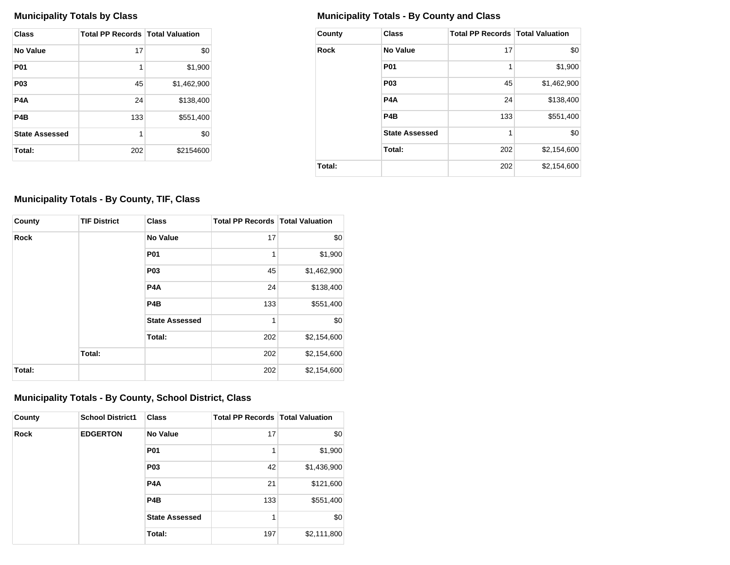### Municipality Totals by Class

| Class | Total PP Records | Total Valuation |
|---|---|---|
| No Value | 17 | $0 |
| P01 | 1 | $1,900 |
| P03 | 45 | $1,462,900 |
| P4A | 24 | $138,400 |
| P4B | 133 | $551,400 |
| State Assessed | 1 | $0 |
| Total: | 202 | $2154600 |

### Municipality Totals - By County and Class

| County | Class | Total PP Records | Total Valuation |
|---|---|---|---|
| Rock | No Value | 17 | $0 |
| | P01 | 1 | $1,900 |
| | P03 | 45 | $1,462,900 |
| | P4A | 24 | $138,400 |
| | P4B | 133 | $551,400 |
| | State Assessed | 1 | $0 |
| | Total: | 202 | $2,154,600 |
| Total: | | 202 | $2,154,600 |

### Municipality Totals - By County, TIF, Class

| County | TIF District | Class | Total PP Records | Total Valuation |
|---|---|---|---|---|
| Rock | | No Value | 17 | $0 |
| | | P01 | 1 | $1,900 |
| | | P03 | 45 | $1,462,900 |
| | | P4A | 24 | $138,400 |
| | | P4B | 133 | $551,400 |
| | | State Assessed | 1 | $0 |
| | | Total: | 202 | $2,154,600 |
| | Total: | | 202 | $2,154,600 |
| Total: | | | 202 | $2,154,600 |

### Municipality Totals - By County, School District, Class

| County | School District1 | Class | Total PP Records | Total Valuation |
|---|---|---|---|---|
| Rock | EDGERTON | No Value | 17 | $0 |
| | | P01 | 1 | $1,900 |
| | | P03 | 42 | $1,436,900 |
| | | P4A | 21 | $121,600 |
| | | P4B | 133 | $551,400 |
| | | State Assessed | 1 | $0 |
| | | Total: | 197 | $2,111,800 |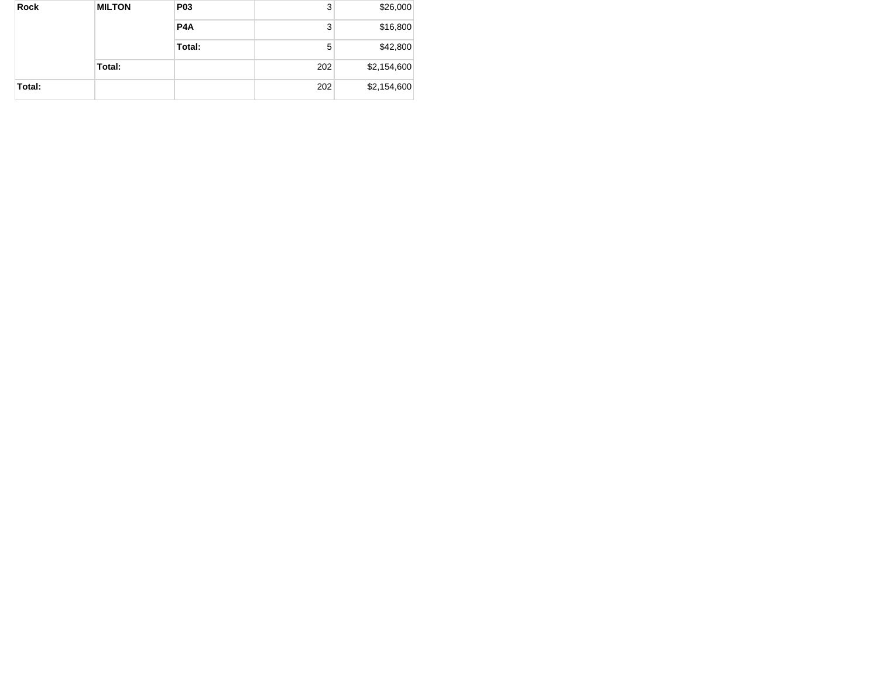| | | | | |
|---|---|---|---|---|
| **Rock** | **MILTON** | **P03** | 3 | $26,000 |
| | | **P4A** | 3 | $16,800 |
| | | **Total:** | 5 | $42,800 |
| | **Total:** | | 202 | $2,154,600 |
| **Total:** | | | 202 | $2,154,600 |